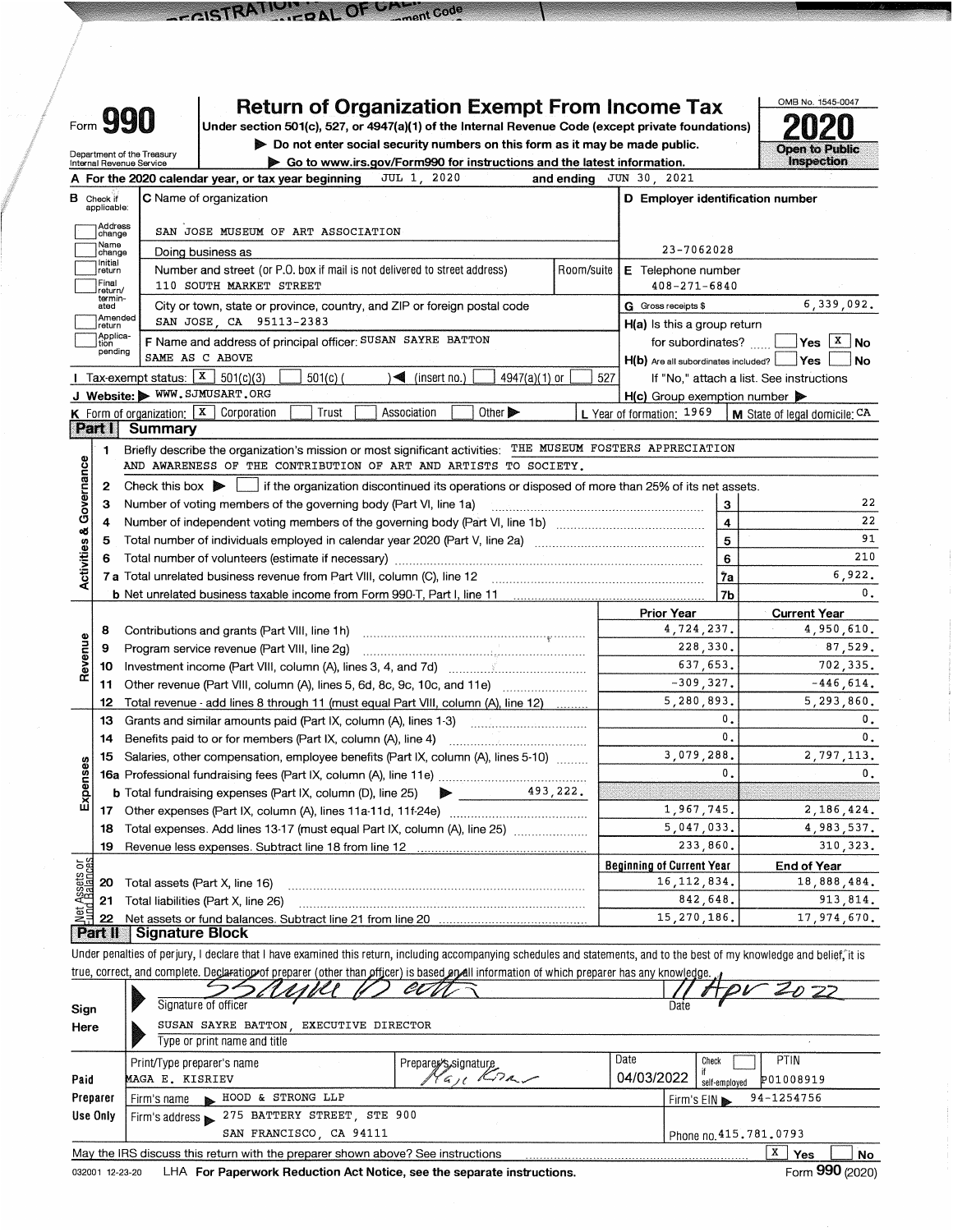Form **990**

# Return of Organization Exempt From Income Tax

Under section 501(c), 527, or 4947(a)(1) of the Internal Revenue Code (except private foundations)

▶ Do not enter social security numbers on this form as it may be made public.

▶ Go to www.irs.gov/Form990 for instructions and the latest information.

Department of the Treasury
Internal Revenue Service

OMB No. 1545-0047

**2020**

Open to Public Inspection

**A** For the 2020 calendar year, or tax year beginning JUL 1, 2020 and ending JUN 30, 2021

**B** Check if applicable: Address change, Name change, Initial return, Final return/terminated, Amended return, Application pending

**C** Name of organization: SAN JOSE MUSEUM OF ART ASSOCIATION

Doing business as

Number and street (or P.O. box if mail is not delivered to street address): 110 SOUTH MARKET STREET

Room/suite

City or town, state or province, country, and ZIP or foreign postal code: SAN JOSE, CA 95113-2383

**D** Employer identification number: 23-7062028

**E** Telephone number: 408-271-6840

**G** Gross receipts $ 6,339,092.

**F** Name and address of principal officer: SUSAN SAYRE BATTON
SAME AS C ABOVE

**H(a)** Is this a group return for subordinates? ☐ Yes ☒ No

**H(b)** Are all subordinates included? ☐ Yes ☐ No
If "No," attach a list. See instructions

**H(c)** Group exemption number ▶

**I** Tax-exempt status: ☒ 501(c)(3) ☐ 501(c) ( ) ◀ (insert no.) ☐ 4947(a)(1) or ☐ 527

**J** Website: ▶ WWW.SJMUSART.ORG

**K** Form of organization: ☒ Corporation ☐ Trust ☐ Association ☐ Other ▶

**L** Year of formation: 1969

**M** State of legal domicile: CA

## Part I Summary

**Activities & Governance**

1 Briefly describe the organization's mission or most significant activities: THE MUSEUM FOSTERS APPRECIATION AND AWARENESS OF THE CONTRIBUTION OF ART AND ARTISTS TO SOCIETY.

2 Check this box ▶ ☐ if the organization discontinued its operations or disposed of more than 25% of its net assets.

| | | Line | |
|---|---|---|---|
| 3 | Number of voting members of the governing body (Part VI, line 1a) | 3 | 22 |
| 4 | Number of independent voting members of the governing body (Part VI, line 1b) | 4 | 22 |
| 5 | Total number of individuals employed in calendar year 2020 (Part V, line 2a) | 5 | 91 |
| 6 | Total number of volunteers (estimate if necessary) | 6 | 210 |
| 7a | Total unrelated business revenue from Part VIII, column (C), line 12 | 7a | 6,922. |
| b | Net unrelated business taxable income from Form 990-T, Part I, line 11 | 7b | 0. |

| | | | Prior Year | Current Year |
|---|---|---|---|---|
| **Revenue** | 8 | Contributions and grants (Part VIII, line 1h) | 4,724,237. | 4,950,610. |
| | 9 | Program service revenue (Part VIII, line 2g) | 228,330. | 87,529. |
| | 10 | Investment income (Part VIII, column (A), lines 3, 4, and 7d) | 637,653. | 702,335. |
| | 11 | Other revenue (Part VIII, column (A), lines 5, 6d, 8c, 9c, 10c, and 11e) | -309,327. | -446,614. |
| | 12 | Total revenue - add lines 8 through 11 (must equal Part VIII, column (A), line 12) | 5,280,893. | 5,293,860. |
| **Expenses** | 13 | Grants and similar amounts paid (Part IX, column (A), lines 1-3) | 0. | 0. |
| | 14 | Benefits paid to or for members (Part IX, column (A), line 4) | 0. | 0. |
| | 15 | Salaries, other compensation, employee benefits (Part IX, column (A), lines 5-10) | 3,079,288. | 2,797,113. |
| | 16a | Professional fundraising fees (Part IX, column (A), line 11e) | 0. | 0. |
| | b | Total fundraising expenses (Part IX, column (D), line 25) ▶ 493,222. | | |
| | 17 | Other expenses (Part IX, column (A), lines 11a-11d, 11f-24e) | 1,967,745. | 2,186,424. |
| | 18 | Total expenses. Add lines 13-17 (must equal Part IX, column (A), line 25) | 5,047,033. | 4,983,537. |
| | 19 | Revenue less expenses. Subtract line 18 from line 12 | 233,860. | 310,323. |

| | | | Beginning of Current Year | End of Year |
|---|---|---|---|---|
| **Net Assets or Fund Balances** | 20 | Total assets (Part X, line 16) | 16,112,834. | 18,888,484. |
| | 21 | Total liabilities (Part X, line 26) | 842,648. | 913,814. |
| | 22 | Net assets or fund balances. Subtract line 21 from line 20 | 15,270,186. | 17,974,670. |

## Part II Signature Block

Under penalties of perjury, I declare that I have examined this return, including accompanying schedules and statements, and to the best of my knowledge and belief, it is true, correct, and complete. Declaration of preparer (other than officer) is based on all information of which preparer has any knowledge.

**Sign Here**

Signature of officer: [signature] Date: 11 Apr 2022

SUSAN SAYRE BATTON, EXECUTIVE DIRECTOR
Type or print name and title

| | Print/Type preparer's name | Preparer's signature | Date | Check ☐ if self-employed | PTIN |
|---|---|---|---|---|---|
| **Paid Preparer Use Only** | MAGA E. KISRIEV | [signature] | 04/03/2022 | | P01008919 |
| | Firm's name ▶ HOOD & STRONG LLP | | Firm's EIN ▶ 94-1254756 | | |
| | Firm's address ▶ 275 BATTERY STREET, STE 900 SAN FRANCISCO, CA 94111 | | Phone no. 415.781.0793 | | |

May the IRS discuss this return with the preparer shown above? See instructions ☒ Yes ☐ No

032001 12-23-20 LHA For Paperwork Reduction Act Notice, see the separate instructions. Form **990** (2020)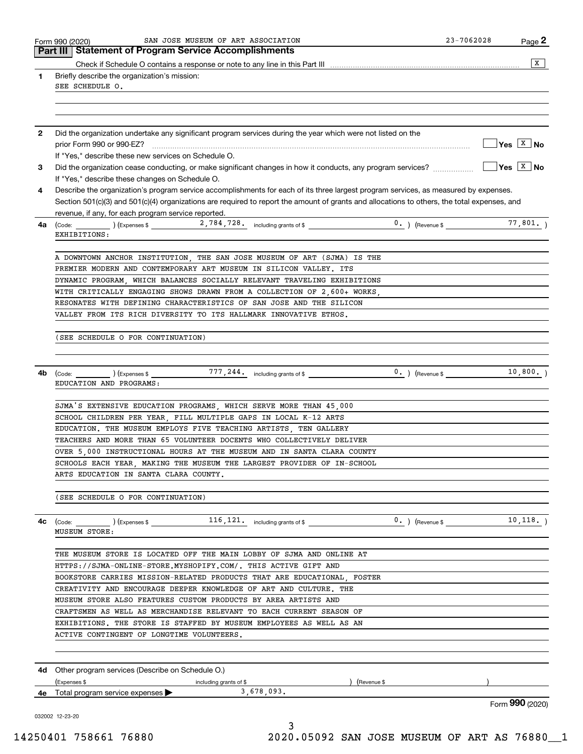Form 990 (2020) SAN JOSE MUSEUM OF ART ASSOCIATION 23-7062028 Page 2

## Part III Statement of Program Service Accomplishments

Check if Schedule O contains a response or note to any line in this Part III .................... [X]

**1** Briefly describe the organization's mission:

SEE SCHEDULE O.

**2** Did the organization undertake any significant program services during the year which were not listed on the prior Form 990 or 990-EZ? .................... [ ] Yes [X] No

If "Yes," describe these new services on Schedule O.

**3** Did the organization cease conducting, or make significant changes in how it conducts, any program services? .................... [ ] Yes [X] No

If "Yes," describe these changes on Schedule O.

**4** Describe the organization's program service accomplishments for each of its three largest program services, as measured by expenses. Section 501(c)(3) and 501(c)(4) organizations are required to report the amount of grants and allocations to others, the total expenses, and revenue, if any, for each program service reported.

**4a** (Code: ) (Expenses $ 2,784,728. including grants of $ 0. ) (Revenue $ 77,801. )

EXHIBITIONS:

A DOWNTOWN ANCHOR INSTITUTION, THE SAN JOSE MUSEUM OF ART (SJMA) IS THE PREMIER MODERN AND CONTEMPORARY ART MUSEUM IN SILICON VALLEY. ITS DYNAMIC PROGRAM, WHICH BALANCES SOCIALLY RELEVANT TRAVELING EXHIBITIONS WITH CRITICALLY ENGAGING SHOWS DRAWN FROM A COLLECTION OF 2,600+ WORKS, RESONATES WITH DEFINING CHARACTERISTICS OF SAN JOSE AND THE SILICON VALLEY FROM ITS RICH DIVERSITY TO ITS HALLMARK INNOVATIVE ETHOS.

(SEE SCHEDULE O FOR CONTINUATION)

**4b** (Code: ) (Expenses $ 777,244. including grants of $ 0. ) (Revenue $ 10,800. )

EDUCATION AND PROGRAMS:

SJMA'S EXTENSIVE EDUCATION PROGRAMS, WHICH SERVE MORE THAN 45,000 SCHOOL CHILDREN PER YEAR, FILL MULTIPLE GAPS IN LOCAL K-12 ARTS EDUCATION. THE MUSEUM EMPLOYS FIVE TEACHING ARTISTS, TEN GALLERY TEACHERS AND MORE THAN 65 VOLUNTEER DOCENTS WHO COLLECTIVELY DELIVER OVER 5,000 INSTRUCTIONAL HOURS AT THE MUSEUM AND IN SANTA CLARA COUNTY SCHOOLS EACH YEAR, MAKING THE MUSEUM THE LARGEST PROVIDER OF IN-SCHOOL ARTS EDUCATION IN SANTA CLARA COUNTY.

(SEE SCHEDULE O FOR CONTINUATION)

**4c** (Code: ) (Expenses $ 116,121. including grants of $ 0. ) (Revenue $ 10,118. )

MUSEUM STORE:

THE MUSEUM STORE IS LOCATED OFF THE MAIN LOBBY OF SJMA AND ONLINE AT HTTPS://SJMA-ONLINE-STORE.MYSHOPIFY.COM/. THIS ACTIVE GIFT AND BOOKSTORE CARRIES MISSION-RELATED PRODUCTS THAT ARE EDUCATIONAL, FOSTER CREATIVITY AND ENCOURAGE DEEPER KNOWLEDGE OF ART AND CULTURE. THE MUSEUM STORE ALSO FEATURES CUSTOM PRODUCTS BY AREA ARTISTS AND CRAFTSMEN AS WELL AS MERCHANDISE RELEVANT TO EACH CURRENT SEASON OF EXHIBITIONS. THE STORE IS STAFFED BY MUSEUM EMPLOYEES AS WELL AS AN ACTIVE CONTINGENT OF LONGTIME VOLUNTEERS.

**4d** Other program services (Describe on Schedule O.)

(Expenses $ including grants of $ ) (Revenue $ )

**4e** Total program service expenses ▶ 3,678,093.

Form **990** (2020)

032002 12-23-20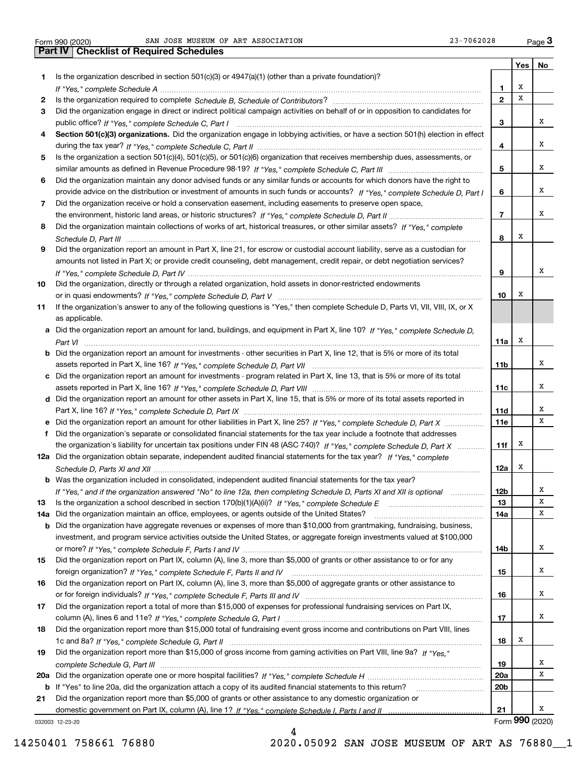Form 990 (2020) SAN JOSE MUSEUM OF ART ASSOCIATION 23-7062028

## Part IV Checklist of Required Schedules

| | | | Yes | No |
|---|---|---|---|---|
| 1 | Is the organization described in section 501(c)(3) or 4947(a)(1) (other than a private foundation)? *If "Yes," complete Schedule A* | 1 | X | |
| 2 | Is the organization required to complete *Schedule B, Schedule of Contributors*? | 2 | X | |
| 3 | Did the organization engage in direct or indirect political campaign activities on behalf of or in opposition to candidates for public office? *If "Yes," complete Schedule C, Part I* | 3 | | X |
| 4 | **Section 501(c)(3) organizations.** Did the organization engage in lobbying activities, or have a section 501(h) election in effect during the tax year? *If "Yes," complete Schedule C, Part II* | 4 | | X |
| 5 | Is the organization a section 501(c)(4), 501(c)(5), or 501(c)(6) organization that receives membership dues, assessments, or similar amounts as defined in Revenue Procedure 98-19? *If "Yes," complete Schedule C, Part III* | 5 | | X |
| 6 | Did the organization maintain any donor advised funds or any similar funds or accounts for which donors have the right to provide advice on the distribution or investment of amounts in such funds or accounts? *If "Yes," complete Schedule D, Part I* | 6 | | X |
| 7 | Did the organization receive or hold a conservation easement, including easements to preserve open space, the environment, historic land areas, or historic structures? *If "Yes," complete Schedule D, Part II* | 7 | | X |
| 8 | Did the organization maintain collections of works of art, historical treasures, or other similar assets? *If "Yes," complete Schedule D, Part III* | 8 | X | |
| 9 | Did the organization report an amount in Part X, line 21, for escrow or custodial account liability, serve as a custodian for amounts not listed in Part X; or provide credit counseling, debt management, credit repair, or debt negotiation services? *If "Yes," complete Schedule D, Part IV* | 9 | | X |
| 10 | Did the organization, directly or through a related organization, hold assets in donor-restricted endowments or in quasi endowments? *If "Yes," complete Schedule D, Part V* | 10 | X | |
| 11 | If the organization's answer to any of the following questions is "Yes," then complete Schedule D, Parts VI, VII, VIII, IX, or X as applicable. | | | |
| a | Did the organization report an amount for land, buildings, and equipment in Part X, line 10? *If "Yes," complete Schedule D, Part VI* | 11a | X | |
| b | Did the organization report an amount for investments - other securities in Part X, line 12, that is 5% or more of its total assets reported in Part X, line 16? *If "Yes," complete Schedule D, Part VII* | 11b | | X |
| c | Did the organization report an amount for investments - program related in Part X, line 13, that is 5% or more of its total assets reported in Part X, line 16? *If "Yes," complete Schedule D, Part VIII* | 11c | | X |
| d | Did the organization report an amount for other assets in Part X, line 15, that is 5% or more of its total assets reported in Part X, line 16? *If "Yes," complete Schedule D, Part IX* | 11d | | X |
| e | Did the organization report an amount for other liabilities in Part X, line 25? *If "Yes," complete Schedule D, Part X* | 11e | | X |
| f | Did the organization's separate or consolidated financial statements for the tax year include a footnote that addresses the organization's liability for uncertain tax positions under FIN 48 (ASC 740)? *If "Yes," complete Schedule D, Part X* | 11f | X | |
| 12a | Did the organization obtain separate, independent audited financial statements for the tax year? *If "Yes," complete Schedule D, Parts XI and XII* | 12a | X | |
| b | Was the organization included in consolidated, independent audited financial statements for the tax year? *If "Yes," and if the organization answered "No" to line 12a, then completing Schedule D, Parts XI and XII is optional* | 12b | | X |
| 13 | Is the organization a school described in section 170(b)(1)(A)(ii)? *If "Yes," complete Schedule E* | 13 | | X |
| 14a | Did the organization maintain an office, employees, or agents outside of the United States? | 14a | | X |
| b | Did the organization have aggregate revenues or expenses of more than $10,000 from grantmaking, fundraising, business, investment, and program service activities outside the United States, or aggregate foreign investments valued at $100,000 or more? *If "Yes," complete Schedule F, Parts I and IV* | 14b | | X |
| 15 | Did the organization report on Part IX, column (A), line 3, more than $5,000 of grants or other assistance to or for any foreign organization? *If "Yes," complete Schedule F, Parts II and IV* | 15 | | X |
| 16 | Did the organization report on Part IX, column (A), line 3, more than $5,000 of aggregate grants or other assistance to or for foreign individuals? *If "Yes," complete Schedule F, Parts III and IV* | 16 | | X |
| 17 | Did the organization report a total of more than $15,000 of expenses for professional fundraising services on Part IX, column (A), lines 6 and 11e? *If "Yes," complete Schedule G, Part I* | 17 | | X |
| 18 | Did the organization report more than $15,000 total of fundraising event gross income and contributions on Part VIII, lines 1c and 8a? *If "Yes," complete Schedule G, Part II* | 18 | X | |
| 19 | Did the organization report more than $15,000 of gross income from gaming activities on Part VIII, line 9a? *If "Yes," complete Schedule G, Part III* | 19 | | X |
| 20a | Did the organization operate one or more hospital facilities? *If "Yes," complete Schedule H* | 20a | | X |
| b | If "Yes" to line 20a, did the organization attach a copy of its audited financial statements to this return? | 20b | | |
| 21 | Did the organization report more than $5,000 of grants or other assistance to any domestic organization or domestic government on Part IX, column (A), line 1? *If "Yes," complete Schedule I, Parts I and II* | 21 | | X |

032003 12-23-20 Form **990** (2020)

14250401 758661 76880 2020.05092 SAN JOSE MUSEUM OF ART AS 76880__1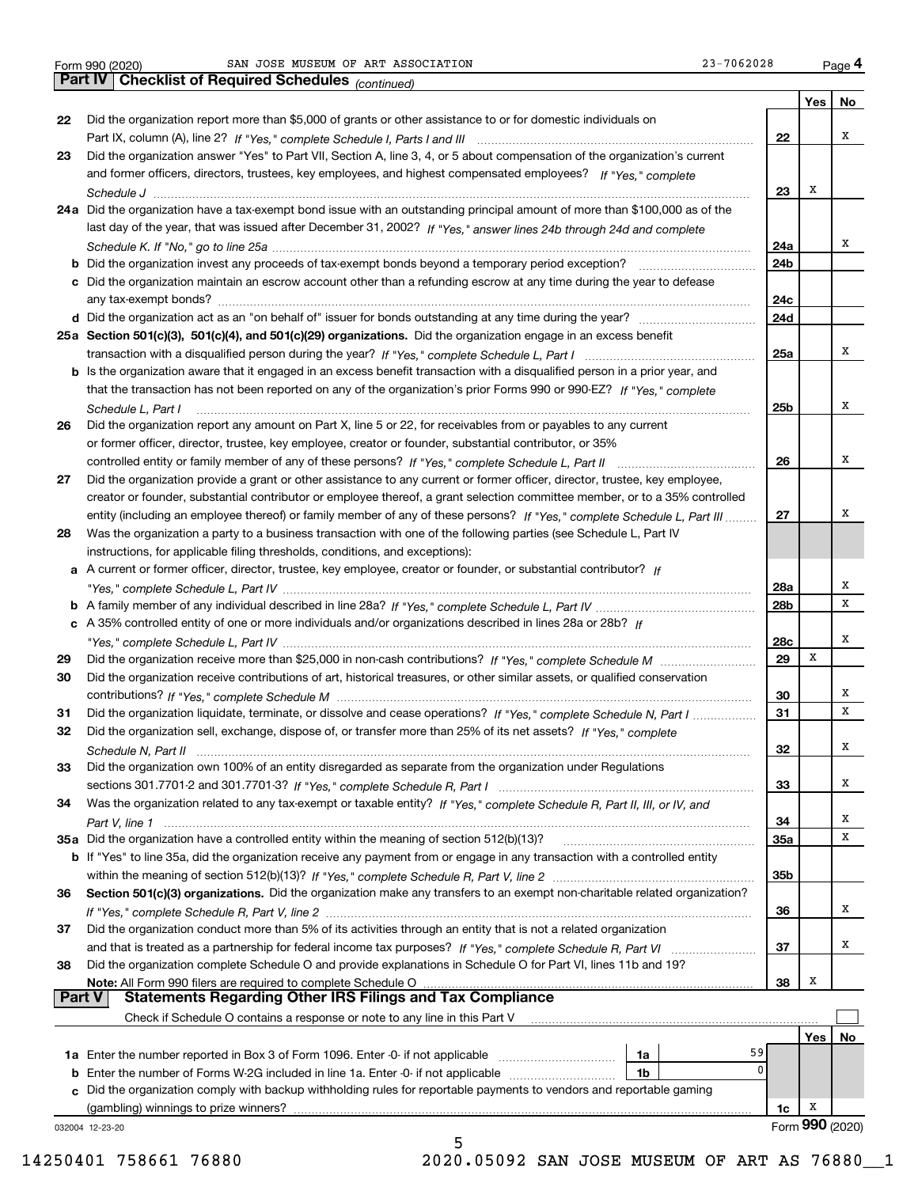Form 990 (2020) SAN JOSE MUSEUM OF ART ASSOCIATION 23-7062028 Page 4

## Part IV Checklist of Required Schedules *(continued)*

| | | | Yes | No |
|---|---|---|---|---|
| 22 | Did the organization report more than $5,000 of grants or other assistance to or for domestic individuals on Part IX, column (A), line 2? *If "Yes," complete Schedule I, Parts I and III* | 22 | | X |
| 23 | Did the organization answer "Yes" to Part VII, Section A, line 3, 4, or 5 about compensation of the organization's current and former officers, directors, trustees, key employees, and highest compensated employees? *If "Yes," complete Schedule J* | 23 | X | |
| 24a | Did the organization have a tax-exempt bond issue with an outstanding principal amount of more than $100,000 as of the last day of the year, that was issued after December 31, 2002? *If "Yes," answer lines 24b through 24d and complete Schedule K. If "No," go to line 25a* | 24a | | X |
| b | Did the organization invest any proceeds of tax-exempt bonds beyond a temporary period exception? | 24b | | |
| c | Did the organization maintain an escrow account other than a refunding escrow at any time during the year to defease any tax-exempt bonds? | 24c | | |
| d | Did the organization act as an "on behalf of" issuer for bonds outstanding at any time during the year? | 24d | | |
| 25a | **Section 501(c)(3), 501(c)(4), and 501(c)(29) organizations.** Did the organization engage in an excess benefit transaction with a disqualified person during the year? *If "Yes," complete Schedule L, Part I* | 25a | | X |
| b | Is the organization aware that it engaged in an excess benefit transaction with a disqualified person in a prior year, and that the transaction has not been reported on any of the organization's prior Forms 990 or 990-EZ? *If "Yes," complete Schedule L, Part I* | 25b | | X |
| 26 | Did the organization report any amount on Part X, line 5 or 22, for receivables from or payables to any current or former officer, director, trustee, key employee, creator or founder, substantial contributor, or 35% controlled entity or family member of any of these persons? *If "Yes," complete Schedule L, Part II* | 26 | | X |
| 27 | Did the organization provide a grant or other assistance to any current or former officer, director, trustee, key employee, creator or founder, substantial contributor or employee thereof, a grant selection committee member, or to a 35% controlled entity (including an employee thereof) or family member of any of these persons? *If "Yes," complete Schedule L, Part III* | 27 | | X |
| 28 | Was the organization a party to a business transaction with one of the following parties (see Schedule L, Part IV instructions, for applicable filing thresholds, conditions, and exceptions): | | | |
| a | A current or former officer, director, trustee, key employee, creator or founder, or substantial contributor? *If "Yes," complete Schedule L, Part IV* | 28a | | X |
| b | A family member of any individual described in line 28a? *If "Yes," complete Schedule L, Part IV* | 28b | | X |
| c | A 35% controlled entity of one or more individuals and/or organizations described in lines 28a or 28b? *If "Yes," complete Schedule L, Part IV* | 28c | | X |
| 29 | Did the organization receive more than $25,000 in non-cash contributions? *If "Yes," complete Schedule M* | 29 | X | |
| 30 | Did the organization receive contributions of art, historical treasures, or other similar assets, or qualified conservation contributions? *If "Yes," complete Schedule M* | 30 | | X |
| 31 | Did the organization liquidate, terminate, or dissolve and cease operations? *If "Yes," complete Schedule N, Part I* | 31 | | X |
| 32 | Did the organization sell, exchange, dispose of, or transfer more than 25% of its net assets? *If "Yes," complete Schedule N, Part II* | 32 | | X |
| 33 | Did the organization own 100% of an entity disregarded as separate from the organization under Regulations sections 301.7701-2 and 301.7701-3? *If "Yes," complete Schedule R, Part I* | 33 | | X |
| 34 | Was the organization related to any tax-exempt or taxable entity? *If "Yes," complete Schedule R, Part II, III, or IV, and Part V, line 1* | 34 | | X |
| 35a | Did the organization have a controlled entity within the meaning of section 512(b)(13)? | 35a | | X |
| b | If "Yes" to line 35a, did the organization receive any payment from or engage in any transaction with a controlled entity within the meaning of section 512(b)(13)? *If "Yes," complete Schedule R, Part V, line 2* | 35b | | |
| 36 | **Section 501(c)(3) organizations.** Did the organization make any transfers to an exempt non-charitable related organization? *If "Yes," complete Schedule R, Part V, line 2* | 36 | | X |
| 37 | Did the organization conduct more than 5% of its activities through an entity that is not a related organization and that is treated as a partnership for federal income tax purposes? *If "Yes," complete Schedule R, Part VI* | 37 | | X |
| 38 | Did the organization complete Schedule O and provide explanations in Schedule O for Part VI, lines 11b and 19? **Note:** All Form 990 filers are required to complete Schedule O | 38 | X | |

## Part V Statements Regarding Other IRS Filings and Tax Compliance

Check if Schedule O contains a response or note to any line in this Part V ☐

| | | | | | Yes | No |
|---|---|---|---|---|---|---|
| 1a | Enter the number reported in Box 3 of Form 1096. Enter -0- if not applicable | 1a | 59 | | | |
| b | Enter the number of Forms W-2G included in line 1a. Enter -0- if not applicable | 1b | 0 | | | |
| c | Did the organization comply with backup withholding rules for reportable payments to vendors and reportable gaming (gambling) winnings to prize winners? | | | 1c | X | |

032004 12-23-20 Form **990** (2020)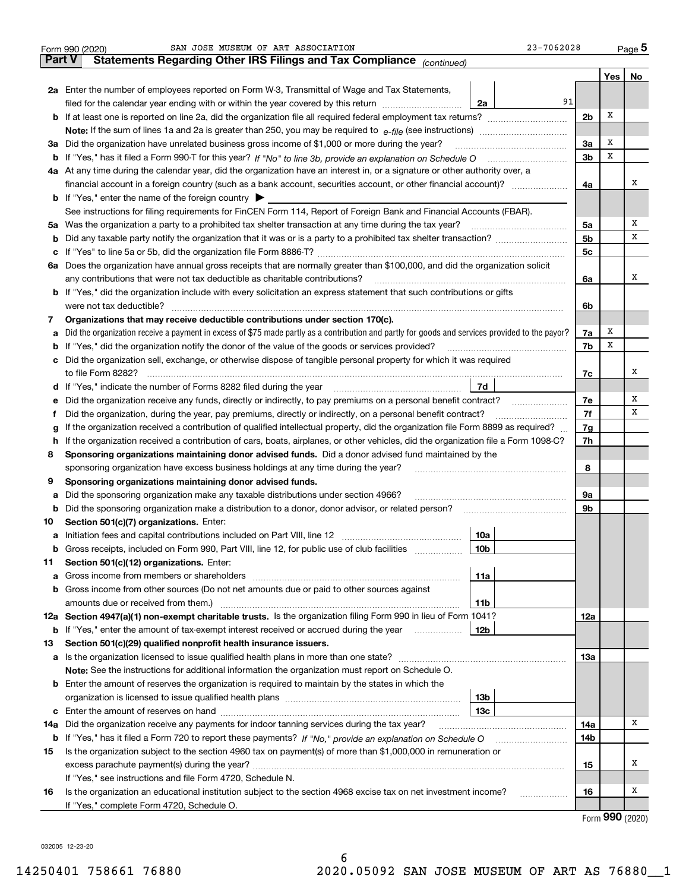Form 990 (2020) SAN JOSE MUSEUM OF ART ASSOCIATION 23-7062028 Page 5

## Part V Statements Regarding Other IRS Filings and Tax Compliance *(continued)*

| | | | | Yes | No |
|---|---|---|---|---|---|
| **2a** | Enter the number of employees reported on Form W-3, Transmittal of Wage and Tax Statements, filed for the calendar year ending with or within the year covered by this return | 2a | 91 | | |
| **b** | If at least one is reported on line 2a, did the organization file all required federal employment tax returns? | | 2b | X | |
| | **Note:** If the sum of lines 1a and 2a is greater than 250, you may be required to *e-file* (see instructions) | | | | |
| **3a** | Did the organization have unrelated business gross income of $1,000 or more during the year? | | 3a | X | |
| **b** | If "Yes," has it filed a Form 990-T for this year? *If "No" to line 3b, provide an explanation on Schedule O* | | 3b | X | |
| **4a** | At any time during the calendar year, did the organization have an interest in, or a signature or other authority over, a financial account in a foreign country (such as a bank account, securities account, or other financial account)? | | 4a | | X |
| **b** | If "Yes," enter the name of the foreign country ▶ | | | | |
| | See instructions for filing requirements for FinCEN Form 114, Report of Foreign Bank and Financial Accounts (FBAR). | | | | |
| **5a** | Was the organization a party to a prohibited tax shelter transaction at any time during the tax year? | | 5a | | X |
| **b** | Did any taxable party notify the organization that it was or is a party to a prohibited tax shelter transaction? | | 5b | | X |
| **c** | If "Yes" to line 5a or 5b, did the organization file Form 8886-T? | | 5c | | |
| **6a** | Does the organization have annual gross receipts that are normally greater than $100,000, and did the organization solicit any contributions that were not tax deductible as charitable contributions? | | 6a | | X |
| **b** | If "Yes," did the organization include with every solicitation an express statement that such contributions or gifts were not tax deductible? | | 6b | | |
| **7** | **Organizations that may receive deductible contributions under section 170(c).** | | | | |
| **a** | Did the organization receive a payment in excess of $75 made partly as a contribution and partly for goods and services provided to the payor? | | 7a | X | |
| **b** | If "Yes," did the organization notify the donor of the value of the goods or services provided? | | 7b | X | |
| **c** | Did the organization sell, exchange, or otherwise dispose of tangible personal property for which it was required to file Form 8282? | | 7c | | X |
| **d** | If "Yes," indicate the number of Forms 8282 filed during the year | 7d | | | |
| **e** | Did the organization receive any funds, directly or indirectly, to pay premiums on a personal benefit contract? | | 7e | | X |
| **f** | Did the organization, during the year, pay premiums, directly or indirectly, on a personal benefit contract? | | 7f | | X |
| **g** | If the organization received a contribution of qualified intellectual property, did the organization file Form 8899 as required? | | 7g | | |
| **h** | If the organization received a contribution of cars, boats, airplanes, or other vehicles, did the organization file a Form 1098-C? | | 7h | | |
| **8** | **Sponsoring organizations maintaining donor advised funds.** Did a donor advised fund maintained by the sponsoring organization have excess business holdings at any time during the year? | | 8 | | |
| **9** | **Sponsoring organizations maintaining donor advised funds.** | | | | |
| **a** | Did the sponsoring organization make any taxable distributions under section 4966? | | 9a | | |
| **b** | Did the sponsoring organization make a distribution to a donor, donor advisor, or related person? | | 9b | | |
| **10** | **Section 501(c)(7) organizations.** Enter: | | | | |
| **a** | Initiation fees and capital contributions included on Part VIII, line 12 | 10a | | | |
| **b** | Gross receipts, included on Form 990, Part VIII, line 12, for public use of club facilities | 10b | | | |
| **11** | **Section 501(c)(12) organizations.** Enter: | | | | |
| **a** | Gross income from members or shareholders | 11a | | | |
| **b** | Gross income from other sources (Do not net amounts due or paid to other sources against amounts due or received from them.) | 11b | | | |
| **12a** | **Section 4947(a)(1) non-exempt charitable trusts.** Is the organization filing Form 990 in lieu of Form 1041? | | 12a | | |
| **b** | If "Yes," enter the amount of tax-exempt interest received or accrued during the year | 12b | | | |
| **13** | **Section 501(c)(29) qualified nonprofit health insurance issuers.** | | | | |
| **a** | Is the organization licensed to issue qualified health plans in more than one state? | | 13a | | |
| | **Note:** See the instructions for additional information the organization must report on Schedule O. | | | | |
| **b** | Enter the amount of reserves the organization is required to maintain by the states in which the organization is licensed to issue qualified health plans | 13b | | | |
| **c** | Enter the amount of reserves on hand | 13c | | | |
| **14a** | Did the organization receive any payments for indoor tanning services during the tax year? | | 14a | | X |
| **b** | If "Yes," has it filed a Form 720 to report these payments? *If "No," provide an explanation on Schedule O* | | 14b | | |
| **15** | Is the organization subject to the section 4960 tax on payment(s) of more than $1,000,000 in remuneration or excess parachute payment(s) during the year? | | 15 | | X |
| | If "Yes," see instructions and file Form 4720, Schedule N. | | | | |
| **16** | Is the organization an educational institution subject to the section 4968 excise tax on net investment income? | | 16 | | X |
| | If "Yes," complete Form 4720, Schedule O. | | | | |

Form **990** (2020)

032005 12-23-20

14250401 758661 76880 2020.05092 SAN JOSE MUSEUM OF ART AS 76880__1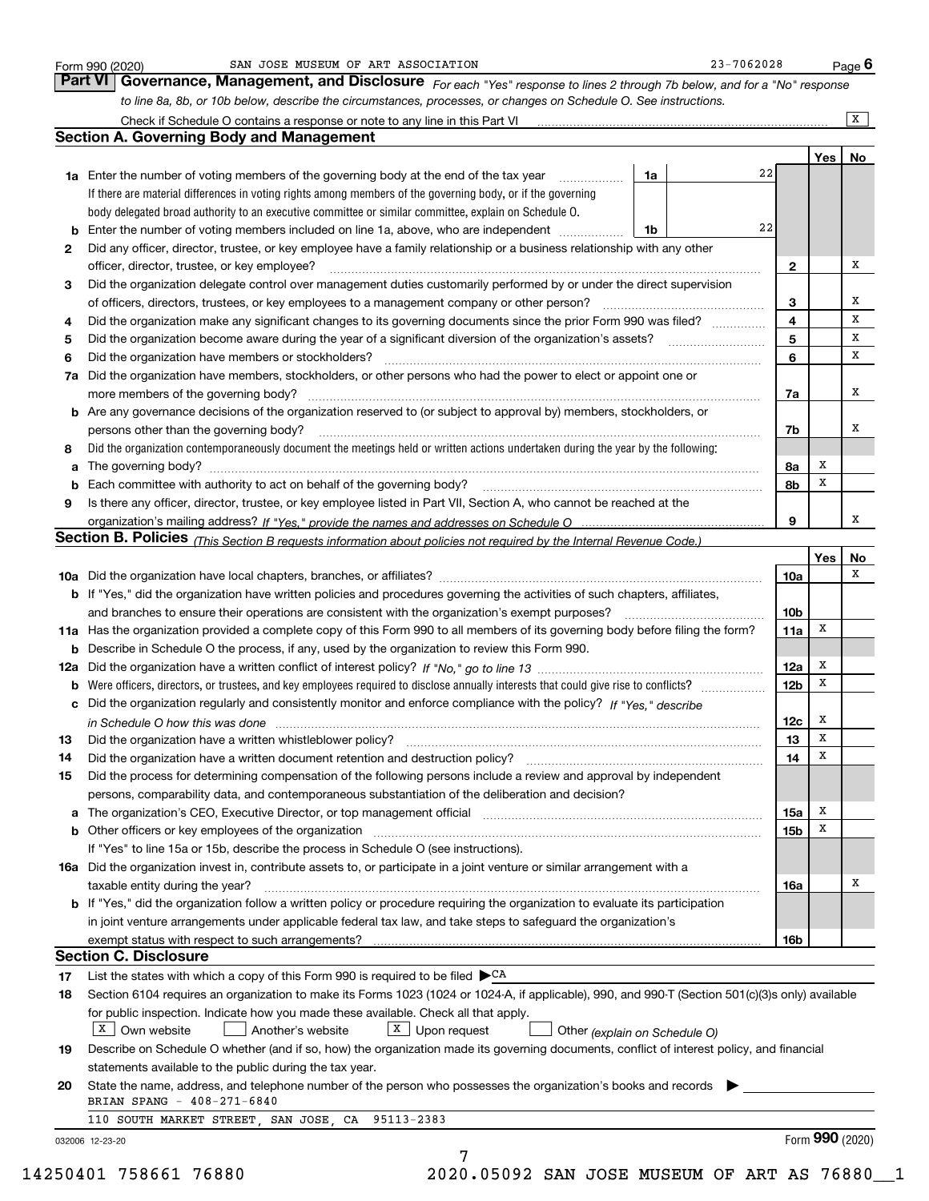Form 990 (2020) SAN JOSE MUSEUM OF ART ASSOCIATION 23-7062028

## Part VI Governance, Management, and Disclosure

*For each "Yes" response to lines 2 through 7b below, and for a "No" response to line 8a, 8b, or 10b below, describe the circumstances, processes, or changes on Schedule O. See instructions.*

Check if Schedule O contains a response or note to any line in this Part VI .... [X]

### Section A. Governing Body and Management

| | | | Yes | No |
|---|---|---|---|---|
| **1a** | Enter the number of voting members of the governing body at the end of the tax year ... **1a** 22<br>If there are material differences in voting rights among members of the governing body, or if the governing body delegated broad authority to an executive committee or similar committee, explain on Schedule O. | | | |
| **b** | Enter the number of voting members included on line 1a, above, who are independent ... **1b** 22 | | | |
| **2** | Did any officer, director, trustee, or key employee have a family relationship or a business relationship with any other officer, director, trustee, or key employee? | **2** | | X |
| **3** | Did the organization delegate control over management duties customarily performed by or under the direct supervision of officers, directors, trustees, or key employees to a management company or other person? | **3** | | X |
| **4** | Did the organization make any significant changes to its governing documents since the prior Form 990 was filed? | **4** | | X |
| **5** | Did the organization become aware during the year of a significant diversion of the organization's assets? | **5** | | X |
| **6** | Did the organization have members or stockholders? | **6** | | X |
| **7a** | Did the organization have members, stockholders, or other persons who had the power to elect or appoint one or more members of the governing body? | **7a** | | X |
| **b** | Are any governance decisions of the organization reserved to (or subject to approval by) members, stockholders, or persons other than the governing body? | **7b** | | X |
| **8** | Did the organization contemporaneously document the meetings held or written actions undertaken during the year by the following: | | | |
| **a** | The governing body? | **8a** | X | |
| **b** | Each committee with authority to act on behalf of the governing body? | **8b** | X | |
| **9** | Is there any officer, director, trustee, or key employee listed in Part VII, Section A, who cannot be reached at the organization's mailing address? *If "Yes," provide the names and addresses on Schedule O* | **9** | | X |

### Section B. Policies *(This Section B requests information about policies not required by the Internal Revenue Code.)*

| | | | Yes | No |
|---|---|---|---|---|
| **10a** | Did the organization have local chapters, branches, or affiliates? | **10a** | | X |
| **b** | If "Yes," did the organization have written policies and procedures governing the activities of such chapters, affiliates, and branches to ensure their operations are consistent with the organization's exempt purposes? | **10b** | | |
| **11a** | Has the organization provided a complete copy of this Form 990 to all members of its governing body before filing the form? | **11a** | X | |
| **b** | Describe in Schedule O the process, if any, used by the organization to review this Form 990. | | | |
| **12a** | Did the organization have a written conflict of interest policy? *If "No," go to line 13* | **12a** | X | |
| **b** | Were officers, directors, or trustees, and key employees required to disclose annually interests that could give rise to conflicts? | **12b** | X | |
| **c** | Did the organization regularly and consistently monitor and enforce compliance with the policy? *If "Yes," describe in Schedule O how this was done* | **12c** | X | |
| **13** | Did the organization have a written whistleblower policy? | **13** | X | |
| **14** | Did the organization have a written document retention and destruction policy? | **14** | X | |
| **15** | Did the process for determining compensation of the following persons include a review and approval by independent persons, comparability data, and contemporaneous substantiation of the deliberation and decision? | | | |
| **a** | The organization's CEO, Executive Director, or top management official | **15a** | X | |
| **b** | Other officers or key employees of the organization | **15b** | X | |
| | If "Yes" to line 15a or 15b, describe the process in Schedule O (see instructions). | | | |
| **16a** | Did the organization invest in, contribute assets to, or participate in a joint venture or similar arrangement with a taxable entity during the year? | **16a** | | X |
| **b** | If "Yes," did the organization follow a written policy or procedure requiring the organization to evaluate its participation in joint venture arrangements under applicable federal tax law, and take steps to safeguard the organization's exempt status with respect to such arrangements? | **16b** | | |

### Section C. Disclosure

**17** List the states with which a copy of this Form 990 is required to be filed ▶ CA

**18** Section 6104 requires an organization to make its Forms 1023 (1024 or 1024-A, if applicable), 990, and 990-T (Section 501(c)(3)s only) available for public inspection. Indicate how you made these available. Check all that apply.

[X] Own website [ ] Another's website [X] Upon request [ ] Other *(explain on Schedule O)*

**19** Describe on Schedule O whether (and if so, how) the organization made its governing documents, conflict of interest policy, and financial statements available to the public during the tax year.

**20** State the name, address, and telephone number of the person who possesses the organization's books and records ▶

BRIAN SPANG - 408-271-6840

110 SOUTH MARKET STREET, SAN JOSE, CA 95113-2383

032006 12-23-20 Form **990** (2020)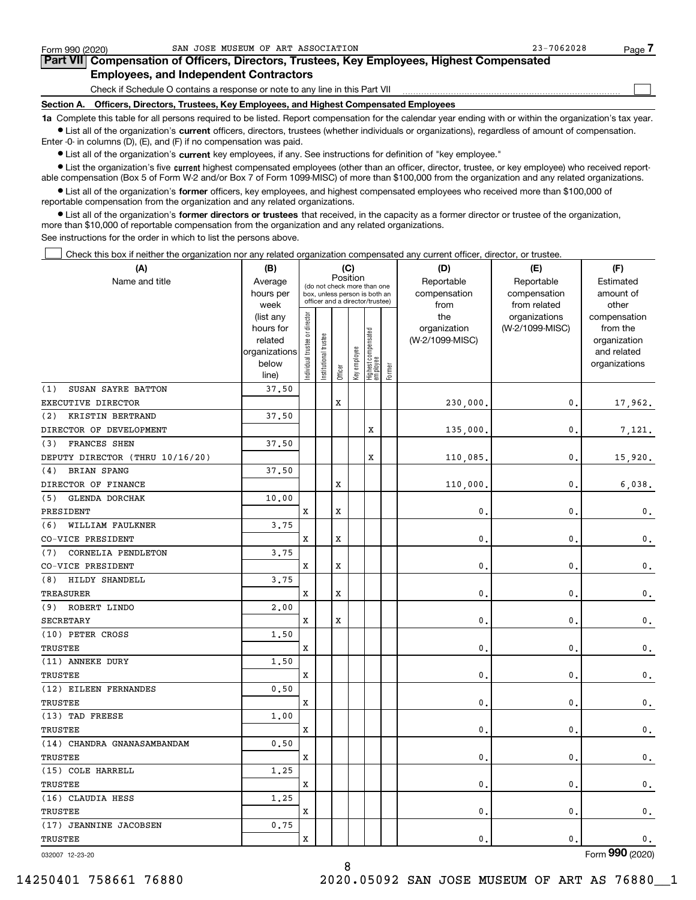Form 990 (2020) SAN JOSE MUSEUM OF ART ASSOCIATION 23-7062028

## Part VII Compensation of Officers, Directors, Trustees, Key Employees, Highest Compensated Employees, and Independent Contractors

Check if Schedule O contains a response or note to any line in this Part VII ☐

### Section A. Officers, Directors, Trustees, Key Employees, and Highest Compensated Employees

**1a** Complete this table for all persons required to be listed. Report compensation for the calendar year ending with or within the organization's tax year.

- List all of the organization's **current** officers, directors, trustees (whether individuals or organizations), regardless of amount of compensation. Enter -0- in columns (D), (E), and (F) if no compensation was paid.
- List all of the organization's **current** key employees, if any. See instructions for definition of "key employee."
- List the organization's five **current** highest compensated employees (other than an officer, director, trustee, or key employee) who received reportable compensation (Box 5 of Form W-2 and/or Box 7 of Form 1099-MISC) of more than $100,000 from the organization and any related organizations.
- List all of the organization's **former** officers, key employees, and highest compensated employees who received more than $100,000 of reportable compensation from the organization and any related organizations.
- List all of the organization's **former directors or trustees** that received, in the capacity as a former director or trustee of the organization, more than $10,000 of reportable compensation from the organization and any related organizations.

See instructions for the order in which to list the persons above.

☐ Check this box if neither the organization nor any related organization compensated any current officer, director, or trustee.

| (A) Name and title | (B) Average hours per week (list any hours for related organizations below line) | (C) Position: Individual trustee or director | Institutional trustee | Officer | Key employee | Highest compensated employee | Former | (D) Reportable compensation from the organization (W-2/1099-MISC) | (E) Reportable compensation from related organizations (W-2/1099-MISC) | (F) Estimated amount of other compensation from the organization and related organizations |
|---|---|---|---|---|---|---|---|---|---|---|
| (1) SUSAN SAYRE BATTON<br>EXECUTIVE DIRECTOR | 37.50 | | | X | | | | 230,000. | 0. | 17,962. |
| (2) KRISTIN BERTRAND<br>DIRECTOR OF DEVELOPMENT | 37.50 | | | | | X | | 135,000. | 0. | 7,121. |
| (3) FRANCES SHEN<br>DEPUTY DIRECTOR (THRU 10/16/20) | 37.50 | | | | | X | | 110,085. | 0. | 15,920. |
| (4) BRIAN SPANG<br>DIRECTOR OF FINANCE | 37.50 | | | X | | | | 110,000. | 0. | 6,038. |
| (5) GLENDA DORCHAK<br>PRESIDENT | 10.00 | X | | X | | | | 0. | 0. | 0. |
| (6) WILLIAM FAULKNER<br>CO-VICE PRESIDENT | 3.75 | X | | X | | | | 0. | 0. | 0. |
| (7) CORNELIA PENDLETON<br>CO-VICE PRESIDENT | 3.75 | X | | X | | | | 0. | 0. | 0. |
| (8) HILDY SHANDELL<br>TREASURER | 3.75 | X | | X | | | | 0. | 0. | 0. |
| (9) ROBERT LINDO<br>SECRETARY | 2.00 | X | | X | | | | 0. | 0. | 0. |
| (10) PETER CROSS<br>TRUSTEE | 1.50 | X | | | | | | 0. | 0. | 0. |
| (11) ANNEKE DURY<br>TRUSTEE | 1.50 | X | | | | | | 0. | 0. | 0. |
| (12) EILEEN FERNANDES<br>TRUSTEE | 0.50 | X | | | | | | 0. | 0. | 0. |
| (13) TAD FREESE<br>TRUSTEE | 1.00 | X | | | | | | 0. | 0. | 0. |
| (14) CHANDRA GNANASAMBANDAM<br>TRUSTEE | 0.50 | X | | | | | | 0. | 0. | 0. |
| (15) COLE HARRELL<br>TRUSTEE | 1.25 | X | | | | | | 0. | 0. | 0. |
| (16) CLAUDIA HESS<br>TRUSTEE | 1.25 | X | | | | | | 0. | 0. | 0. |
| (17) JEANNINE JACOBSEN<br>TRUSTEE | 0.75 | X | | | | | | 0. | 0. | 0. |

032007 12-23-20 Form 990 (2020)

14250401 758661 76880 2020.05092 SAN JOSE MUSEUM OF ART AS 76880__1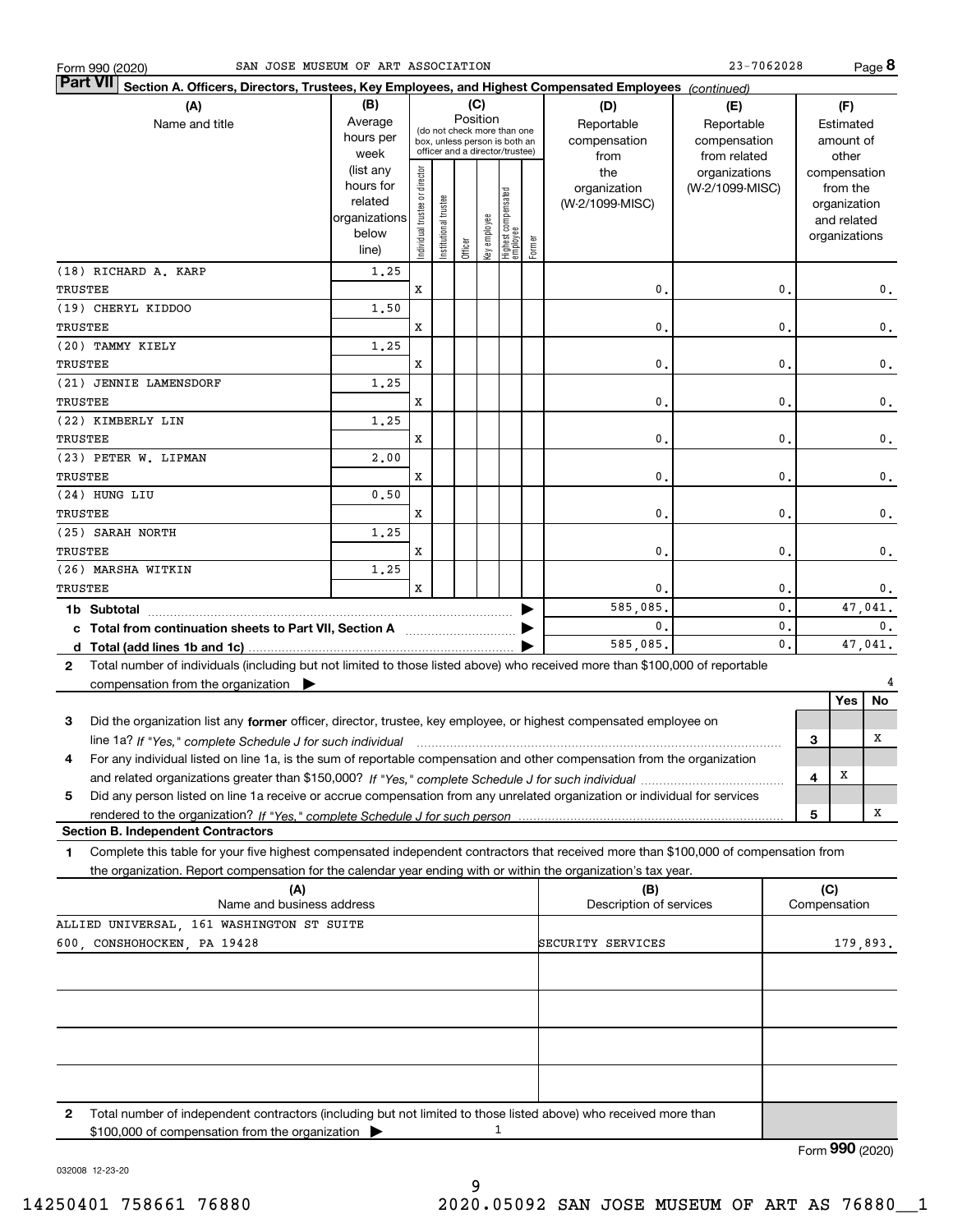Form 990 (2020) SAN JOSE MUSEUM OF ART ASSOCIATION 23-7062028

## Part VII Section A. Officers, Directors, Trustees, Key Employees, and Highest Compensated Employees *(continued)*

| (A) Name and title | (B) Average hours per week (list any hours for related organizations below line) | (C) Position: Individual trustee or director | Institutional trustee | Officer | Key employee | Highest compensated employee | Former | (D) Reportable compensation from the organization (W-2/1099-MISC) | (E) Reportable compensation from related organizations (W-2/1099-MISC) | (F) Estimated amount of other compensation from the organization and related organizations |
|---|---|---|---|---|---|---|---|---|---|---|
| (18) RICHARD A. KARP TRUSTEE | 1.25 | X | | | | | | 0. | 0. | 0. |
| (19) CHERYL KIDDOO TRUSTEE | 1.50 | X | | | | | | 0. | 0. | 0. |
| (20) TAMMY KIELY TRUSTEE | 1.25 | X | | | | | | 0. | 0. | 0. |
| (21) JENNIE LAMENSDORF TRUSTEE | 1.25 | X | | | | | | 0. | 0. | 0. |
| (22) KIMBERLY LIN TRUSTEE | 1.25 | X | | | | | | 0. | 0. | 0. |
| (23) PETER W. LIPMAN TRUSTEE | 2.00 | X | | | | | | 0. | 0. | 0. |
| (24) HUNG LIU TRUSTEE | 0.50 | X | | | | | | 0. | 0. | 0. |
| (25) SARAH NORTH TRUSTEE | 1.25 | X | | | | | | 0. | 0. | 0. |
| (26) MARSHA WITKIN TRUSTEE | 1.25 | X | | | | | | 0. | 0. | 0. |
| **1b Subtotal** | | | | | | | | 585,085. | 0. | 47,041. |
| **c Total from continuation sheets to Part VII, Section A** | | | | | | | | 0. | 0. | 0. |
| **d Total (add lines 1b and 1c)** | | | | | | | | 585,085. | 0. | 47,041. |

**2** Total number of individuals (including but not limited to those listed above) who received more than $100,000 of reportable compensation from the organization ▶ 4

| | | Yes | No |
|---|---|---|---|
| **3** Did the organization list any **former** officer, director, trustee, key employee, or highest compensated employee on line 1a? *If "Yes," complete Schedule J for such individual* | 3 | | X |
| **4** For any individual listed on line 1a, is the sum of reportable compensation and other compensation from the organization and related organizations greater than $150,000? *If "Yes," complete Schedule J for such individual* | 4 | X | |
| **5** Did any person listed on line 1a receive or accrue compensation from any unrelated organization or individual for services rendered to the organization? *If "Yes," complete Schedule J for such person* | 5 | | X |

### Section B. Independent Contractors

**1** Complete this table for your five highest compensated independent contractors that received more than $100,000 of compensation from the organization. Report compensation for the calendar year ending with or within the organization's tax year.

| (A) Name and business address | (B) Description of services | (C) Compensation |
|---|---|---|
| ALLIED UNIVERSAL, 161 WASHINGTON ST SUITE 600, CONSHOHOCKEN, PA 19428 | SECURITY SERVICES | 179,893. |
| | | |
| | | |
| | | |
| | | |

**2** Total number of independent contractors (including but not limited to those listed above) who received more than $100,000 of compensation from the organization ▶ 1

Form **990** (2020)

032008 12-23-20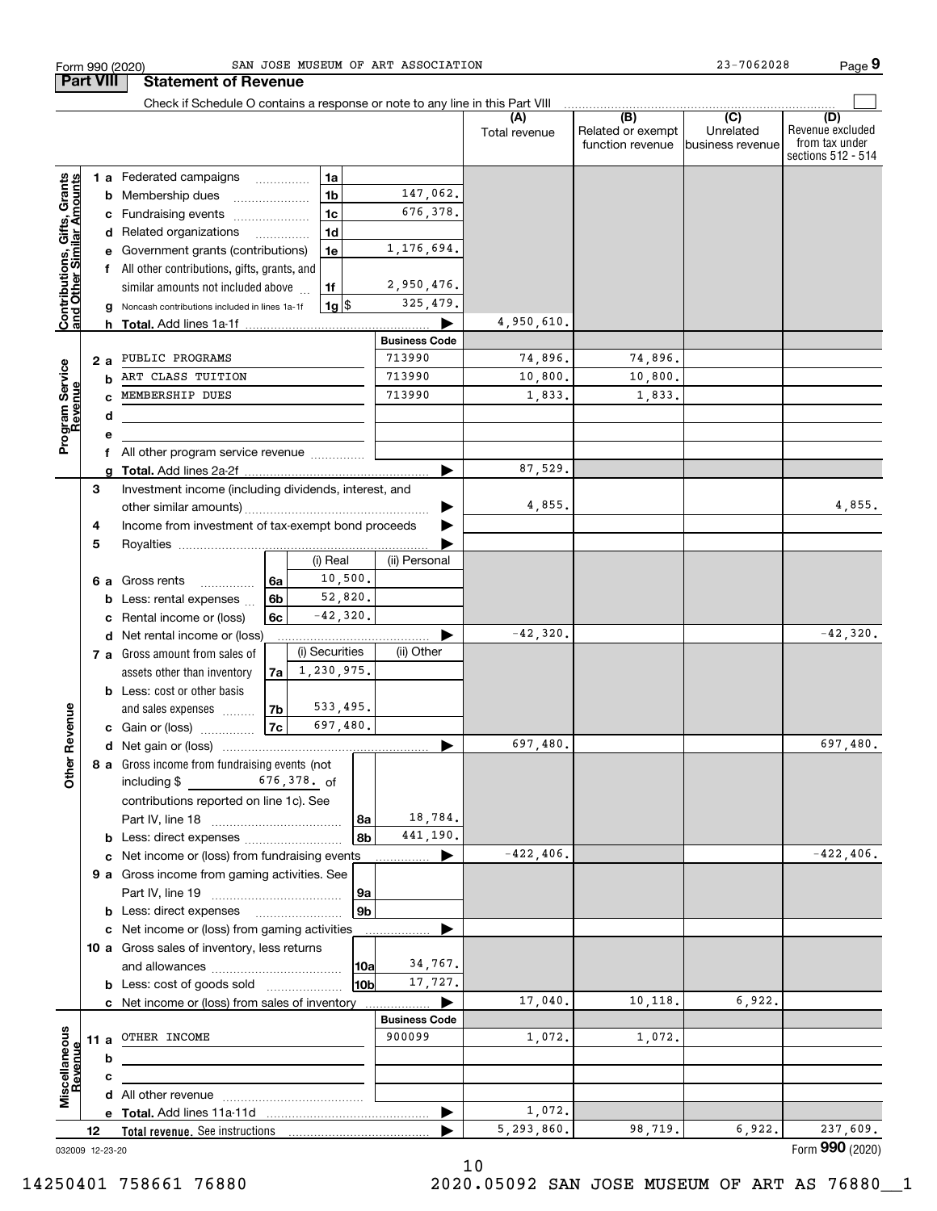Form 990 (2020) SAN JOSE MUSEUM OF ART ASSOCIATION 23-7062028

## Part VIII Statement of Revenue

Check if Schedule O contains a response or note to any line in this Part VIII

| | | | | (A) Total revenue | (B) Related or exempt function revenue | (C) Unrelated business revenue | (D) Revenue excluded from tax under sections 512 - 514 |
|---|---|---|---|---|---|---|---|
| **Contributions, Gifts, Grants and Other Similar Amounts** | 1a Federated campaigns | 1a | | | | | |
| | b Membership dues | 1b | 147,062. | | | | |
| | c Fundraising events | 1c | 676,378. | | | | |
| | d Related organizations | 1d | | | | | |
| | e Government grants (contributions) | 1e | 1,176,694. | | | | |
| | f All other contributions, gifts, grants, and similar amounts not included above | 1f | 2,950,476. | | | | |
| | g Noncash contributions included in lines 1a-1f | 1g $ | 325,479. | | | | |
| | h **Total.** Add lines 1a-1f | | | 4,950,610. | | | |
| **Program Service Revenue** | | | **Business Code** | | | | |
| | 2a PUBLIC PROGRAMS | | 713990 | 74,896. | 74,896. | | |
| | b ART CLASS TUITION | | 713990 | 10,800. | 10,800. | | |
| | c MEMBERSHIP DUES | | 713990 | 1,833. | 1,833. | | |
| | d | | | | | | |
| | e | | | | | | |
| | f All other program service revenue | | | | | | |
| | g **Total.** Add lines 2a-2f | | | 87,529. | | | |
| **Other Revenue** | 3 Investment income (including dividends, interest, and other similar amounts) | | | 4,855. | | | 4,855. |
| | 4 Income from investment of tax-exempt bond proceeds | | | | | | |
| | 5 Royalties | | | | | | |
| | | | (i) Real / (ii) Personal | | | | |
| | 6a Gross rents | 6a | 10,500. | | | | |
| | b Less: rental expenses | 6b | 52,820. | | | | |
| | c Rental income or (loss) | 6c | -42,320. | | | | |
| | d Net rental income or (loss) | | | -42,320. | | | -42,320. |
| | | | (i) Securities / (ii) Other | | | | |
| | 7a Gross amount from sales of assets other than inventory | 7a | 1,230,975. | | | | |
| | b Less: cost or other basis and sales expenses | 7b | 533,495. | | | | |
| | c Gain or (loss) | 7c | 697,480. | | | | |
| | d Net gain or (loss) | | | 697,480. | | | 697,480. |
| | 8a Gross income from fundraising events (not including $ 676,378. of contributions reported on line 1c). See Part IV, line 18 | 8a | 18,784. | | | | |
| | b Less: direct expenses | 8b | 441,190. | | | | |
| | c Net income or (loss) from fundraising events | | | -422,406. | | | -422,406. |
| | 9a Gross income from gaming activities. See Part IV, line 19 | 9a | | | | | |
| | b Less: direct expenses | 9b | | | | | |
| | c Net income or (loss) from gaming activities | | | | | | |
| | 10a Gross sales of inventory, less returns and allowances | 10a | 34,767. | | | | |
| | b Less: cost of goods sold | 10b | 17,727. | | | | |
| | c Net income or (loss) from sales of inventory | | | 17,040. | 10,118. | 6,922. | |
| **Miscellaneous Revenue** | | | **Business Code** | | | | |
| | 11a OTHER INCOME | | 900099 | 1,072. | 1,072. | | |
| | b | | | | | | |
| | c | | | | | | |
| | d All other revenue | | | | | | |
| | e **Total.** Add lines 11a-11d | | | 1,072. | | | |
| | 12 **Total revenue.** See instructions | | | 5,293,860. | 98,719. | 6,922. | 237,609. |

032009 12-23-20

Form **990** (2020)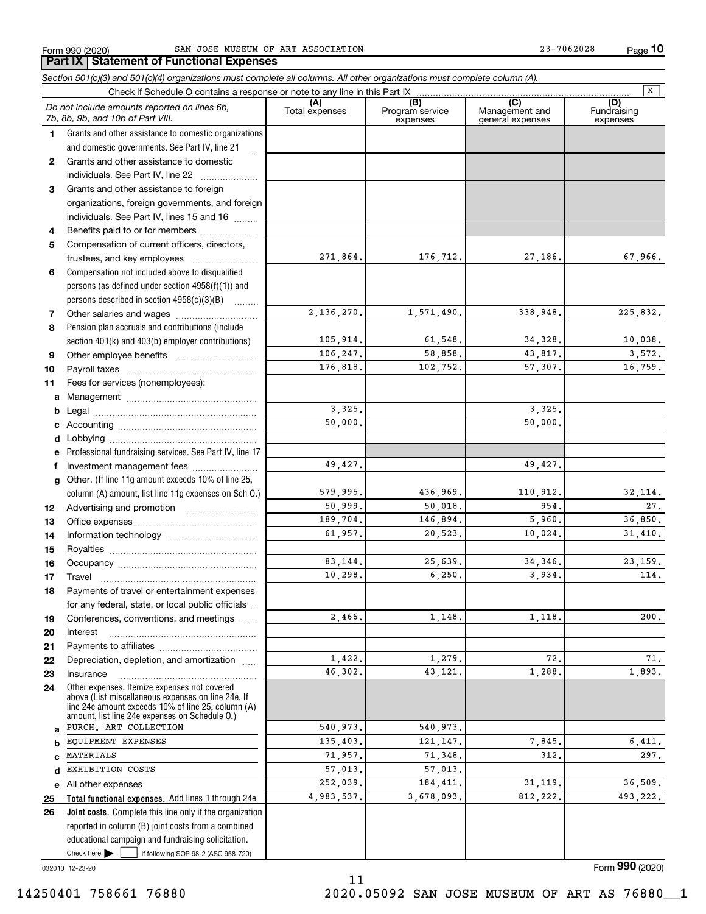Form 990 (2020) SAN JOSE MUSEUM OF ART ASSOCIATION 23-7062028

## Part IX Statement of Functional Expenses

*Section 501(c)(3) and 501(c)(4) organizations must complete all columns. All other organizations must complete column (A).*

Check if Schedule O contains a response or note to any line in this Part IX [X]

| | *Do not include amounts reported on lines 6b, 7b, 8b, 9b, and 10b of Part VIII.* | (A) Total expenses | (B) Program service expenses | (C) Management and general expenses | (D) Fundraising expenses |
|---|---|---|---|---|---|
| 1 | Grants and other assistance to domestic organizations and domestic governments. See Part IV, line 21 | | | | |
| 2 | Grants and other assistance to domestic individuals. See Part IV, line 22 | | | | |
| 3 | Grants and other assistance to foreign organizations, foreign governments, and foreign individuals. See Part IV, lines 15 and 16 | | | | |
| 4 | Benefits paid to or for members | | | | |
| 5 | Compensation of current officers, directors, trustees, and key employees | 271,864. | 176,712. | 27,186. | 67,966. |
| 6 | Compensation not included above to disqualified persons (as defined under section 4958(f)(1)) and persons described in section 4958(c)(3)(B) | | | | |
| 7 | Other salaries and wages | 2,136,270. | 1,571,490. | 338,948. | 225,832. |
| 8 | Pension plan accruals and contributions (include section 401(k) and 403(b) employer contributions) | 105,914. | 61,548. | 34,328. | 10,038. |
| 9 | Other employee benefits | 106,247. | 58,858. | 43,817. | 3,572. |
| 10 | Payroll taxes | 176,818. | 102,752. | 57,307. | 16,759. |
| 11 | Fees for services (nonemployees): | | | | |
| a | Management | | | | |
| b | Legal | 3,325. | | 3,325. | |
| c | Accounting | 50,000. | | 50,000. | |
| d | Lobbying | | | | |
| e | Professional fundraising services. See Part IV, line 17 | | | | |
| f | Investment management fees | 49,427. | | 49,427. | |
| g | Other. (If line 11g amount exceeds 10% of line 25, column (A) amount, list line 11g expenses on Sch O.) | 579,995. | 436,969. | 110,912. | 32,114. |
| 12 | Advertising and promotion | 50,999. | 50,018. | 954. | 27. |
| 13 | Office expenses | 189,704. | 146,894. | 5,960. | 36,850. |
| 14 | Information technology | 61,957. | 20,523. | 10,024. | 31,410. |
| 15 | Royalties | | | | |
| 16 | Occupancy | 83,144. | 25,639. | 34,346. | 23,159. |
| 17 | Travel | 10,298. | 6,250. | 3,934. | 114. |
| 18 | Payments of travel or entertainment expenses for any federal, state, or local public officials | | | | |
| 19 | Conferences, conventions, and meetings | 2,466. | 1,148. | 1,118. | 200. |
| 20 | Interest | | | | |
| 21 | Payments to affiliates | | | | |
| 22 | Depreciation, depletion, and amortization | 1,422. | 1,279. | 72. | 71. |
| 23 | Insurance | 46,302. | 43,121. | 1,288. | 1,893. |
| 24 | Other expenses. Itemize expenses not covered above (List miscellaneous expenses on line 24e. If line 24e amount exceeds 10% of line 25, column (A) amount, list line 24e expenses on Schedule O.) | | | | |
| a | PURCH. ART COLLECTION | 540,973. | 540,973. | | |
| b | EQUIPMENT EXPENSES | 135,403. | 121,147. | 7,845. | 6,411. |
| c | MATERIALS | 71,957. | 71,348. | 312. | 297. |
| d | EXHIBITION COSTS | 57,013. | 57,013. | | |
| e | All other expenses | 252,039. | 184,411. | 31,119. | 36,509. |
| 25 | **Total functional expenses.** Add lines 1 through 24e | 4,983,537. | 3,678,093. | 812,222. | 493,222. |
| 26 | **Joint costs.** Complete this line only if the organization reported in column (B) joint costs from a combined educational campaign and fundraising solicitation. Check here [ ] if following SOP 98-2 (ASC 958-720) | | | | |

032010 12-23-20

Form **990** (2020)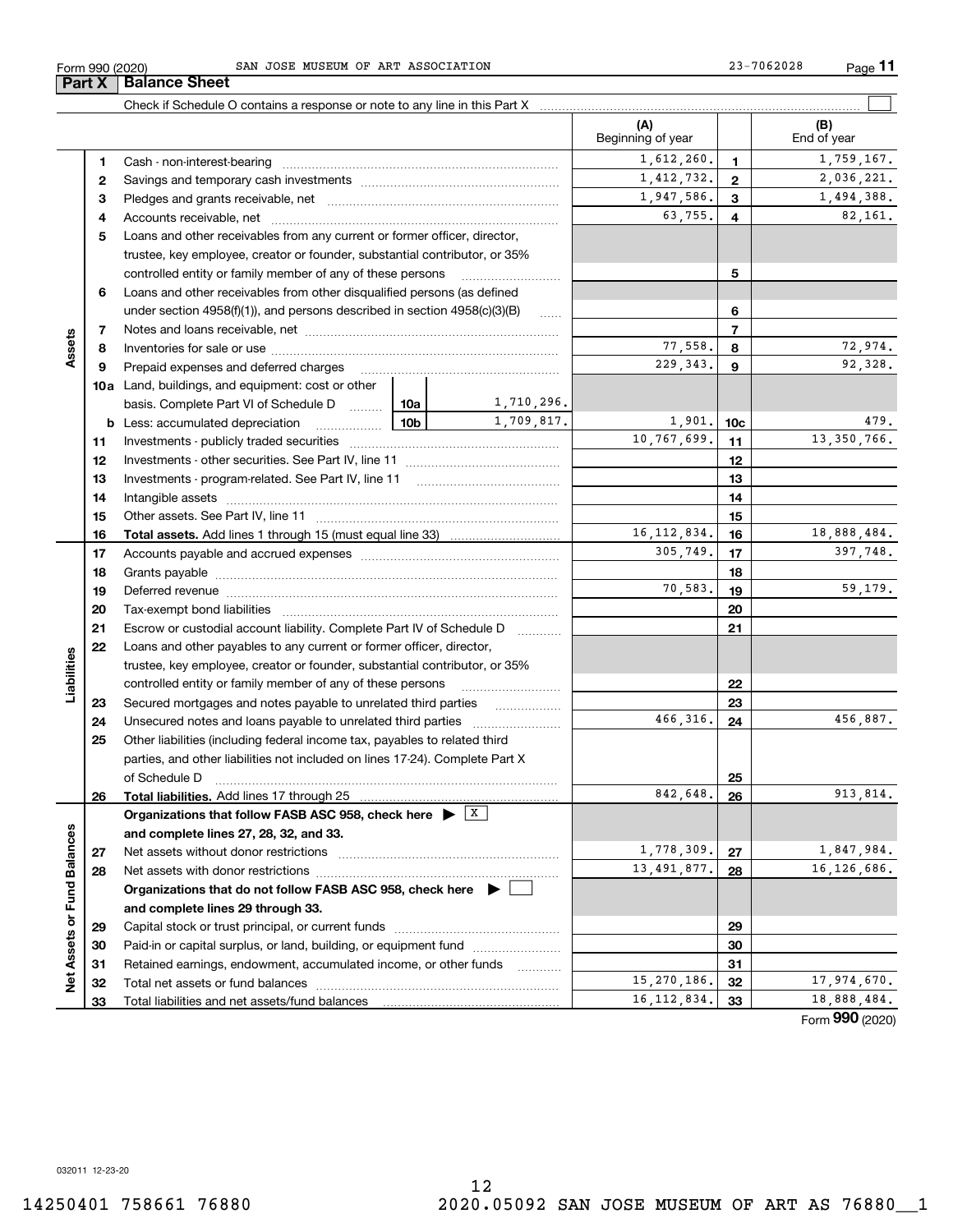Form 990 (2020) SAN JOSE MUSEUM OF ART ASSOCIATION 23-7062028

## Part X Balance Sheet

Check if Schedule O contains a response or note to any line in this Part X

| | | | | (A) Beginning of year | | (B) End of year |
|---|---|---|---|---|---|---|
| Assets | 1 | Cash - non-interest-bearing | | 1,612,260. | 1 | 1,759,167. |
| | 2 | Savings and temporary cash investments | | 1,412,732. | 2 | 2,036,221. |
| | 3 | Pledges and grants receivable, net | | 1,947,586. | 3 | 1,494,388. |
| | 4 | Accounts receivable, net | | 63,755. | 4 | 82,161. |
| | 5 | Loans and other receivables from any current or former officer, director, trustee, key employee, creator or founder, substantial contributor, or 35% controlled entity or family member of any of these persons | | | 5 | |
| | 6 | Loans and other receivables from other disqualified persons (as defined under section 4958(f)(1)), and persons described in section 4958(c)(3)(B) | | | 6 | |
| | 7 | Notes and loans receivable, net | | | 7 | |
| | 8 | Inventories for sale or use | | 77,558. | 8 | 72,974. |
| | 9 | Prepaid expenses and deferred charges | | 229,343. | 9 | 92,328. |
| | 10a | Land, buildings, and equipment: cost or other basis. Complete Part VI of Schedule D | 10a 1,710,296. | | | |
| | b | Less: accumulated depreciation | 10b 1,709,817. | 1,901. | 10c | 479. |
| | 11 | Investments - publicly traded securities | | 10,767,699. | 11 | 13,350,766. |
| | 12 | Investments - other securities. See Part IV, line 11 | | | 12 | |
| | 13 | Investments - program-related. See Part IV, line 11 | | | 13 | |
| | 14 | Intangible assets | | | 14 | |
| | 15 | Other assets. See Part IV, line 11 | | | 15 | |
| | 16 | **Total assets.** Add lines 1 through 15 (must equal line 33) | | 16,112,834. | 16 | 18,888,484. |
| Liabilities | 17 | Accounts payable and accrued expenses | | 305,749. | 17 | 397,748. |
| | 18 | Grants payable | | | 18 | |
| | 19 | Deferred revenue | | 70,583. | 19 | 59,179. |
| | 20 | Tax-exempt bond liabilities | | | 20 | |
| | 21 | Escrow or custodial account liability. Complete Part IV of Schedule D | | | 21 | |
| | 22 | Loans and other payables to any current or former officer, director, trustee, key employee, creator or founder, substantial contributor, or 35% controlled entity or family member of any of these persons | | | 22 | |
| | 23 | Secured mortgages and notes payable to unrelated third parties | | | 23 | |
| | 24 | Unsecured notes and loans payable to unrelated third parties | | 466,316. | 24 | 456,887. |
| | 25 | Other liabilities (including federal income tax, payables to related third parties, and other liabilities not included on lines 17-24). Complete Part X of Schedule D | | | 25 | |
| | 26 | **Total liabilities.** Add lines 17 through 25 | | 842,648. | 26 | 913,814. |
| Net Assets or Fund Balances | | **Organizations that follow FASB ASC 958, check here** ▶ [X] **and complete lines 27, 28, 32, and 33.** | | | | |
| | 27 | Net assets without donor restrictions | | 1,778,309. | 27 | 1,847,984. |
| | 28 | Net assets with donor restrictions | | 13,491,877. | 28 | 16,126,686. |
| | | **Organizations that do not follow FASB ASC 958, check here** ▶ [ ] **and complete lines 29 through 33.** | | | | |
| | 29 | Capital stock or trust principal, or current funds | | | 29 | |
| | 30 | Paid-in or capital surplus, or land, building, or equipment fund | | | 30 | |
| | 31 | Retained earnings, endowment, accumulated income, or other funds | | | 31 | |
| | 32 | Total net assets or fund balances | | 15,270,186. | 32 | 17,974,670. |
| | 33 | Total liabilities and net assets/fund balances | | 16,112,834. | 33 | 18,888,484. |

Form **990** (2020)

032011 12-23-20

14250401 758661 76880 2020.05092 SAN JOSE MUSEUM OF ART AS 76880__1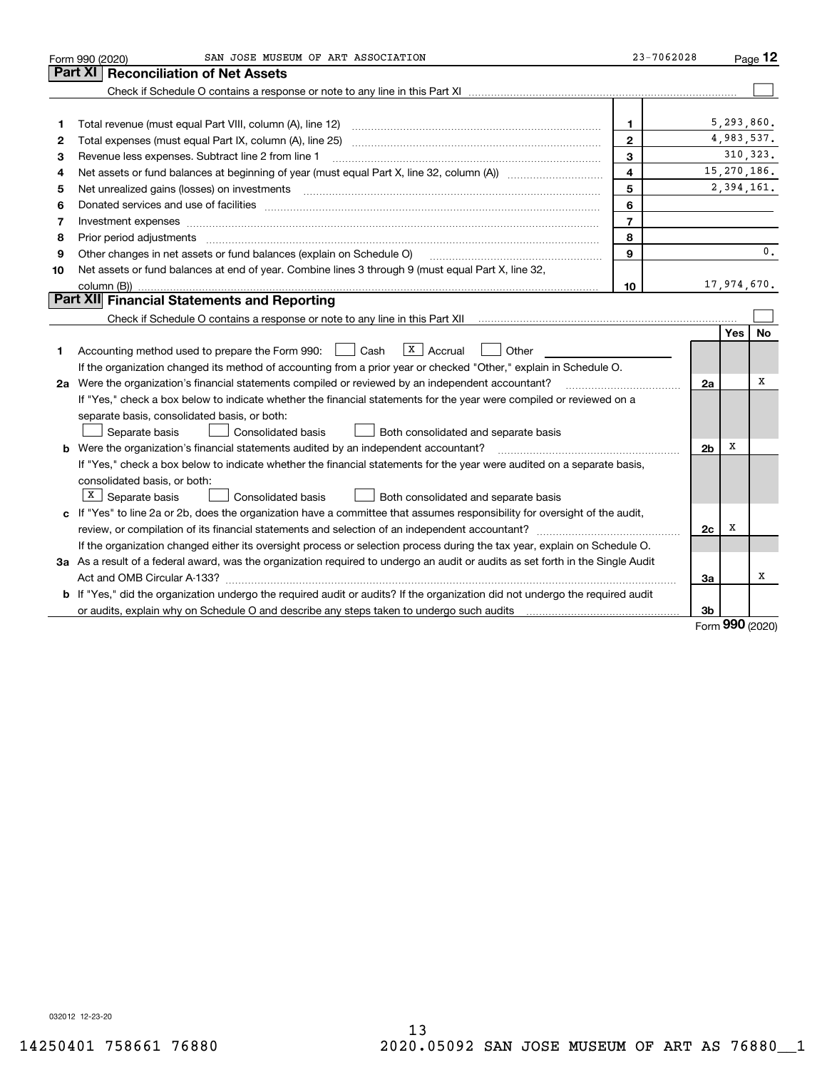Form 990 (2020) SAN JOSE MUSEUM OF ART ASSOCIATION 23-7062028 Page 12

## Part XI Reconciliation of Net Assets

Check if Schedule O contains a response or note to any line in this Part XI ☐

| | | | |
|---|---|---|---|
| 1 | Total revenue (must equal Part VIII, column (A), line 12) | 1 | 5,293,860. |
| 2 | Total expenses (must equal Part IX, column (A), line 25) | 2 | 4,983,537. |
| 3 | Revenue less expenses. Subtract line 2 from line 1 | 3 | 310,323. |
| 4 | Net assets or fund balances at beginning of year (must equal Part X, line 32, column (A)) | 4 | 15,270,186. |
| 5 | Net unrealized gains (losses) on investments | 5 | 2,394,161. |
| 6 | Donated services and use of facilities | 6 | |
| 7 | Investment expenses | 7 | |
| 8 | Prior period adjustments | 8 | |
| 9 | Other changes in net assets or fund balances (explain on Schedule O) | 9 | 0. |
| 10 | Net assets or fund balances at end of year. Combine lines 3 through 9 (must equal Part X, line 32, column (B)) | 10 | 17,974,670. |

## Part XII Financial Statements and Reporting

Check if Schedule O contains a response or note to any line in this Part XII ☐

| | | | Yes | No |
|---|---|---|---|---|
| 1 | Accounting method used to prepare the Form 990: ☐ Cash ☒ Accrual ☐ Other ______<br>If the organization changed its method of accounting from a prior year or checked "Other," explain in Schedule O. | | | |
| 2a | Were the organization's financial statements compiled or reviewed by an independent accountant?<br>If "Yes," check a box below to indicate whether the financial statements for the year were compiled or reviewed on a separate basis, consolidated basis, or both:<br>☐ Separate basis ☐ Consolidated basis ☐ Both consolidated and separate basis | 2a | | X |
| b | Were the organization's financial statements audited by an independent accountant?<br>If "Yes," check a box below to indicate whether the financial statements for the year were audited on a separate basis, consolidated basis, or both:<br>☒ Separate basis ☐ Consolidated basis ☐ Both consolidated and separate basis | 2b | X | |
| c | If "Yes" to line 2a or 2b, does the organization have a committee that assumes responsibility for oversight of the audit, review, or compilation of its financial statements and selection of an independent accountant?<br>If the organization changed either its oversight process or selection process during the tax year, explain on Schedule O. | 2c | X | |
| 3a | As a result of a federal award, was the organization required to undergo an audit or audits as set forth in the Single Audit Act and OMB Circular A-133? | 3a | | X |
| b | If "Yes," did the organization undergo the required audit or audits? If the organization did not undergo the required audit or audits, explain why on Schedule O and describe any steps taken to undergo such audits | 3b | | |

Form **990** (2020)

032012 12-23-20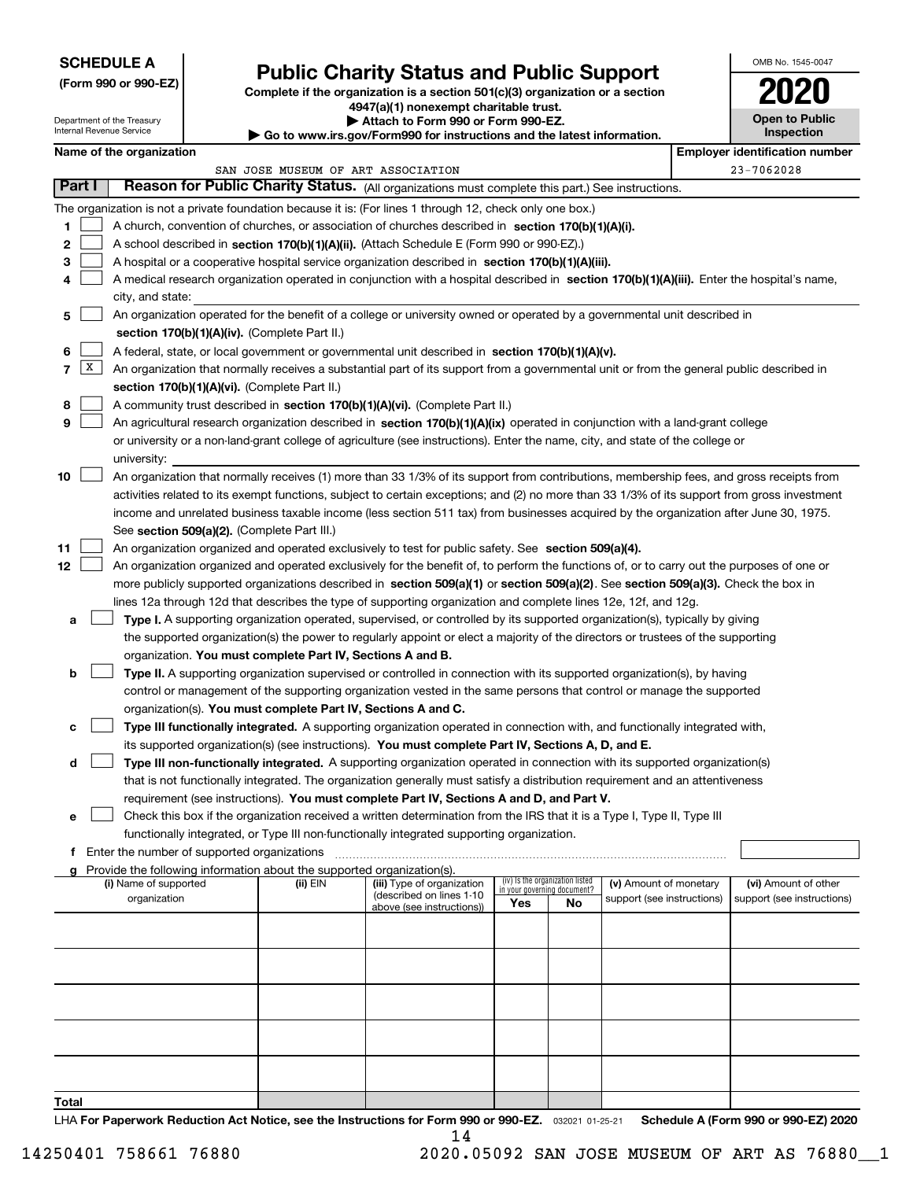**SCHEDULE A**
**(Form 990 or 990-EZ)**

Department of the Treasury
Internal Revenue Service

# Public Charity Status and Public Support

**Complete if the organization is a section 501(c)(3) organization or a section 4947(a)(1) nonexempt charitable trust.**
**▶ Attach to Form 990 or Form 990-EZ.**
**▶ Go to www.irs.gov/Form990 for instructions and the latest information.**

OMB No. 1545-0047

**2020**

**Open to Public Inspection**

**Name of the organization:** SAN JOSE MUSEUM OF ART ASSOCIATION

**Employer identification number:** 23-7062028

## Part I — Reason for Public Charity Status. (All organizations must complete this part.) See instructions.

The organization is not a private foundation because it is: (For lines 1 through 12, check only one box.)

1. ☐ A church, convention of churches, or association of churches described in **section 170(b)(1)(A)(i).**
2. ☐ A school described in **section 170(b)(1)(A)(ii).** (Attach Schedule E (Form 990 or 990-EZ).)
3. ☐ A hospital or a cooperative hospital service organization described in **section 170(b)(1)(A)(iii).**
4. ☐ A medical research organization operated in conjunction with a hospital described in **section 170(b)(1)(A)(iii).** Enter the hospital's name, city, and state:
5. ☐ An organization operated for the benefit of a college or university owned or operated by a governmental unit described in **section 170(b)(1)(A)(iv).** (Complete Part II.)
6. ☐ A federal, state, or local government or governmental unit described in **section 170(b)(1)(A)(v).**
7. ☒ An organization that normally receives a substantial part of its support from a governmental unit or from the general public described in **section 170(b)(1)(A)(vi).** (Complete Part II.)
8. ☐ A community trust described in **section 170(b)(1)(A)(vi).** (Complete Part II.)
9. ☐ An agricultural research organization described in **section 170(b)(1)(A)(ix)** operated in conjunction with a land-grant college or university or a non-land-grant college of agriculture (see instructions). Enter the name, city, and state of the college or university:
10. ☐ An organization that normally receives (1) more than 33 1/3% of its support from contributions, membership fees, and gross receipts from activities related to its exempt functions, subject to certain exceptions; and (2) no more than 33 1/3% of its support from gross investment income and unrelated business taxable income (less section 511 tax) from businesses acquired by the organization after June 30, 1975. See **section 509(a)(2).** (Complete Part III.)
11. ☐ An organization organized and operated exclusively to test for public safety. See **section 509(a)(4).**
12. ☐ An organization organized and operated exclusively for the benefit of, to perform the functions of, or to carry out the purposes of one or more publicly supported organizations described in **section 509(a)(1)** or **section 509(a)(2)**. See **section 509(a)(3).** Check the box in lines 12a through 12d that describes the type of supporting organization and complete lines 12e, 12f, and 12g.
   - **a** ☐ **Type I.** A supporting organization operated, supervised, or controlled by its supported organization(s), typically by giving the supported organization(s) the power to regularly appoint or elect a majority of the directors or trustees of the supporting organization. **You must complete Part IV, Sections A and B.**
   - **b** ☐ **Type II.** A supporting organization supervised or controlled in connection with its supported organization(s), by having control or management of the supporting organization vested in the same persons that control or manage the supported organization(s). **You must complete Part IV, Sections A and C.**
   - **c** ☐ **Type III functionally integrated.** A supporting organization operated in connection with, and functionally integrated with, its supported organization(s) (see instructions). **You must complete Part IV, Sections A, D, and E.**
   - **d** ☐ **Type III non-functionally integrated.** A supporting organization operated in connection with its supported organization(s) that is not functionally integrated. The organization generally must satisfy a distribution requirement and an attentiveness requirement (see instructions). **You must complete Part IV, Sections A and D, and Part V.**
   - **e** ☐ Check this box if the organization received a written determination from the IRS that it is a Type I, Type II, Type III functionally integrated, or Type III non-functionally integrated supporting organization.
   - **f** Enter the number of supported organizations
   - **g** Provide the following information about the supported organization(s).

| (i) Name of supported organization | (ii) EIN | (iii) Type of organization (described on lines 1-10 above (see instructions)) | (iv) Is the organization listed in your governing document? Yes | No | (v) Amount of monetary support (see instructions) | (vi) Amount of other support (see instructions) |
|---|---|---|---|---|---|---|
| | | | | | | |
| | | | | | | |
| | | | | | | |
| | | | | | | |
| | | | | | | |
| **Total** | | | | | | |

LHA **For Paperwork Reduction Act Notice, see the Instructions for Form 990 or 990-EZ.** 032021 01-25-21 **Schedule A (Form 990 or 990-EZ) 2020**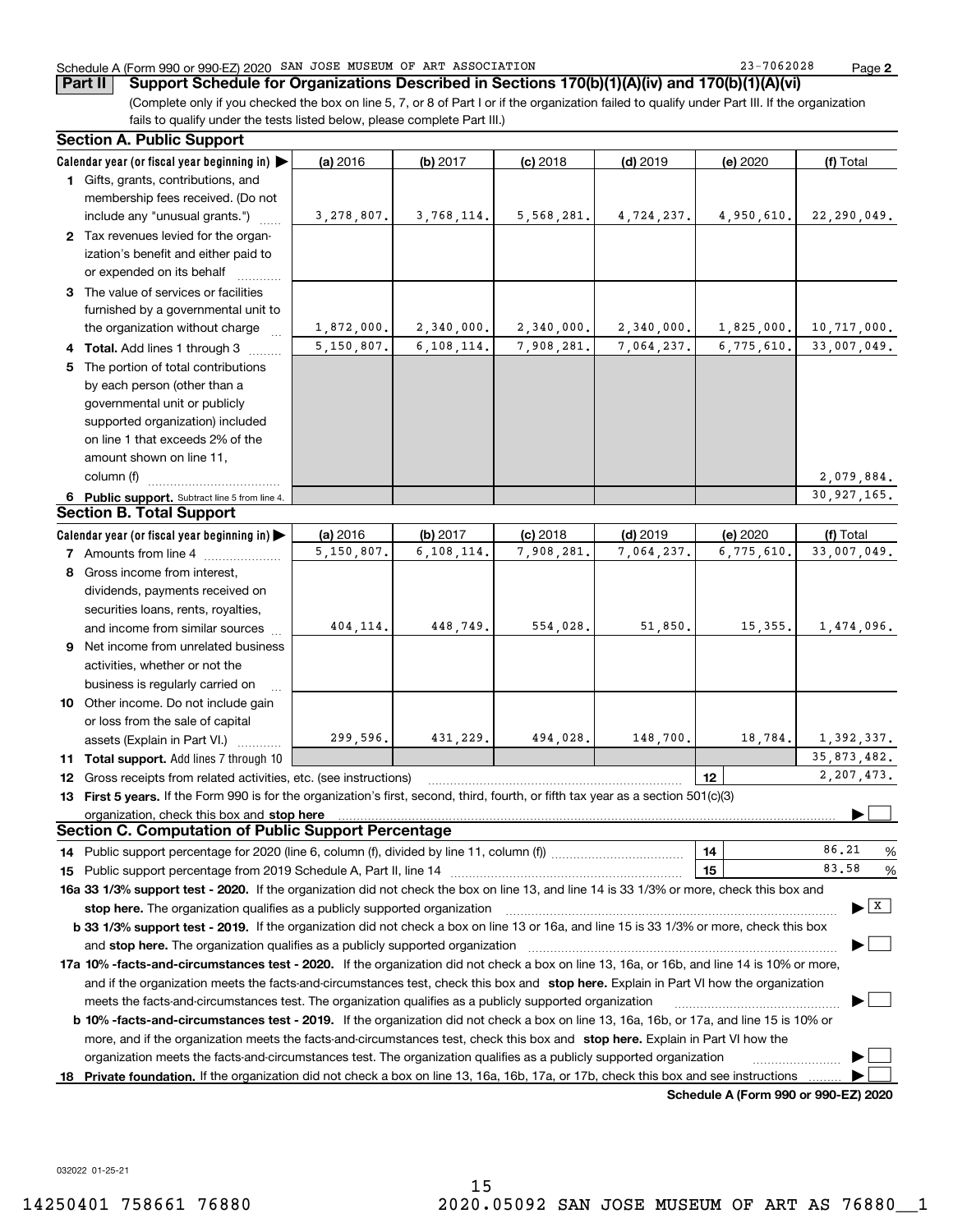Schedule A (Form 990 or 990-EZ) 2020 SAN JOSE MUSEUM OF ART ASSOCIATION 23-7062028 Page 2

## Part II Support Schedule for Organizations Described in Sections 170(b)(1)(A)(iv) and 170(b)(1)(A)(vi)

(Complete only if you checked the box on line 5, 7, or 8 of Part I or if the organization failed to qualify under Part III. If the organization fails to qualify under the tests listed below, please complete Part III.)

### Section A. Public Support

| Calendar year (or fiscal year beginning in) ▶ | (a) 2016 | (b) 2017 | (c) 2018 | (d) 2019 | (e) 2020 | (f) Total |
|---|---|---|---|---|---|---|
| **1** Gifts, grants, contributions, and membership fees received. (Do not include any "unusual grants.") | 3,278,807. | 3,768,114. | 5,568,281. | 4,724,237. | 4,950,610. | 22,290,049. |
| **2** Tax revenues levied for the organization's benefit and either paid to or expended on its behalf | | | | | | |
| **3** The value of services or facilities furnished by a governmental unit to the organization without charge | 1,872,000. | 2,340,000. | 2,340,000. | 2,340,000. | 1,825,000. | 10,717,000. |
| **4** **Total.** Add lines 1 through 3 | 5,150,807. | 6,108,114. | 7,908,281. | 7,064,237. | 6,775,610. | 33,007,049. |
| **5** The portion of total contributions by each person (other than a governmental unit or publicly supported organization) included on line 1 that exceeds 2% of the amount shown on line 11, column (f) | | | | | | 2,079,884. |
| **6** **Public support.** Subtract line 5 from line 4. | | | | | | 30,927,165. |

### Section B. Total Support

| Calendar year (or fiscal year beginning in) ▶ | (a) 2016 | (b) 2017 | (c) 2018 | (d) 2019 | (e) 2020 | (f) Total |
|---|---|---|---|---|---|---|
| **7** Amounts from line 4 | 5,150,807. | 6,108,114. | 7,908,281. | 7,064,237. | 6,775,610. | 33,007,049. |
| **8** Gross income from interest, dividends, payments received on securities loans, rents, royalties, and income from similar sources | 404,114. | 448,749. | 554,028. | 51,850. | 15,355. | 1,474,096. |
| **9** Net income from unrelated business activities, whether or not the business is regularly carried on | | | | | | |
| **10** Other income. Do not include gain or loss from the sale of capital assets (Explain in Part VI.) | 299,596. | 431,229. | 494,028. | 148,700. | 18,784. | 1,392,337. |
| **11** **Total support.** Add lines 7 through 10 | | | | | | 35,873,482. |
| **12** Gross receipts from related activities, etc. (see instructions) | | | | | 12 | 2,207,473. |

**13** **First 5 years.** If the Form 990 is for the organization's first, second, third, fourth, or fifth tax year as a section 501(c)(3) organization, check this box and **stop here** ▶ ☐

### Section C. Computation of Public Support Percentage

**14** Public support percentage for 2020 (line 6, column (f), divided by line 11, column (f)) **14** 86.21 %

**15** Public support percentage from 2019 Schedule A, Part II, line 14 **15** 83.58 %

**16a 33 1/3% support test - 2020.** If the organization did not check the box on line 13, and line 14 is 33 1/3% or more, check this box and **stop here.** The organization qualifies as a publicly supported organization ▶ ☒

**b 33 1/3% support test - 2019.** If the organization did not check a box on line 13 or 16a, and line 15 is 33 1/3% or more, check this box and **stop here.** The organization qualifies as a publicly supported organization ▶ ☐

**17a 10% -facts-and-circumstances test - 2020.** If the organization did not check a box on line 13, 16a, or 16b, and line 14 is 10% or more, and if the organization meets the facts-and-circumstances test, check this box and **stop here.** Explain in Part VI how the organization meets the facts-and-circumstances test. The organization qualifies as a publicly supported organization ▶ ☐

**b 10% -facts-and-circumstances test - 2019.** If the organization did not check a box on line 13, 16a, 16b, or 17a, and line 15 is 10% or more, and if the organization meets the facts-and-circumstances test, check this box and **stop here.** Explain in Part VI how the organization meets the facts-and-circumstances test. The organization qualifies as a publicly supported organization ▶ ☐

**18** **Private foundation.** If the organization did not check a box on line 13, 16a, 16b, 17a, or 17b, check this box and see instructions ▶ ☐

**Schedule A (Form 990 or 990-EZ) 2020**

032022 01-25-21

14250401 758661 76880 2020.05092 SAN JOSE MUSEUM OF ART AS 76880__1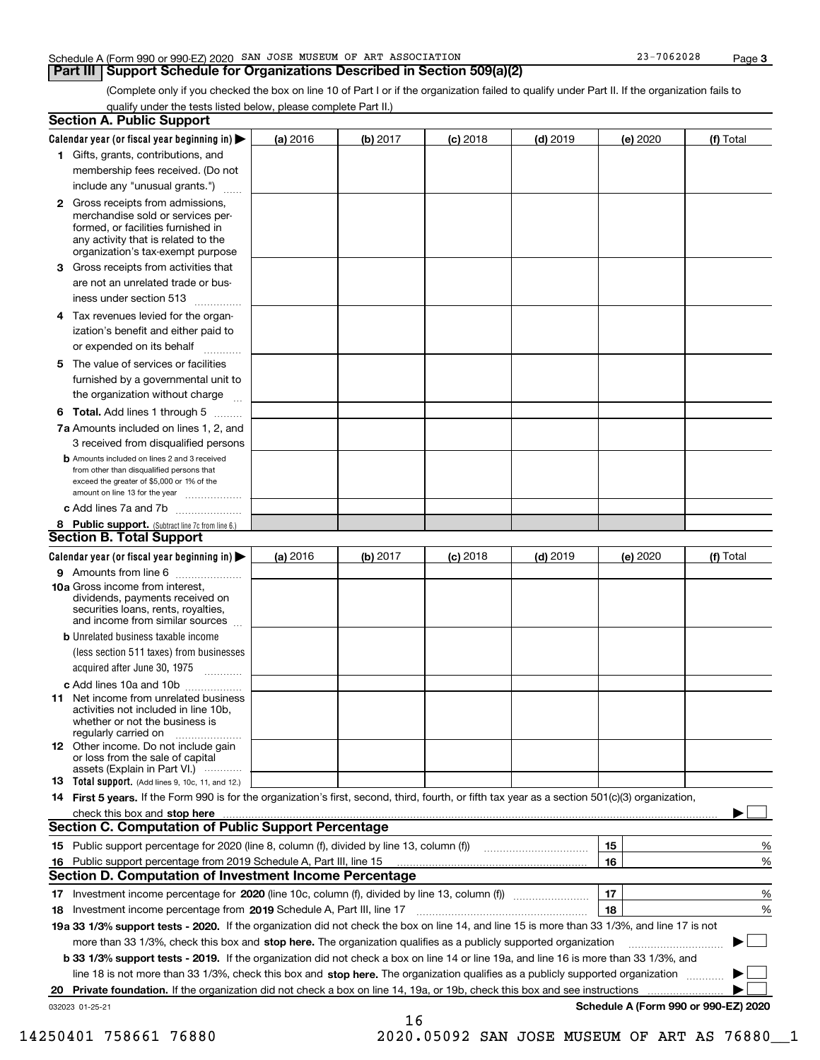Schedule A (Form 990 or 990-EZ) 2020 SAN JOSE MUSEUM OF ART ASSOCIATION 23-7062028 Page 3

## Part III Support Schedule for Organizations Described in Section 509(a)(2)

(Complete only if you checked the box on line 10 of Part I or if the organization failed to qualify under Part II. If the organization fails to qualify under the tests listed below, please complete Part II.)

### Section A. Public Support

| Calendar year (or fiscal year beginning in) ▶ | (a) 2016 | (b) 2017 | (c) 2018 | (d) 2019 | (e) 2020 | (f) Total |
|---|---|---|---|---|---|---|
| 1 Gifts, grants, contributions, and membership fees received. (Do not include any "unusual grants.") | | | | | | |
| 2 Gross receipts from admissions, merchandise sold or services performed, or facilities furnished in any activity that is related to the organization's tax-exempt purpose | | | | | | |
| 3 Gross receipts from activities that are not an unrelated trade or business under section 513 | | | | | | |
| 4 Tax revenues levied for the organization's benefit and either paid to or expended on its behalf | | | | | | |
| 5 The value of services or facilities furnished by a governmental unit to the organization without charge | | | | | | |
| 6 **Total.** Add lines 1 through 5 | | | | | | |
| 7a Amounts included on lines 1, 2, and 3 received from disqualified persons | | | | | | |
| b Amounts included on lines 2 and 3 received from other than disqualified persons that exceed the greater of $5,000 or 1% of the amount on line 13 for the year | | | | | | |
| c Add lines 7a and 7b | | | | | | |
| 8 **Public support.** (Subtract line 7c from line 6.) | | | | | | |

### Section B. Total Support

| Calendar year (or fiscal year beginning in) ▶ | (a) 2016 | (b) 2017 | (c) 2018 | (d) 2019 | (e) 2020 | (f) Total |
|---|---|---|---|---|---|---|
| 9 Amounts from line 6 | | | | | | |
| 10a Gross income from interest, dividends, payments received on securities loans, rents, royalties, and income from similar sources | | | | | | |
| b Unrelated business taxable income (less section 511 taxes) from businesses acquired after June 30, 1975 | | | | | | |
| c Add lines 10a and 10b | | | | | | |
| 11 Net income from unrelated business activities not included in line 10b, whether or not the business is regularly carried on | | | | | | |
| 12 Other income. Do not include gain or loss from the sale of capital assets (Explain in Part VI.) | | | | | | |
| 13 **Total support.** (Add lines 9, 10c, 11, and 12.) | | | | | | |

14 **First 5 years.** If the Form 990 is for the organization's first, second, third, fourth, or fifth tax year as a section 501(c)(3) organization, check this box and **stop here** ▶ ☐

### Section C. Computation of Public Support Percentage

| | | | |
|---|---|---|---|
| 15 | Public support percentage for 2020 (line 8, column (f), divided by line 13, column (f)) | 15 | % |
| 16 | Public support percentage from 2019 Schedule A, Part III, line 15 | 16 | % |

### Section D. Computation of Investment Income Percentage

| | | | |
|---|---|---|---|
| 17 | Investment income percentage for **2020** (line 10c, column (f), divided by line 13, column (f)) | 17 | % |
| 18 | Investment income percentage from **2019** Schedule A, Part III, line 17 | 18 | % |

**19a 33 1/3% support tests - 2020.** If the organization did not check the box on line 14, and line 15 is more than 33 1/3%, and line 17 is not more than 33 1/3%, check this box and **stop here.** The organization qualifies as a publicly supported organization ▶ ☐

**b 33 1/3% support tests - 2019.** If the organization did not check a box on line 14 or line 19a, and line 16 is more than 33 1/3%, and line 18 is not more than 33 1/3%, check this box and **stop here.** The organization qualifies as a publicly supported organization ▶ ☐

**20 Private foundation.** If the organization did not check a box on line 14, 19a, or 19b, check this box and see instructions ▶ ☐

032023 01-25-21 **Schedule A (Form 990 or 990-EZ) 2020**

14250401 758661 76880 2020.05092 SAN JOSE MUSEUM OF ART AS 76880__1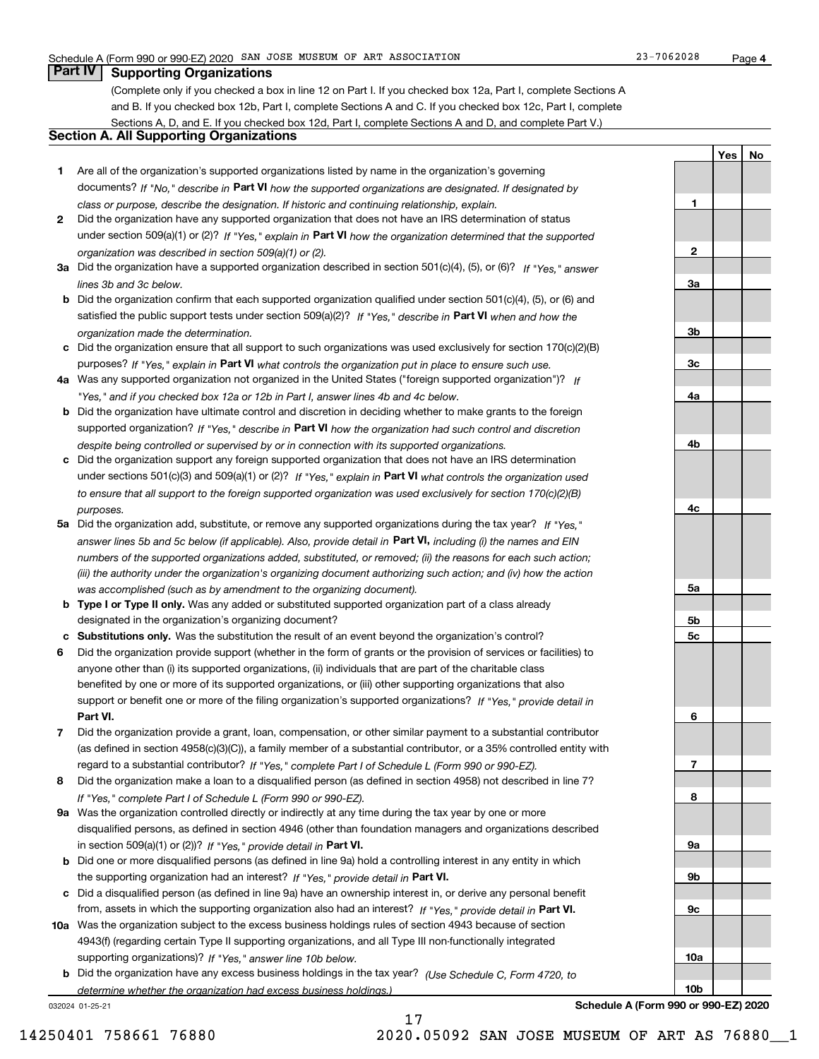Schedule A (Form 990 or 990-EZ) 2020 SAN JOSE MUSEUM OF ART ASSOCIATION 23-7062028 Page 4

## Part IV Supporting Organizations

(Complete only if you checked a box in line 12 on Part I. If you checked box 12a, Part I, complete Sections A and B. If you checked box 12b, Part I, complete Sections A and C. If you checked box 12c, Part I, complete Sections A, D, and E. If you checked box 12d, Part I, complete Sections A and D, and complete Part V.)

### Section A. All Supporting Organizations

| | | Line | Yes | No |
|---|---|---|---|---|
| 1 | Are all of the organization's supported organizations listed by name in the organization's governing documents? *If "No," describe in* **Part VI** *how the supported organizations are designated. If designated by class or purpose, describe the designation. If historic and continuing relationship, explain.* | 1 | | |
| 2 | Did the organization have any supported organization that does not have an IRS determination of status under section 509(a)(1) or (2)? *If "Yes," explain in* **Part VI** *how the organization determined that the supported organization was described in section 509(a)(1) or (2).* | 2 | | |
| 3a | Did the organization have a supported organization described in section 501(c)(4), (5), or (6)? *If "Yes," answer lines 3b and 3c below.* | 3a | | |
| b | Did the organization confirm that each supported organization qualified under section 501(c)(4), (5), or (6) and satisfied the public support tests under section 509(a)(2)? *If "Yes," describe in* **Part VI** *when and how the organization made the determination.* | 3b | | |
| c | Did the organization ensure that all support to such organizations was used exclusively for section 170(c)(2)(B) purposes? *If "Yes," explain in* **Part VI** *what controls the organization put in place to ensure such use.* | 3c | | |
| 4a | Was any supported organization not organized in the United States ("foreign supported organization")? *If "Yes," and if you checked box 12a or 12b in Part I, answer lines 4b and 4c below.* | 4a | | |
| b | Did the organization have ultimate control and discretion in deciding whether to make grants to the foreign supported organization? *If "Yes," describe in* **Part VI** *how the organization had such control and discretion despite being controlled or supervised by or in connection with its supported organizations.* | 4b | | |
| c | Did the organization support any foreign supported organization that does not have an IRS determination under sections 501(c)(3) and 509(a)(1) or (2)? *If "Yes," explain in* **Part VI** *what controls the organization used to ensure that all support to the foreign supported organization was used exclusively for section 170(c)(2)(B) purposes.* | 4c | | |
| 5a | Did the organization add, substitute, or remove any supported organizations during the tax year? *If "Yes," answer lines 5b and 5c below (if applicable). Also, provide detail in* **Part VI,** *including (i) the names and EIN numbers of the supported organizations added, substituted, or removed; (ii) the reasons for each such action; (iii) the authority under the organization's organizing document authorizing such action; and (iv) how the action was accomplished (such as by amendment to the organizing document).* | 5a | | |
| b | **Type I or Type II only.** Was any added or substituted supported organization part of a class already designated in the organization's organizing document? | 5b | | |
| c | **Substitutions only.** Was the substitution the result of an event beyond the organization's control? | 5c | | |
| 6 | Did the organization provide support (whether in the form of grants or the provision of services or facilities) to anyone other than (i) its supported organizations, (ii) individuals that are part of the charitable class benefited by one or more of its supported organizations, or (iii) other supporting organizations that also support or benefit one or more of the filing organization's supported organizations? *If "Yes," provide detail in* **Part VI.** | 6 | | |
| 7 | Did the organization provide a grant, loan, compensation, or other similar payment to a substantial contributor (as defined in section 4958(c)(3)(C)), a family member of a substantial contributor, or a 35% controlled entity with regard to a substantial contributor? *If "Yes," complete Part I of Schedule L (Form 990 or 990-EZ).* | 7 | | |
| 8 | Did the organization make a loan to a disqualified person (as defined in section 4958) not described in line 7? *If "Yes," complete Part I of Schedule L (Form 990 or 990-EZ).* | 8 | | |
| 9a | Was the organization controlled directly or indirectly at any time during the tax year by one or more disqualified persons, as defined in section 4946 (other than foundation managers and organizations described in section 509(a)(1) or (2))? *If "Yes," provide detail in* **Part VI.** | 9a | | |
| b | Did one or more disqualified persons (as defined in line 9a) hold a controlling interest in any entity in which the supporting organization had an interest? *If "Yes," provide detail in* **Part VI.** | 9b | | |
| c | Did a disqualified person (as defined in line 9a) have an ownership interest in, or derive any personal benefit from, assets in which the supporting organization also had an interest? *If "Yes," provide detail in* **Part VI.** | 9c | | |
| 10a | Was the organization subject to the excess business holdings rules of section 4943 because of section 4943(f) (regarding certain Type II supporting organizations, and all Type III non-functionally integrated supporting organizations)? *If "Yes," answer line 10b below.* | 10a | | |
| b | Did the organization have any excess business holdings in the tax year? *(Use Schedule C, Form 4720, to determine whether the organization had excess business holdings.)* | 10b | | |

032024 01-25-21 **Schedule A (Form 990 or 990-EZ) 2020**

14250401 758661 76880 2020.05092 SAN JOSE MUSEUM OF ART AS 76880__1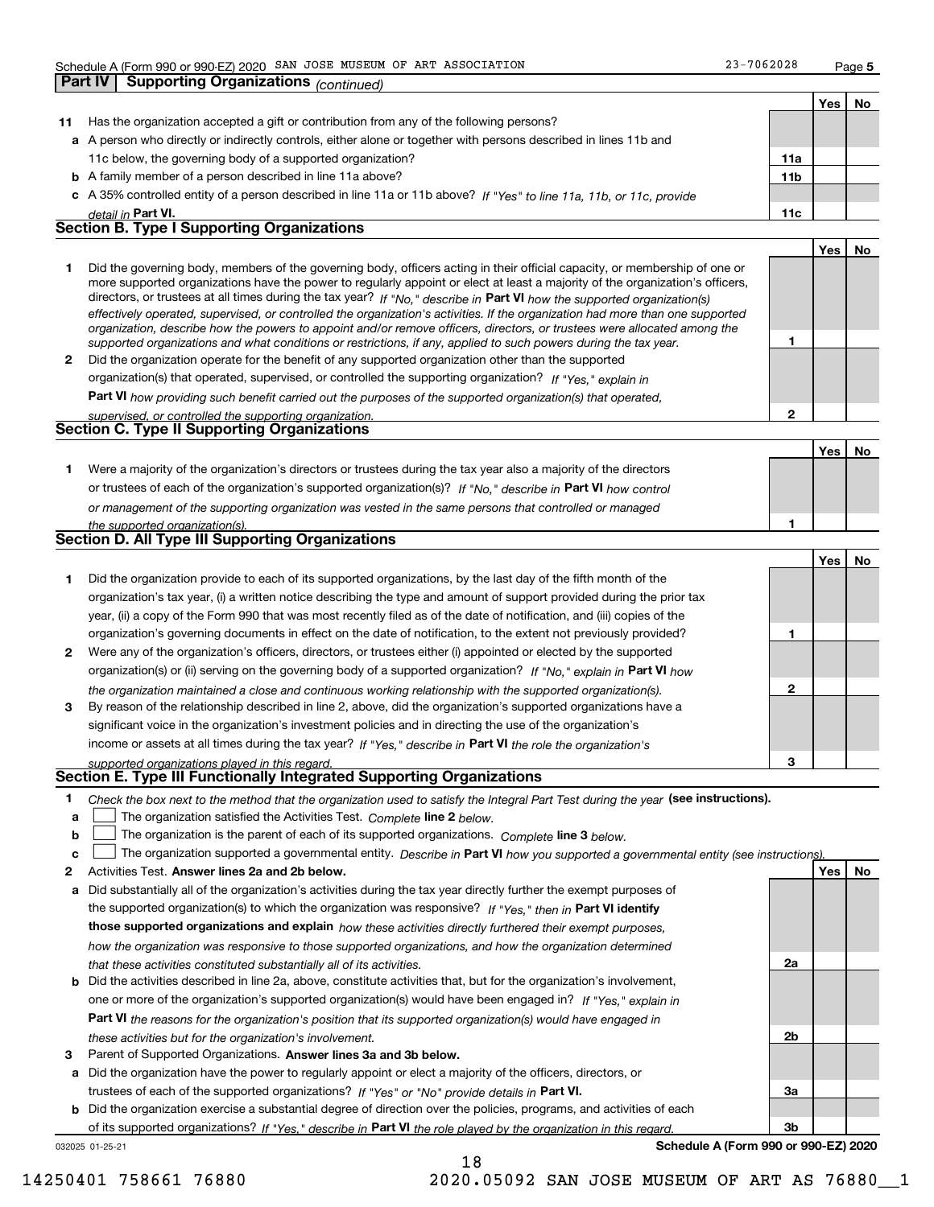Schedule A (Form 990 or 990-EZ) 2020 SAN JOSE MUSEUM OF ART ASSOCIATION 23-7062028

## Part IV Supporting Organizations *(continued)*

| | | | Yes | No |
|---|---|---|---|---|
| **11** | Has the organization accepted a gift or contribution from any of the following persons? | | | |
| **a** | A person who directly or indirectly controls, either alone or together with persons described in lines 11b and 11c below, the governing body of a supported organization? | 11a | | |
| **b** | A family member of a person described in line 11a above? | 11b | | |
| **c** | A 35% controlled entity of a person described in line 11a or 11b above? *If "Yes" to line 11a, 11b, or 11c, provide detail in* **Part VI.** | 11c | | |

### Section B. Type I Supporting Organizations

| | | | Yes | No |
|---|---|---|---|---|
| **1** | Did the governing body, members of the governing body, officers acting in their official capacity, or membership of one or more supported organizations have the power to regularly appoint or elect at least a majority of the organization's officers, directors, or trustees at all times during the tax year? *If "No," describe in* **Part VI** *how the supported organization(s) effectively operated, supervised, or controlled the organization's activities. If the organization had more than one supported organization, describe how the powers to appoint and/or remove officers, directors, or trustees were allocated among the supported organizations and what conditions or restrictions, if any, applied to such powers during the tax year.* | 1 | | |
| **2** | Did the organization operate for the benefit of any supported organization other than the supported organization(s) that operated, supervised, or controlled the supporting organization? *If "Yes," explain in* **Part VI** *how providing such benefit carried out the purposes of the supported organization(s) that operated, supervised, or controlled the supporting organization.* | 2 | | |

### Section C. Type II Supporting Organizations

| | | | Yes | No |
|---|---|---|---|---|
| **1** | Were a majority of the organization's directors or trustees during the tax year also a majority of the directors or trustees of each of the organization's supported organization(s)? *If "No," describe in* **Part VI** *how control or management of the supporting organization was vested in the same persons that controlled or managed the supported organization(s).* | 1 | | |

### Section D. All Type III Supporting Organizations

| | | | Yes | No |
|---|---|---|---|---|
| **1** | Did the organization provide to each of its supported organizations, by the last day of the fifth month of the organization's tax year, (i) a written notice describing the type and amount of support provided during the prior tax year, (ii) a copy of the Form 990 that was most recently filed as of the date of notification, and (iii) copies of the organization's governing documents in effect on the date of notification, to the extent not previously provided? | 1 | | |
| **2** | Were any of the organization's officers, directors, or trustees either (i) appointed or elected by the supported organization(s) or (ii) serving on the governing body of a supported organization? *If "No," explain in* **Part VI** *how the organization maintained a close and continuous working relationship with the supported organization(s).* | 2 | | |
| **3** | By reason of the relationship described in line 2, above, did the organization's supported organizations have a significant voice in the organization's investment policies and in directing the use of the organization's income or assets at all times during the tax year? *If "Yes," describe in* **Part VI** *the role the organization's supported organizations played in this regard.* | 3 | | |

### Section E. Type III Functionally Integrated Supporting Organizations

**1** *Check the box next to the method that the organization used to satisfy the Integral Part Test during the year* **(see instructions).**

**a** ☐ The organization satisfied the Activities Test. *Complete* **line 2** *below.*

**b** ☐ The organization is the parent of each of its supported organizations. *Complete* **line 3** *below.*

**c** ☐ The organization supported a governmental entity. *Describe in* **Part VI** *how you supported a governmental entity (see instructions).*

| | | | Yes | No |
|---|---|---|---|---|
| **2** | Activities Test. **Answer lines 2a and 2b below.** | | | |
| **a** | Did substantially all of the organization's activities during the tax year directly further the exempt purposes of the supported organization(s) to which the organization was responsive? *If "Yes," then in* **Part VI identify those supported organizations and explain** *how these activities directly furthered their exempt purposes, how the organization was responsive to those supported organizations, and how the organization determined that these activities constituted substantially all of its activities.* | 2a | | |
| **b** | Did the activities described in line 2a, above, constitute activities that, but for the organization's involvement, one or more of the organization's supported organization(s) would have been engaged in? *If "Yes," explain in* **Part VI** *the reasons for the organization's position that its supported organization(s) would have engaged in these activities but for the organization's involvement.* | 2b | | |
| **3** | Parent of Supported Organizations. **Answer lines 3a and 3b below.** | | | |
| **a** | Did the organization have the power to regularly appoint or elect a majority of the officers, directors, or trustees of each of the supported organizations? *If "Yes" or "No" provide details in* **Part VI.** | 3a | | |
| **b** | Did the organization exercise a substantial degree of direction over the policies, programs, and activities of each of its supported organizations? *If "Yes," describe in* **Part VI** *the role played by the organization in this regard.* | 3b | | |

032025 01-25-21 **Schedule A (Form 990 or 990-EZ) 2020**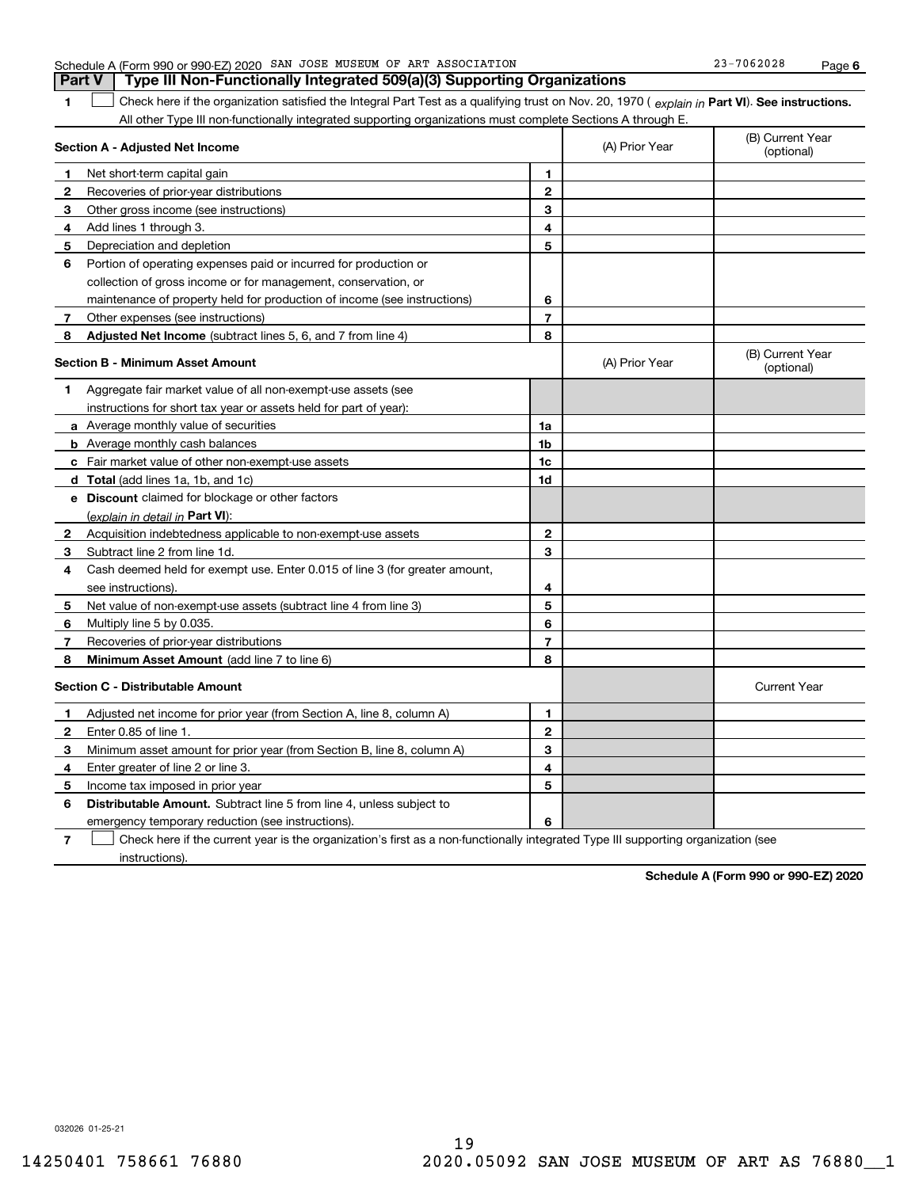Schedule A (Form 990 or 990-EZ) 2020 SAN JOSE MUSEUM OF ART ASSOCIATION 23-7062028

## Part V Type III Non-Functionally Integrated 509(a)(3) Supporting Organizations

**1** ☐ Check here if the organization satisfied the Integral Part Test as a qualifying trust on Nov. 20, 1970 ( *explain in* **Part VI**). **See instructions.** All other Type III non-functionally integrated supporting organizations must complete Sections A through E.

| **Section A - Adjusted Net Income** | | (A) Prior Year | (B) Current Year (optional) |
|---|---|---|---|
| **1** Net short-term capital gain | 1 | | |
| **2** Recoveries of prior-year distributions | 2 | | |
| **3** Other gross income (see instructions) | 3 | | |
| **4** Add lines 1 through 3. | 4 | | |
| **5** Depreciation and depletion | 5 | | |
| **6** Portion of operating expenses paid or incurred for production or collection of gross income or for management, conservation, or maintenance of property held for production of income (see instructions) | 6 | | |
| **7** Other expenses (see instructions) | 7 | | |
| **8** **Adjusted Net Income** (subtract lines 5, 6, and 7 from line 4) | 8 | | |

| **Section B - Minimum Asset Amount** | | (A) Prior Year | (B) Current Year (optional) |
|---|---|---|---|
| **1** Aggregate fair market value of all non-exempt-use assets (see instructions for short tax year or assets held for part of year): | | | |
| **a** Average monthly value of securities | 1a | | |
| **b** Average monthly cash balances | 1b | | |
| **c** Fair market value of other non-exempt-use assets | 1c | | |
| **d** **Total** (add lines 1a, 1b, and 1c) | 1d | | |
| **e** **Discount** claimed for blockage or other factors (*explain in detail in* **Part VI**): | | | |
| **2** Acquisition indebtedness applicable to non-exempt-use assets | 2 | | |
| **3** Subtract line 2 from line 1d. | 3 | | |
| **4** Cash deemed held for exempt use. Enter 0.015 of line 3 (for greater amount, see instructions). | 4 | | |
| **5** Net value of non-exempt-use assets (subtract line 4 from line 3) | 5 | | |
| **6** Multiply line 5 by 0.035. | 6 | | |
| **7** Recoveries of prior-year distributions | 7 | | |
| **8** **Minimum Asset Amount** (add line 7 to line 6) | 8 | | |

| **Section C - Distributable Amount** | | | Current Year |
|---|---|---|---|
| **1** Adjusted net income for prior year (from Section A, line 8, column A) | 1 | | |
| **2** Enter 0.85 of line 1. | 2 | | |
| **3** Minimum asset amount for prior year (from Section B, line 8, column A) | 3 | | |
| **4** Enter greater of line 2 or line 3. | 4 | | |
| **5** Income tax imposed in prior year | 5 | | |
| **6** **Distributable Amount.** Subtract line 5 from line 4, unless subject to emergency temporary reduction (see instructions). | 6 | | |

**7** ☐ Check here if the current year is the organization's first as a non-functionally integrated Type III supporting organization (see instructions).

**Schedule A (Form 990 or 990-EZ) 2020**

032026 01-25-21

14250401 758661 76880 2020.05092 SAN JOSE MUSEUM OF ART AS 76880__1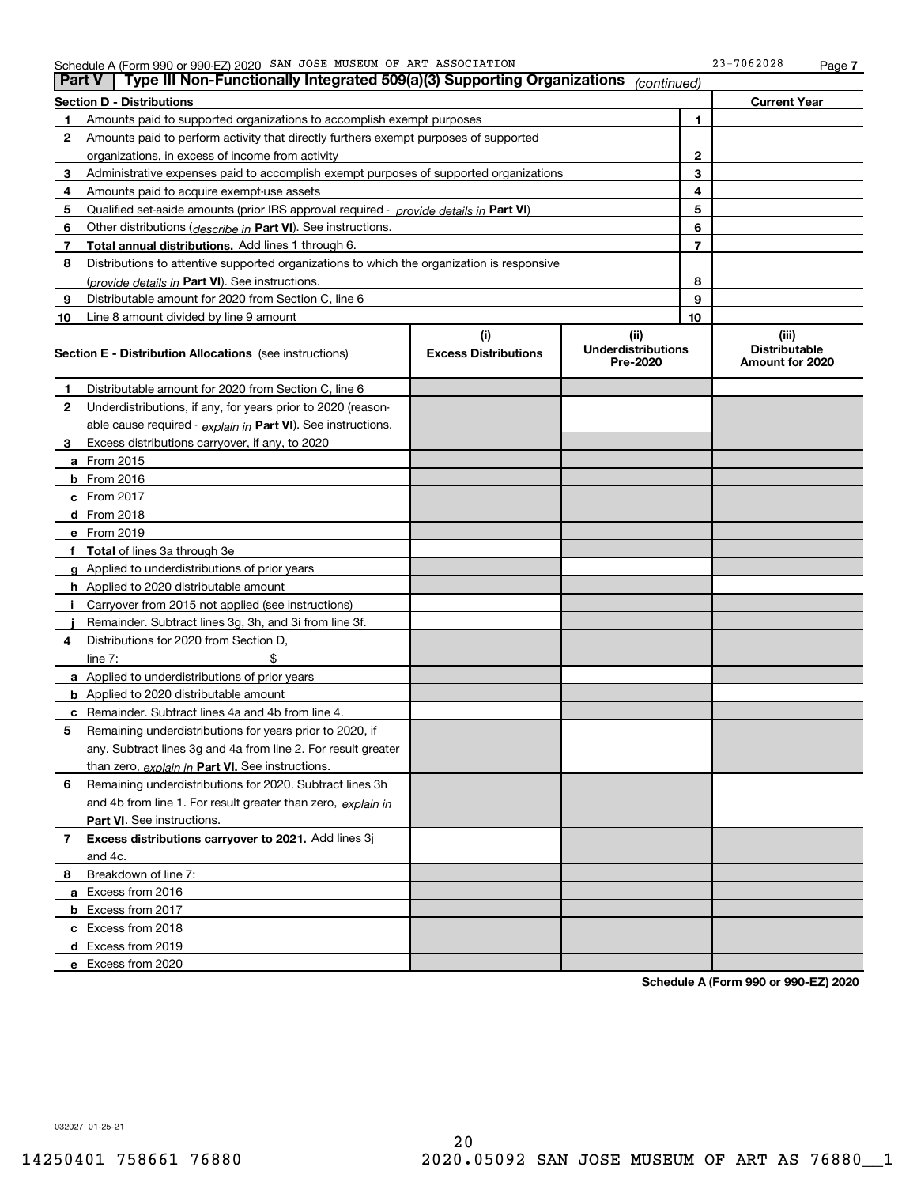Schedule A (Form 990 or 990-EZ) 2020 SAN JOSE MUSEUM OF ART ASSOCIATION 23-7062028

## Part V Type III Non-Functionally Integrated 509(a)(3) Supporting Organizations *(continued)*

| Section D - Distributions | | | Current Year |
|---|---|---|---|
| 1 | Amounts paid to supported organizations to accomplish exempt purposes | 1 | |
| 2 | Amounts paid to perform activity that directly furthers exempt purposes of supported organizations, in excess of income from activity | 2 | |
| 3 | Administrative expenses paid to accomplish exempt purposes of supported organizations | 3 | |
| 4 | Amounts paid to acquire exempt-use assets | 4 | |
| 5 | Qualified set-aside amounts (prior IRS approval required - *provide details in* **Part VI**) | 5 | |
| 6 | Other distributions (*describe in* **Part VI**). See instructions. | 6 | |
| 7 | **Total annual distributions.** Add lines 1 through 6. | 7 | |
| 8 | Distributions to attentive supported organizations to which the organization is responsive (*provide details in* **Part VI**). See instructions. | 8 | |
| 9 | Distributable amount for 2020 from Section C, line 6 | 9 | |
| 10 | Line 8 amount divided by line 9 amount | 10 | |

| **Section E - Distribution Allocations** (see instructions) | (i) Excess Distributions | (ii) Underdistributions Pre-2020 | (iii) Distributable Amount for 2020 |
|---|---|---|---|
| **1** Distributable amount for 2020 from Section C, line 6 | | | |
| **2** Underdistributions, if any, for years prior to 2020 (reasonable cause required - *explain in* **Part VI**). See instructions. | | | |
| **3** Excess distributions carryover, if any, to 2020 | | | |
| **a** From 2015 | | | |
| **b** From 2016 | | | |
| **c** From 2017 | | | |
| **d** From 2018 | | | |
| **e** From 2019 | | | |
| **f** **Total** of lines 3a through 3e | | | |
| **g** Applied to underdistributions of prior years | | | |
| **h** Applied to 2020 distributable amount | | | |
| **i** Carryover from 2015 not applied (see instructions) | | | |
| **j** Remainder. Subtract lines 3g, 3h, and 3i from line 3f. | | | |
| **4** Distributions for 2020 from Section D, line 7: $ | | | |
| **a** Applied to underdistributions of prior years | | | |
| **b** Applied to 2020 distributable amount | | | |
| **c** Remainder. Subtract lines 4a and 4b from line 4. | | | |
| **5** Remaining underdistributions for years prior to 2020, if any. Subtract lines 3g and 4a from line 2. For result greater than zero, *explain in* **Part VI.** See instructions. | | | |
| **6** Remaining underdistributions for 2020. Subtract lines 3h and 4b from line 1. For result greater than zero, *explain in* **Part VI**. See instructions. | | | |
| **7** **Excess distributions carryover to 2021.** Add lines 3j and 4c. | | | |
| **8** Breakdown of line 7: | | | |
| **a** Excess from 2016 | | | |
| **b** Excess from 2017 | | | |
| **c** Excess from 2018 | | | |
| **d** Excess from 2019 | | | |
| **e** Excess from 2020 | | | |

**Schedule A (Form 990 or 990-EZ) 2020**

032027 01-25-21

14250401 758661 76880 2020.05092 SAN JOSE MUSEUM OF ART AS 76880__1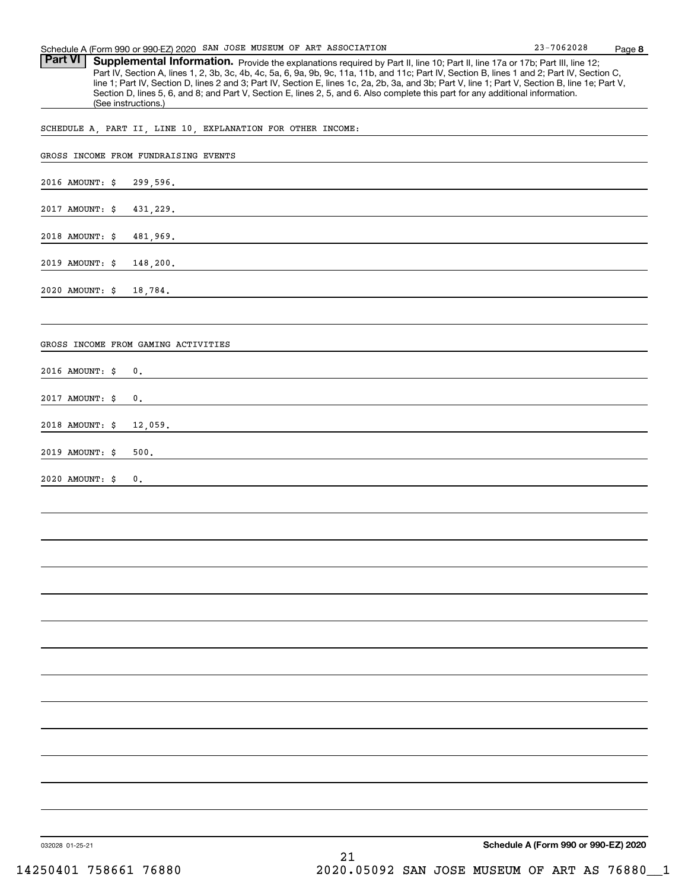## Part VI Supplemental Information.

Provide the explanations required by Part II, line 10; Part II, line 17a or 17b; Part III, line 12; Part IV, Section A, lines 1, 2, 3b, 3c, 4b, 4c, 5a, 6, 9a, 9b, 9c, 11a, 11b, and 11c; Part IV, Section B, lines 1 and 2; Part IV, Section C, line 1; Part IV, Section D, lines 2 and 3; Part IV, Section E, lines 1c, 2a, 2b, 3a, and 3b; Part V, line 1; Part V, Section B, line 1e; Part V, Section D, lines 5, 6, and 8; and Part V, Section E, lines 2, 5, and 6. Also complete this part for any additional information. (See instructions.)

SCHEDULE A, PART II, LINE 10, EXPLANATION FOR OTHER INCOME:

GROSS INCOME FROM FUNDRAISING EVENTS

2016 AMOUNT: $ 299,596.

2017 AMOUNT: $ 431,229.

2018 AMOUNT: $ 481,969.

2019 AMOUNT: $ 148,200.

2020 AMOUNT: $ 18,784.

GROSS INCOME FROM GAMING ACTIVITIES

2016 AMOUNT: $ 0.

2017 AMOUNT: $ 0.

2018 AMOUNT: $ 12,059.

2019 AMOUNT: $ 500.

2020 AMOUNT: $ 0.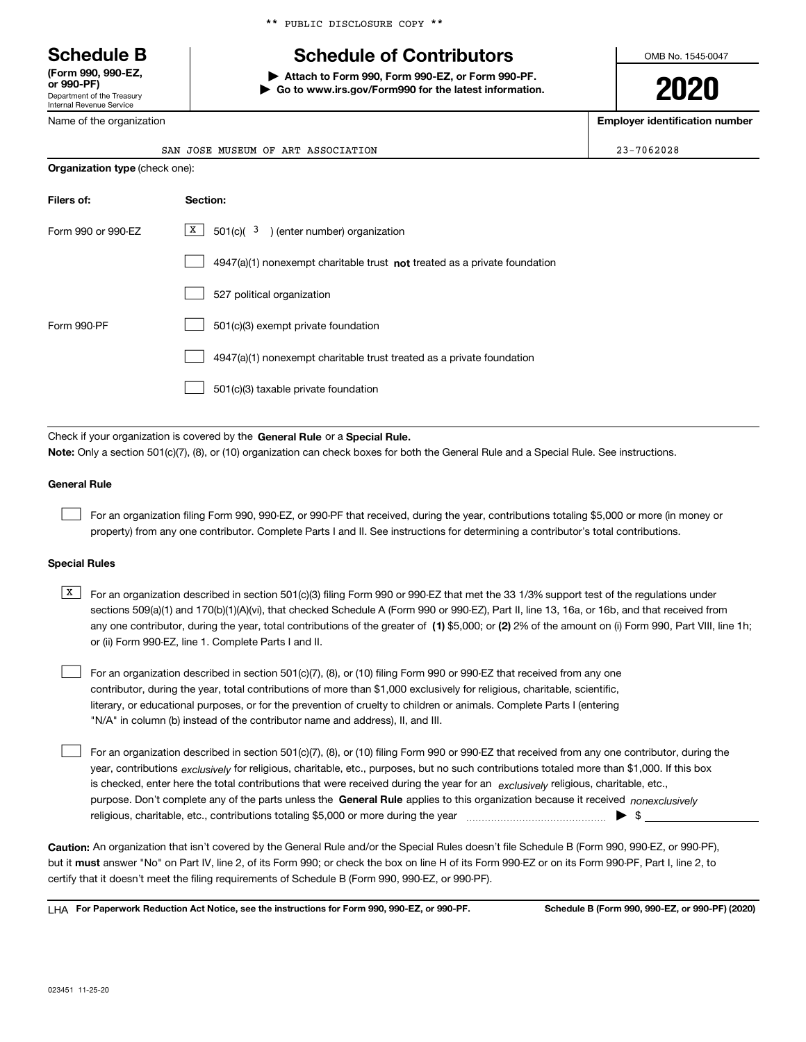** PUBLIC DISCLOSURE COPY **

# Schedule B

**(Form 990, 990-EZ, or 990-PF)**
Department of the Treasury
Internal Revenue Service

## Schedule of Contributors

▶ **Attach to Form 990, Form 990-EZ, or Form 990-PF.**
▶ **Go to www.irs.gov/Form990 for the latest information.**

OMB No. 1545-0047

**2020**

Name of the organization: SAN JOSE MUSEUM OF ART ASSOCIATION

**Employer identification number**: 23-7062028

**Organization type** (check one):

| **Filers of:** | **Section:** |
|---|---|
| Form 990 or 990-EZ | [X] 501(c)( 3 ) (enter number) organization |
| | [ ] 4947(a)(1) nonexempt charitable trust **not** treated as a private foundation |
| | [ ] 527 political organization |
| Form 990-PF | [ ] 501(c)(3) exempt private foundation |
| | [ ] 4947(a)(1) nonexempt charitable trust treated as a private foundation |
| | [ ] 501(c)(3) taxable private foundation |

Check if your organization is covered by the **General Rule** or a **Special Rule.**

**Note:** Only a section 501(c)(7), (8), or (10) organization can check boxes for both the General Rule and a Special Rule. See instructions.

### General Rule

[ ] For an organization filing Form 990, 990-EZ, or 990-PF that received, during the year, contributions totaling $5,000 or more (in money or property) from any one contributor. Complete Parts I and II. See instructions for determining a contributor's total contributions.

### Special Rules

[X] For an organization described in section 501(c)(3) filing Form 990 or 990-EZ that met the 33 1/3% support test of the regulations under sections 509(a)(1) and 170(b)(1)(A)(vi), that checked Schedule A (Form 990 or 990-EZ), Part II, line 13, 16a, or 16b, and that received from any one contributor, during the year, total contributions of the greater of **(1)** $5,000; or **(2)** 2% of the amount on (i) Form 990, Part VIII, line 1h; or (ii) Form 990-EZ, line 1. Complete Parts I and II.

[ ] For an organization described in section 501(c)(7), (8), or (10) filing Form 990 or 990-EZ that received from any one contributor, during the year, total contributions of more than $1,000 exclusively for religious, charitable, scientific, literary, or educational purposes, or for the prevention of cruelty to children or animals. Complete Parts I (entering "N/A" in column (b) instead of the contributor name and address), II, and III.

[ ] For an organization described in section 501(c)(7), (8), or (10) filing Form 990 or 990-EZ that received from any one contributor, during the year, contributions *exclusively* for religious, charitable, etc., purposes, but no such contributions totaled more than $1,000. If this box is checked, enter here the total contributions that were received during the year for an *exclusively* religious, charitable, etc., purpose. Don't complete any of the parts unless the **General Rule** applies to this organization because it received *nonexclusively* religious, charitable, etc., contributions totaling $5,000 or more during the year ▶ $

**Caution:** An organization that isn't covered by the General Rule and/or the Special Rules doesn't file Schedule B (Form 990, 990-EZ, or 990-PF), but it **must** answer "No" on Part IV, line 2, of its Form 990; or check the box on line H of its Form 990-EZ or on its Form 990-PF, Part I, line 2, to certify that it doesn't meet the filing requirements of Schedule B (Form 990, 990-EZ, or 990-PF).

LHA **For Paperwork Reduction Act Notice, see the instructions for Form 990, 990-EZ, or 990-PF.** **Schedule B (Form 990, 990-EZ, or 990-PF) (2020)**

023451 11-25-20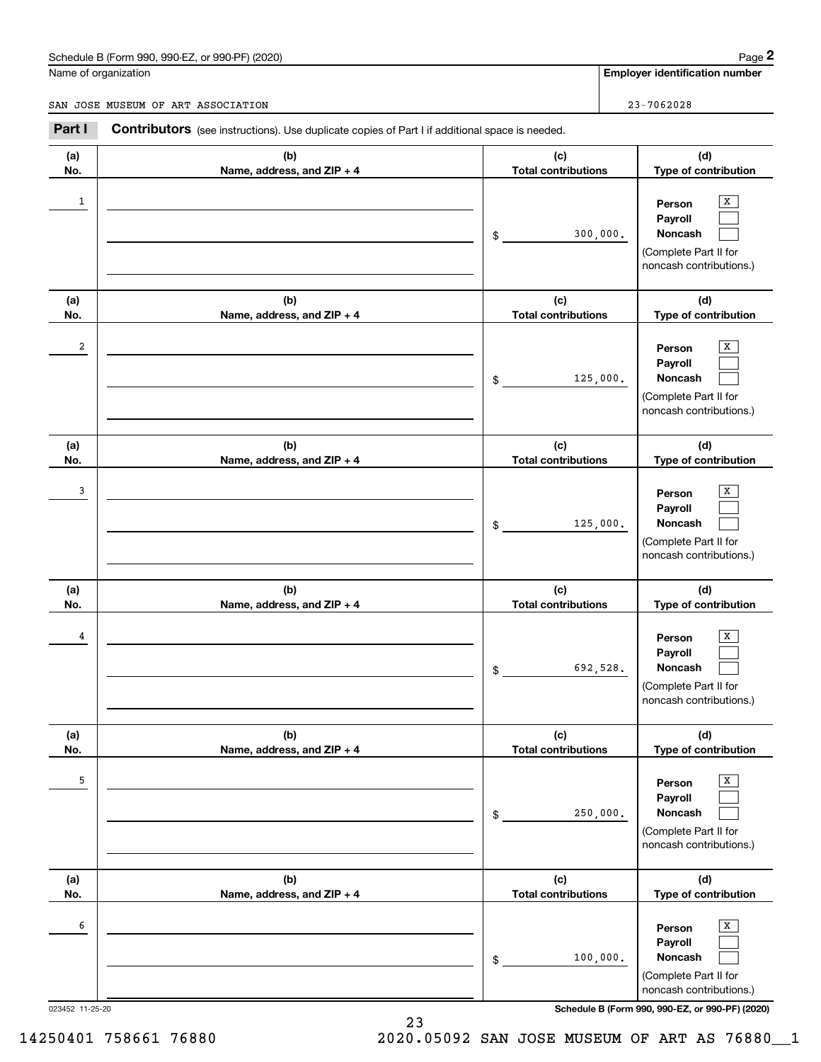Schedule B (Form 990, 990-EZ, or 990-PF) (2020)

Name of organization: SAN JOSE MUSEUM OF ART ASSOCIATION

Employer identification number: 23-7062028

## Part I Contributors (see instructions). Use duplicate copies of Part I if additional space is needed.

| (a) No. | (b) Name, address, and ZIP + 4 | (c) Total contributions | (d) Type of contribution |
|---|---|---|---|
| 1 | | $ 300,000. | Person [X] Payroll [ ] Noncash [ ] (Complete Part II for noncash contributions.) |
| 2 | | $ 125,000. | Person [X] Payroll [ ] Noncash [ ] (Complete Part II for noncash contributions.) |
| 3 | | $ 125,000. | Person [X] Payroll [ ] Noncash [ ] (Complete Part II for noncash contributions.) |
| 4 | | $ 692,528. | Person [X] Payroll [ ] Noncash [ ] (Complete Part II for noncash contributions.) |
| 5 | | $ 250,000. | Person [X] Payroll [ ] Noncash [ ] (Complete Part II for noncash contributions.) |
| 6 | | $ 100,000. | Person [X] Payroll [ ] Noncash [ ] (Complete Part II for noncash contributions.) |

023452 11-25-20

Schedule B (Form 990, 990-EZ, or 990-PF) (2020)

14250401 758661 76880 2020.05092 SAN JOSE MUSEUM OF ART AS 76880__1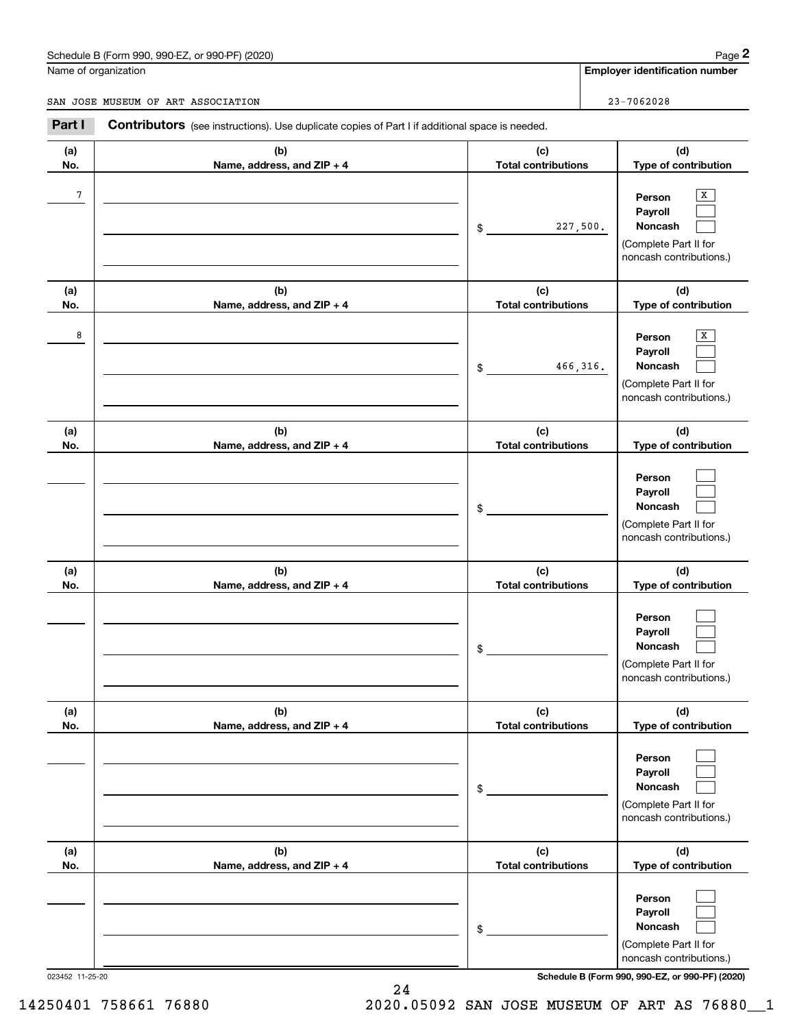Schedule B (Form 990, 990-EZ, or 990-PF) (2020)

| Name of organization | Employer identification number |
|---|---|
| SAN JOSE MUSEUM OF ART ASSOCIATION | 23-7062028 |

## Part I — Contributors (see instructions). Use duplicate copies of Part I if additional space is needed.

| (a) No. | (b) Name, address, and ZIP + 4 | (c) Total contributions | (d) Type of contribution |
|---|---|---|---|
| 7 | | $ 227,500. | Person [X] Payroll [ ] Noncash [ ] (Complete Part II for noncash contributions.) |
| 8 | | $ 466,316. | Person [X] Payroll [ ] Noncash [ ] (Complete Part II for noncash contributions.) |
| | | $ | Person [ ] Payroll [ ] Noncash [ ] (Complete Part II for noncash contributions.) |
| | | $ | Person [ ] Payroll [ ] Noncash [ ] (Complete Part II for noncash contributions.) |
| | | $ | Person [ ] Payroll [ ] Noncash [ ] (Complete Part II for noncash contributions.) |
| | | $ | Person [ ] Payroll [ ] Noncash [ ] (Complete Part II for noncash contributions.) |

023452 11-25-20

Schedule B (Form 990, 990-EZ, or 990-PF) (2020)

14250401 758661 76880 2020.05092 SAN JOSE MUSEUM OF ART AS 76880__1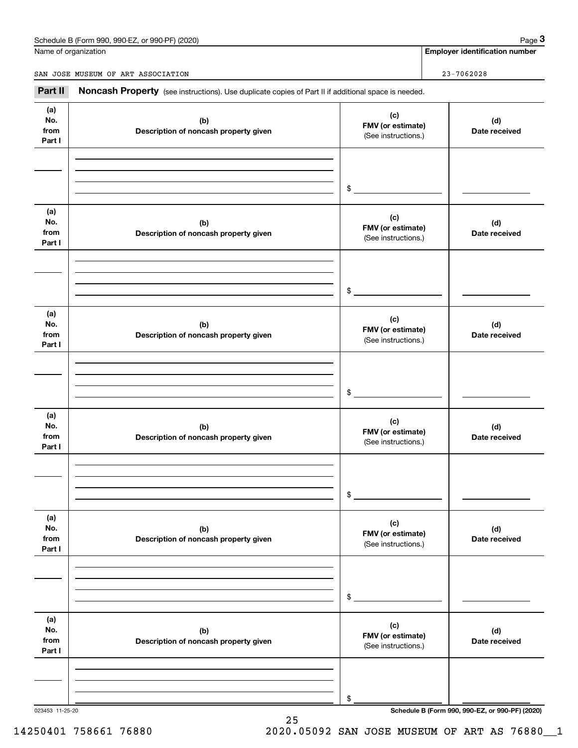Schedule B (Form 990, 990-EZ, or 990-PF) (2020)

Name of organization

SAN JOSE MUSEUM OF ART ASSOCIATION

**Employer identification number**

23-7062028

**Part II** **Noncash Property** (see instructions). Use duplicate copies of Part II if additional space is needed.

| (a) No. from Part I | (b) Description of noncash property given | (c) FMV (or estimate) (See instructions.) | (d) Date received |
|---|---|---|---|
| | | $ | |

| (a) No. from Part I | (b) Description of noncash property given | (c) FMV (or estimate) (See instructions.) | (d) Date received |
|---|---|---|---|
| | | $ | |

| (a) No. from Part I | (b) Description of noncash property given | (c) FMV (or estimate) (See instructions.) | (d) Date received |
|---|---|---|---|
| | | $ | |

| (a) No. from Part I | (b) Description of noncash property given | (c) FMV (or estimate) (See instructions.) | (d) Date received |
|---|---|---|---|
| | | $ | |

| (a) No. from Part I | (b) Description of noncash property given | (c) FMV (or estimate) (See instructions.) | (d) Date received |
|---|---|---|---|
| | | $ | |

| (a) No. from Part I | (b) Description of noncash property given | (c) FMV (or estimate) (See instructions.) | (d) Date received |
|---|---|---|---|
| | | $ | |

023453 11-25-20

**Schedule B (Form 990, 990-EZ, or 990-PF) (2020)**

14250401 758661 76880 2020.05092 SAN JOSE MUSEUM OF ART AS 76880__1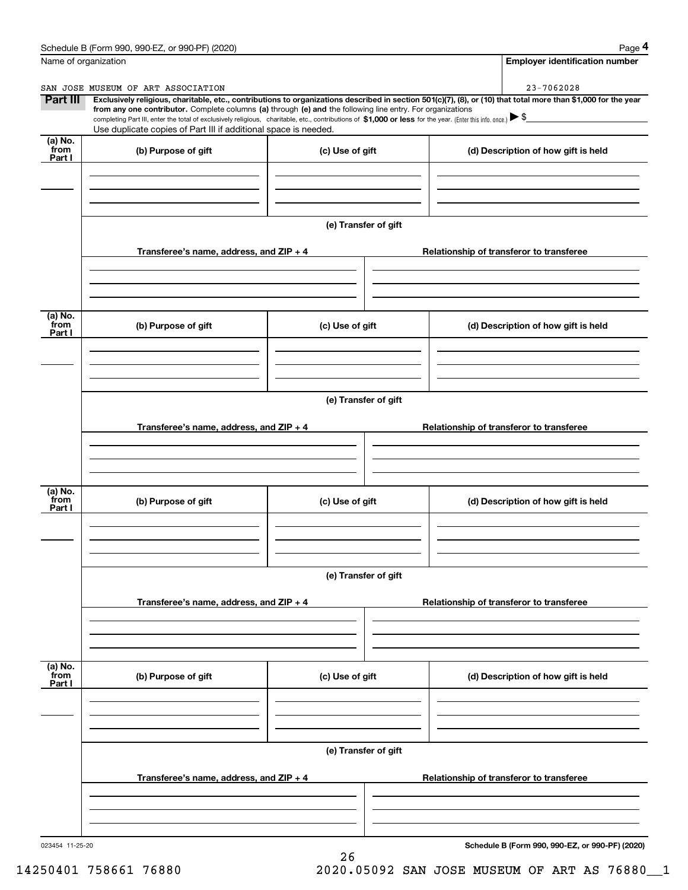Name of organization | Employer identification number

SAN JOSE MUSEUM OF ART ASSOCIATION | 23-7062028

**Part III** **Exclusively religious, charitable, etc., contributions to organizations described in section 501(c)(7), (8), or (10) that total more than $1,000 for the year from any one contributor.** Complete columns **(a)** through **(e) and** the following line entry. For organizations completing Part III, enter the total of exclusively religious, charitable, etc., contributions of **$1,000 or less** for the year. (Enter this info. once.) ▶ $

Use duplicate copies of Part III if additional space is needed.

| (a) No. from Part I | (b) Purpose of gift | (c) Use of gift | (d) Description of how gift is held |
|---|---|---|---|
| | | | |

**(e) Transfer of gift**

| Transferee's name, address, and ZIP + 4 | Relationship of transferor to transferee |
|---|---|
| | |

| (a) No. from Part I | (b) Purpose of gift | (c) Use of gift | (d) Description of how gift is held |
|---|---|---|---|
| | | | |

**(e) Transfer of gift**

| Transferee's name, address, and ZIP + 4 | Relationship of transferor to transferee |
|---|---|
| | |

| (a) No. from Part I | (b) Purpose of gift | (c) Use of gift | (d) Description of how gift is held |
|---|---|---|---|
| | | | |

**(e) Transfer of gift**

| Transferee's name, address, and ZIP + 4 | Relationship of transferor to transferee |
|---|---|
| | |

| (a) No. from Part I | (b) Purpose of gift | (c) Use of gift | (d) Description of how gift is held |
|---|---|---|---|
| | | | |

**(e) Transfer of gift**

| Transferee's name, address, and ZIP + 4 | Relationship of transferor to transferee |
|---|---|
| | |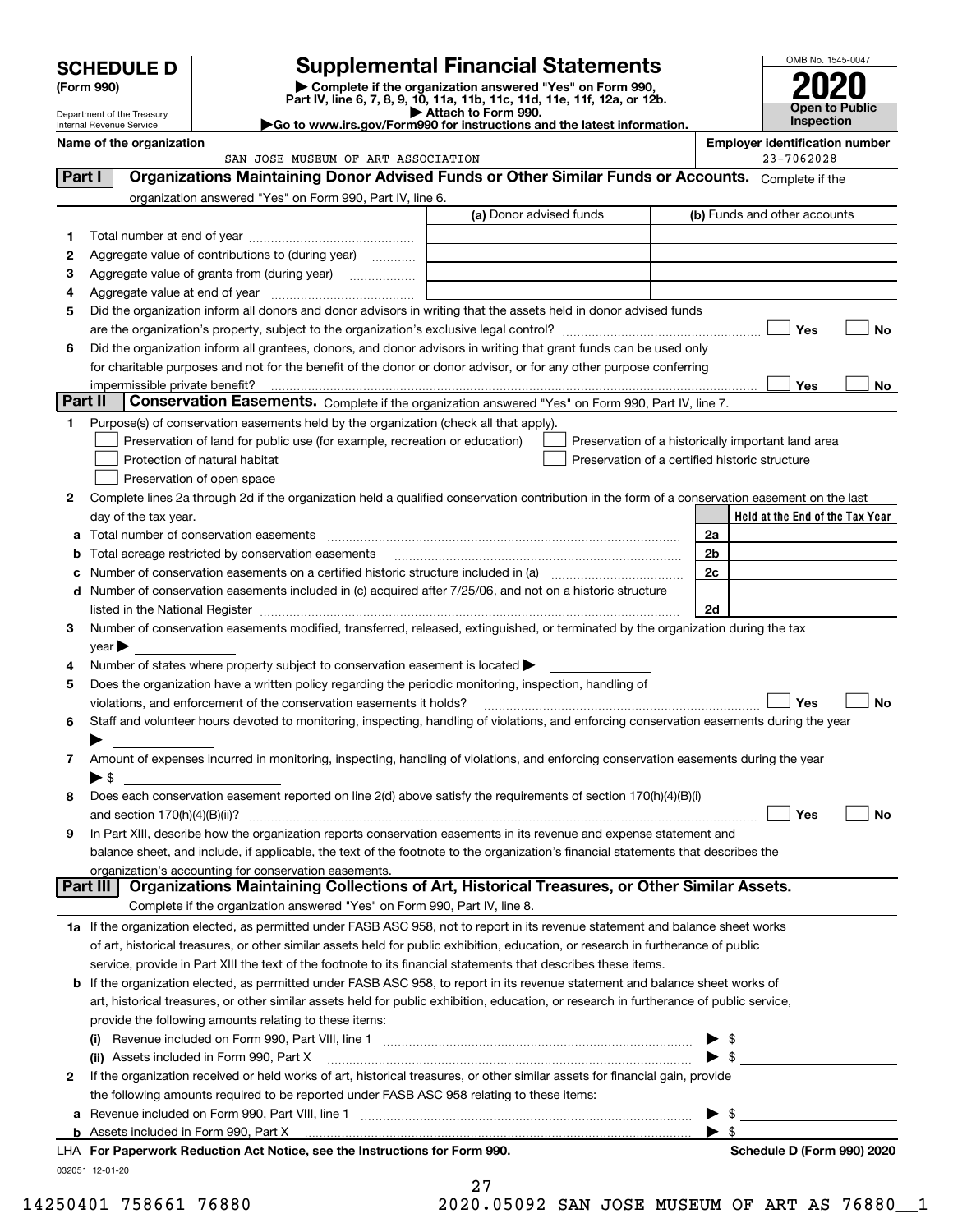# SCHEDULE D (Form 990)

Department of the Treasury
Internal Revenue Service

## Supplemental Financial Statements

▶ Complete if the organization answered "Yes" on Form 990, Part IV, line 6, 7, 8, 9, 10, 11a, 11b, 11c, 11d, 11e, 11f, 12a, or 12b.
▶ Attach to Form 990.
▶Go to www.irs.gov/Form990 for instructions and the latest information.

OMB No. 1545-0047

**2020**

**Open to Public Inspection**

**Name of the organization** SAN JOSE MUSEUM OF ART ASSOCIATION

**Employer identification number** 23-7062028

### Part I Organizations Maintaining Donor Advised Funds or Other Similar Funds or Accounts. Complete if the organization answered "Yes" on Form 990, Part IV, line 6.

| | | (a) Donor advised funds | (b) Funds and other accounts |
|---|---|---|---|
| 1 | Total number at end of year | | |
| 2 | Aggregate value of contributions to (during year) | | |
| 3 | Aggregate value of grants from (during year) | | |
| 4 | Aggregate value at end of year | | |

5 Did the organization inform all donors and donor advisors in writing that the assets held in donor advised funds are the organization's property, subject to the organization's exclusive legal control? ☐ Yes ☐ No

6 Did the organization inform all grantees, donors, and donor advisors in writing that grant funds can be used only for charitable purposes and not for the benefit of the donor or donor advisor, or for any other purpose conferring impermissible private benefit? ☐ Yes ☐ No

### Part II Conservation Easements. Complete if the organization answered "Yes" on Form 990, Part IV, line 7.

1 Purpose(s) of conservation easements held by the organization (check all that apply).

☐ Preservation of land for public use (for example, recreation or education)
☐ Protection of natural habitat
☐ Preservation of open space
☐ Preservation of a historically important land area
☐ Preservation of a certified historic structure

2 Complete lines 2a through 2d if the organization held a qualified conservation contribution in the form of a conservation easement on the last day of the tax year.

| | | | Held at the End of the Tax Year |
|---|---|---|---|
| a | Total number of conservation easements | 2a | |
| b | Total acreage restricted by conservation easements | 2b | |
| c | Number of conservation easements on a certified historic structure included in (a) | 2c | |
| d | Number of conservation easements included in (c) acquired after 7/25/06, and not on a historic structure listed in the National Register | 2d | |

3 Number of conservation easements modified, transferred, released, extinguished, or terminated by the organization during the tax year ▶

4 Number of states where property subject to conservation easement is located ▶

5 Does the organization have a written policy regarding the periodic monitoring, inspection, handling of violations, and enforcement of the conservation easements it holds? ☐ Yes ☐ No

6 Staff and volunteer hours devoted to monitoring, inspecting, handling of violations, and enforcing conservation easements during the year ▶

7 Amount of expenses incurred in monitoring, inspecting, handling of violations, and enforcing conservation easements during the year ▶ $

8 Does each conservation easement reported on line 2(d) above satisfy the requirements of section 170(h)(4)(B)(i) and section 170(h)(4)(B)(ii)? ☐ Yes ☐ No

9 In Part XIII, describe how the organization reports conservation easements in its revenue and expense statement and balance sheet, and include, if applicable, the text of the footnote to the organization's financial statements that describes the organization's accounting for conservation easements.

### Part III Organizations Maintaining Collections of Art, Historical Treasures, or Other Similar Assets. Complete if the organization answered "Yes" on Form 990, Part IV, line 8.

1a If the organization elected, as permitted under FASB ASC 958, not to report in its revenue statement and balance sheet works of art, historical treasures, or other similar assets held for public exhibition, education, or research in furtherance of public service, provide in Part XIII the text of the footnote to its financial statements that describes these items.

b If the organization elected, as permitted under FASB ASC 958, to report in its revenue statement and balance sheet works of art, historical treasures, or other similar assets held for public exhibition, education, or research in furtherance of public service, provide the following amounts relating to these items:

(i) Revenue included on Form 990, Part VIII, line 1 ▶ $

(ii) Assets included in Form 990, Part X ▶ $

2 If the organization received or held works of art, historical treasures, or other similar assets for financial gain, provide the following amounts required to be reported under FASB ASC 958 relating to these items:

a Revenue included on Form 990, Part VIII, line 1 ▶ $

b Assets included in Form 990, Part X ▶ $

**LHA For Paperwork Reduction Act Notice, see the Instructions for Form 990.** **Schedule D (Form 990) 2020**

032051 12-01-20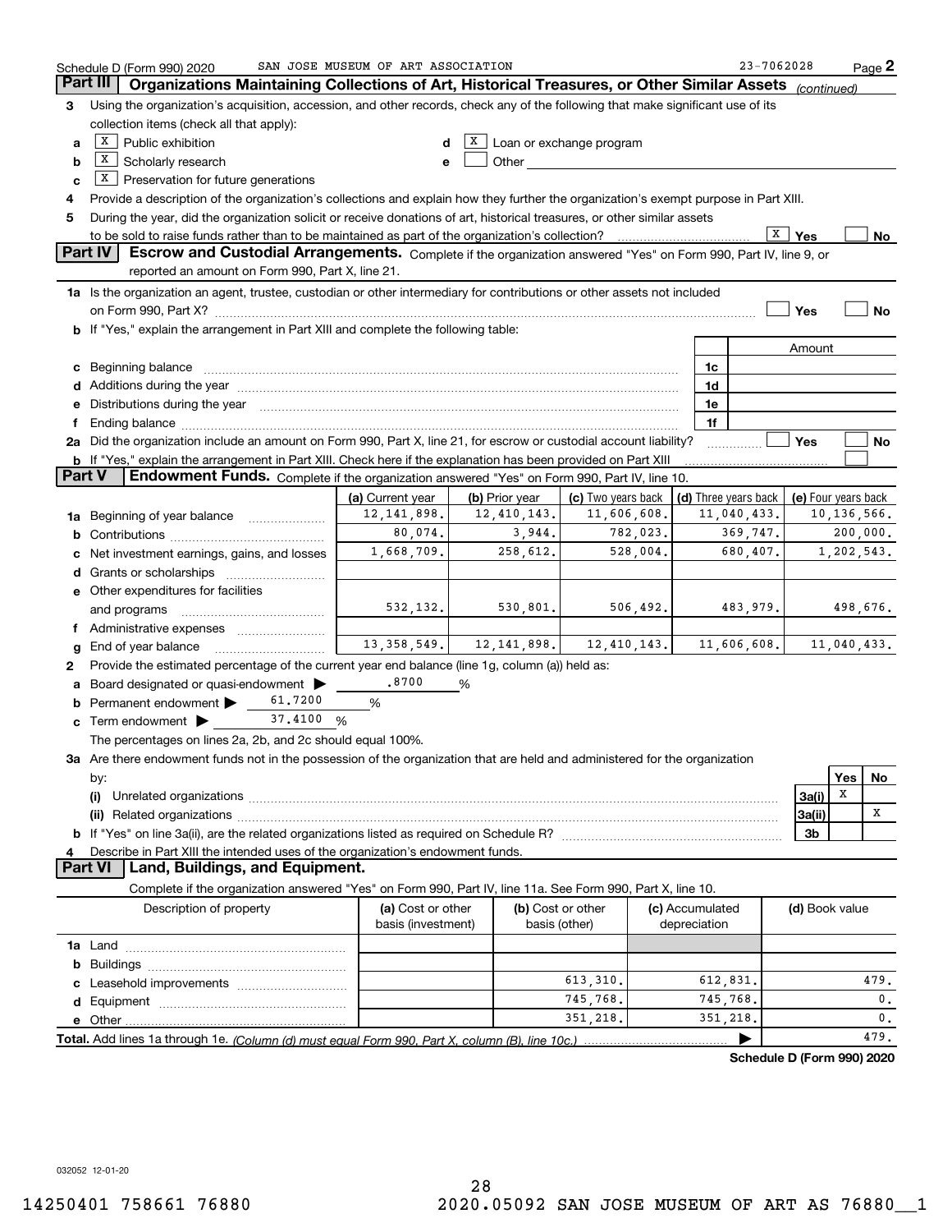Schedule D (Form 990) 2020 SAN JOSE MUSEUM OF ART ASSOCIATION 23-7062028 Page 2

## Part III Organizations Maintaining Collections of Art, Historical Treasures, or Other Similar Assets *(continued)*

**3** Using the organization's acquisition, accession, and other records, check any of the following that make significant use of its collection items (check all that apply):

- **a** [X] Public exhibition
- **b** [X] Scholarly research
- **c** [X] Preservation for future generations
- **d** [X] Loan or exchange program
- **e** [ ] Other

**4** Provide a description of the organization's collections and explain how they further the organization's exempt purpose in Part XIII.

**5** During the year, did the organization solicit or receive donations of art, historical treasures, or other similar assets to be sold to raise funds rather than to be maintained as part of the organization's collection? [X] Yes [ ] No

## Part IV Escrow and Custodial Arrangements.

Complete if the organization answered "Yes" on Form 990, Part IV, line 9, or reported an amount on Form 990, Part X, line 21.

**1a** Is the organization an agent, trustee, custodian or other intermediary for contributions or other assets not included on Form 990, Part X? [ ] Yes [ ] No

**b** If "Yes," explain the arrangement in Part XIII and complete the following table:

| | | Amount |
|---|---|---|
| **c** Beginning balance | 1c | |
| **d** Additions during the year | 1d | |
| **e** Distributions during the year | 1e | |
| **f** Ending balance | 1f | |

**2a** Did the organization include an amount on Form 990, Part X, line 21, for escrow or custodial account liability? [ ] Yes [ ] No

**b** If "Yes," explain the arrangement in Part XIII. Check here if the explanation has been provided on Part XIII [ ]

## Part V Endowment Funds.

Complete if the organization answered "Yes" on Form 990, Part IV, line 10.

| | (a) Current year | (b) Prior year | (c) Two years back | (d) Three years back | (e) Four years back |
|---|---|---|---|---|---|
| **1a** Beginning of year balance | 12,141,898. | 12,410,143. | 11,606,608. | 11,040,433. | 10,136,566. |
| **b** Contributions | 80,074. | 3,944. | 782,023. | 369,747. | 200,000. |
| **c** Net investment earnings, gains, and losses | 1,668,709. | 258,612. | 528,004. | 680,407. | 1,202,543. |
| **d** Grants or scholarships | | | | | |
| **e** Other expenditures for facilities and programs | 532,132. | 530,801. | 506,492. | 483,979. | 498,676. |
| **f** Administrative expenses | | | | | |
| **g** End of year balance | 13,358,549. | 12,141,898. | 12,410,143. | 11,606,608. | 11,040,433. |

**2** Provide the estimated percentage of the current year end balance (line 1g, column (a)) held as:

- **a** Board designated or quasi-endowment ▶ .8700 %
- **b** Permanent endowment ▶ 61.7200 %
- **c** Term endowment ▶ 37.4100 %

The percentages on lines 2a, 2b, and 2c should equal 100%.

**3a** Are there endowment funds not in the possession of the organization that are held and administered for the organization by:

| | | Yes | No |
|---|---|---|---|
| **(i)** Unrelated organizations | 3a(i) | X | |
| **(ii)** Related organizations | 3a(ii) | | X |
| **b** If "Yes" on line 3a(ii), are the related organizations listed as required on Schedule R? | 3b | | |

**4** Describe in Part XIII the intended uses of the organization's endowment funds.

## Part VI Land, Buildings, and Equipment.

Complete if the organization answered "Yes" on Form 990, Part IV, line 11a. See Form 990, Part X, line 10.

| Description of property | (a) Cost or other basis (investment) | (b) Cost or other basis (other) | (c) Accumulated depreciation | (d) Book value |
|---|---|---|---|---|
| **1a** Land | | | | |
| **b** Buildings | | | | |
| **c** Leasehold improvements | | 613,310. | 612,831. | 479. |
| **d** Equipment | | 745,768. | 745,768. | 0. |
| **e** Other | | 351,218. | 351,218. | 0. |
| **Total.** Add lines 1a through 1e. *(Column (d) must equal Form 990, Part X, column (B), line 10c.)* | | | ▶ | 479. |

**Schedule D (Form 990) 2020**

032052 12-01-20

14250401 758661 76880 2020.05092 SAN JOSE MUSEUM OF ART AS 76880__1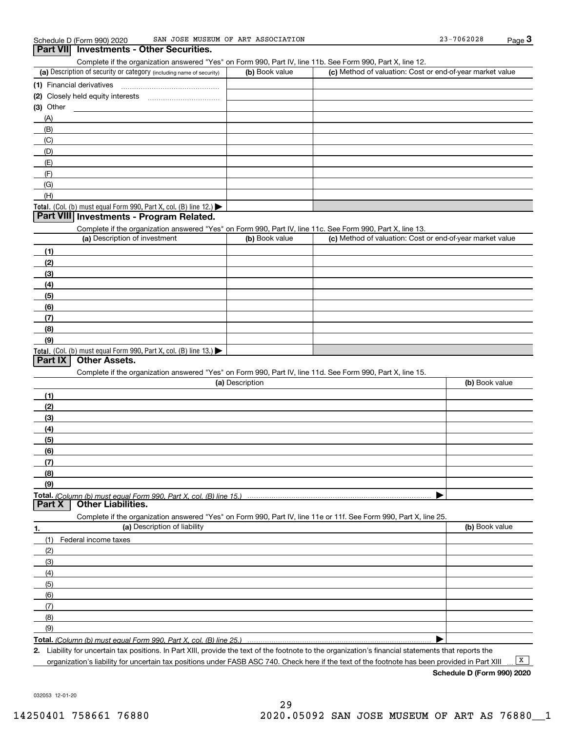Schedule D (Form 990) 2020 SAN JOSE MUSEUM OF ART ASSOCIATION 23-7062028

## Part VII Investments - Other Securities.

Complete if the organization answered "Yes" on Form 990, Part IV, line 11b. See Form 990, Part X, line 12.

| (a) Description of security or category (including name of security) | (b) Book value | (c) Method of valuation: Cost or end-of-year market value |
|---|---|---|
| (1) Financial derivatives | | |
| (2) Closely held equity interests | | |
| (3) Other | | |
| (A) | | |
| (B) | | |
| (C) | | |
| (D) | | |
| (E) | | |
| (F) | | |
| (G) | | |
| (H) | | |
| Total. (Col. (b) must equal Form 990, Part X, col. (B) line 12.) | | |

## Part VIII Investments - Program Related.

Complete if the organization answered "Yes" on Form 990, Part IV, line 11c. See Form 990, Part X, line 13.

| (a) Description of investment | (b) Book value | (c) Method of valuation: Cost or end-of-year market value |
|---|---|---|
| (1) | | |
| (2) | | |
| (3) | | |
| (4) | | |
| (5) | | |
| (6) | | |
| (7) | | |
| (8) | | |
| (9) | | |
| Total. (Col. (b) must equal Form 990, Part X, col. (B) line 13.) | | |

## Part IX Other Assets.

Complete if the organization answered "Yes" on Form 990, Part IV, line 11d. See Form 990, Part X, line 15.

| (a) Description | (b) Book value |
|---|---|
| (1) | |
| (2) | |
| (3) | |
| (4) | |
| (5) | |
| (6) | |
| (7) | |
| (8) | |
| (9) | |
| Total. *(Column (b) must equal Form 990, Part X, col. (B) line 15.)* | |

## Part X Other Liabilities.

Complete if the organization answered "Yes" on Form 990, Part IV, line 11e or 11f. See Form 990, Part X, line 25.

| 1. (a) Description of liability | (b) Book value |
|---|---|
| (1) Federal income taxes | |
| (2) | |
| (3) | |
| (4) | |
| (5) | |
| (6) | |
| (7) | |
| (8) | |
| (9) | |
| Total. *(Column (b) must equal Form 990, Part X, col. (B) line 25.)* | |

2. Liability for uncertain tax positions. In Part XIII, provide the text of the footnote to the organization's financial statements that reports the organization's liability for uncertain tax positions under FASB ASC 740. Check here if the text of the footnote has been provided in Part XIII ... [X]

**Schedule D (Form 990) 2020**

032053 12-01-20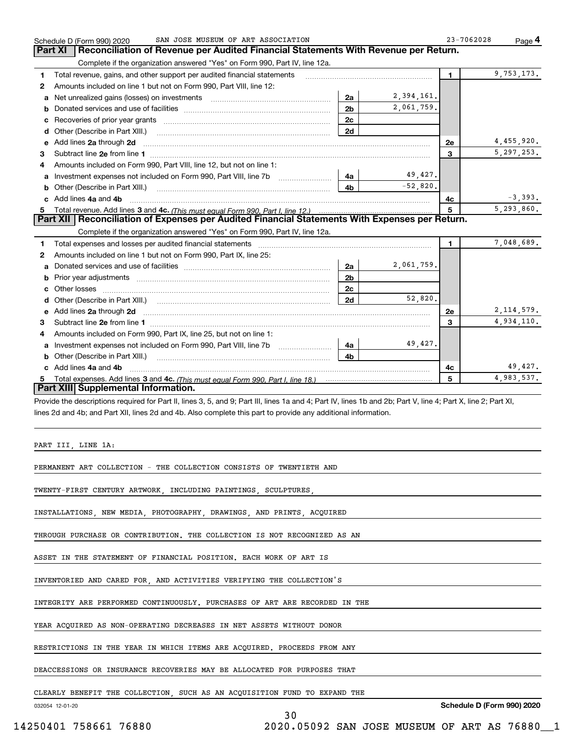Schedule D (Form 990) 2020 SAN JOSE MUSEUM OF ART ASSOCIATION 23-7062028 Page 4

## Part XI Reconciliation of Revenue per Audited Financial Statements With Revenue per Return.

Complete if the organization answered "Yes" on Form 990, Part IV, line 12a.

| | | | | | |
|---|---|---|---|---|---|
| 1 | Total revenue, gains, and other support per audited financial statements | | | 1 | 9,753,173. |
| 2 | Amounts included on line 1 but not on Form 990, Part VIII, line 12: | | | | |
| a | Net unrealized gains (losses) on investments | 2a | 2,394,161. | | |
| b | Donated services and use of facilities | 2b | 2,061,759. | | |
| c | Recoveries of prior year grants | 2c | | | |
| d | Other (Describe in Part XIII.) | 2d | | | |
| e | Add lines 2a through 2d | | | 2e | 4,455,920. |
| 3 | Subtract line 2e from line 1 | | | 3 | 5,297,253. |
| 4 | Amounts included on Form 990, Part VIII, line 12, but not on line 1: | | | | |
| a | Investment expenses not included on Form 990, Part VIII, line 7b | 4a | 49,427. | | |
| b | Other (Describe in Part XIII.) | 4b | -52,820. | | |
| c | Add lines 4a and 4b | | | 4c | -3,393. |
| 5 | Total revenue. Add lines 3 and 4c. *(This must equal Form 990, Part I, line 12.)* | | | 5 | 5,293,860. |

## Part XII Reconciliation of Expenses per Audited Financial Statements With Expenses per Return.

Complete if the organization answered "Yes" on Form 990, Part IV, line 12a.

| | | | | | |
|---|---|---|---|---|---|
| 1 | Total expenses and losses per audited financial statements | | | 1 | 7,048,689. |
| 2 | Amounts included on line 1 but not on Form 990, Part IX, line 25: | | | | |
| a | Donated services and use of facilities | 2a | 2,061,759. | | |
| b | Prior year adjustments | 2b | | | |
| c | Other losses | 2c | | | |
| d | Other (Describe in Part XIII.) | 2d | 52,820. | | |
| e | Add lines 2a through 2d | | | 2e | 2,114,579. |
| 3 | Subtract line 2e from line 1 | | | 3 | 4,934,110. |
| 4 | Amounts included on Form 990, Part IX, line 25, but not on line 1: | | | | |
| a | Investment expenses not included on Form 990, Part VIII, line 7b | 4a | 49,427. | | |
| b | Other (Describe in Part XIII.) | 4b | | | |
| c | Add lines 4a and 4b | | | 4c | 49,427. |
| 5 | Total expenses. Add lines 3 and 4c. *(This must equal Form 990, Part I, line 18.)* | | | 5 | 4,983,537. |

## Part XIII Supplemental Information.

Provide the descriptions required for Part II, lines 3, 5, and 9; Part III, lines 1a and 4; Part IV, lines 1b and 2b; Part V, line 4; Part X, line 2; Part XI, lines 2d and 4b; and Part XII, lines 2d and 4b. Also complete this part to provide any additional information.

PART III, LINE 1A:

PERMANENT ART COLLECTION - THE COLLECTION CONSISTS OF TWENTIETH AND TWENTY-FIRST CENTURY ARTWORK, INCLUDING PAINTINGS, SCULPTURES, INSTALLATIONS, NEW MEDIA, PHOTOGRAPHY, DRAWINGS, AND PRINTS, ACQUIRED THROUGH PURCHASE OR CONTRIBUTION. THE COLLECTION IS NOT RECOGNIZED AS AN ASSET IN THE STATEMENT OF FINANCIAL POSITION. EACH WORK OF ART IS INVENTORIED AND CARED FOR, AND ACTIVITIES VERIFYING THE COLLECTION'S INTEGRITY ARE PERFORMED CONTINUOUSLY. PURCHASES OF ART ARE RECORDED IN THE YEAR ACQUIRED AS NON-OPERATING DECREASES IN NET ASSETS WITHOUT DONOR RESTRICTIONS IN THE YEAR IN WHICH ITEMS ARE ACQUIRED. PROCEEDS FROM ANY DEACCESSIONS OR INSURANCE RECOVERIES MAY BE ALLOCATED FOR PURPOSES THAT CLEARLY BENEFIT THE COLLECTION, SUCH AS AN ACQUISITION FUND TO EXPAND THE

032054 12-01-20 Schedule D (Form 990) 2020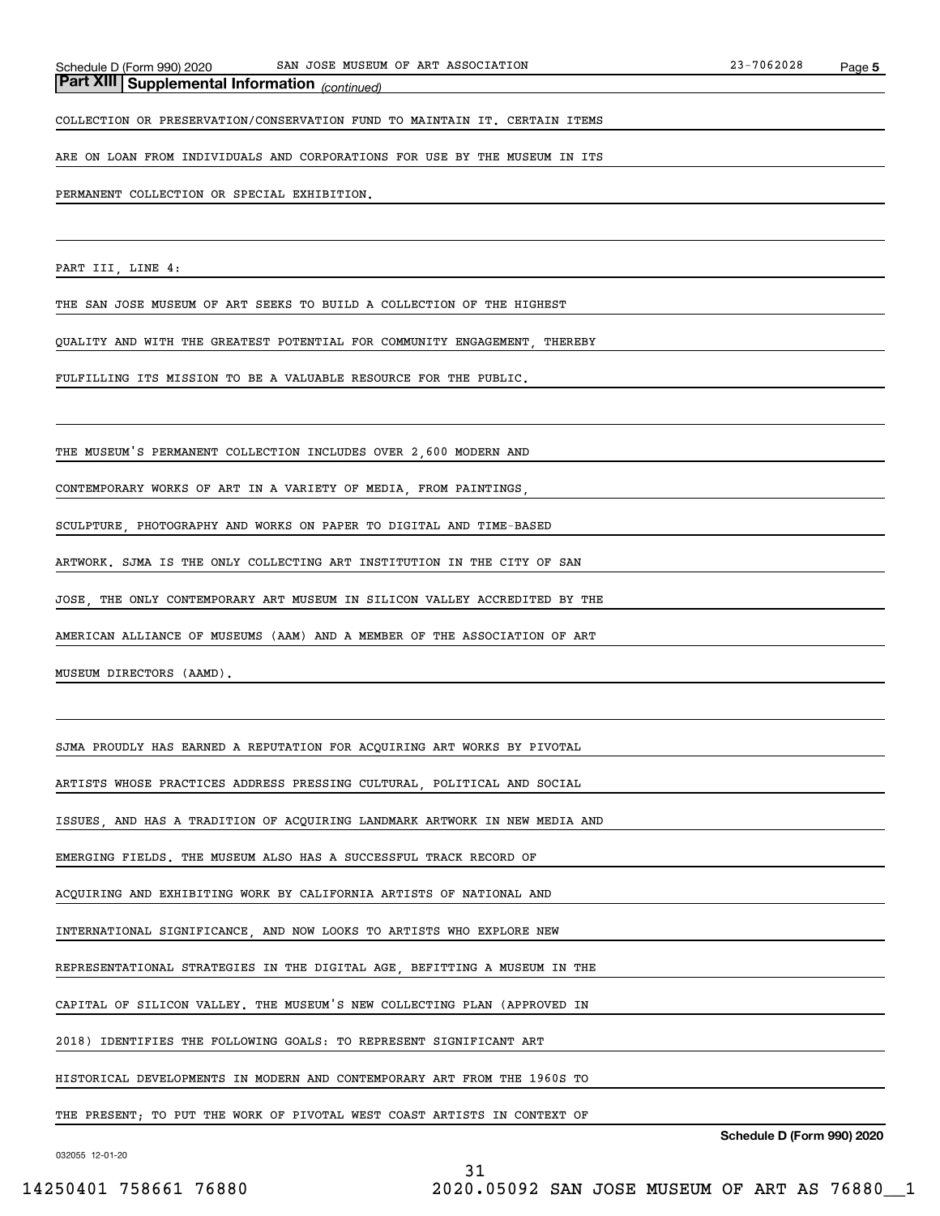**Part XIII | Supplemental Information** *(continued)*

COLLECTION OR PRESERVATION/CONSERVATION FUND TO MAINTAIN IT. CERTAIN ITEMS ARE ON LOAN FROM INDIVIDUALS AND CORPORATIONS FOR USE BY THE MUSEUM IN ITS PERMANENT COLLECTION OR SPECIAL EXHIBITION.

PART III, LINE 4:

THE SAN JOSE MUSEUM OF ART SEEKS TO BUILD A COLLECTION OF THE HIGHEST QUALITY AND WITH THE GREATEST POTENTIAL FOR COMMUNITY ENGAGEMENT, THEREBY FULFILLING ITS MISSION TO BE A VALUABLE RESOURCE FOR THE PUBLIC.

THE MUSEUM'S PERMANENT COLLECTION INCLUDES OVER 2,600 MODERN AND CONTEMPORARY WORKS OF ART IN A VARIETY OF MEDIA, FROM PAINTINGS, SCULPTURE, PHOTOGRAPHY AND WORKS ON PAPER TO DIGITAL AND TIME-BASED ARTWORK. SJMA IS THE ONLY COLLECTING ART INSTITUTION IN THE CITY OF SAN JOSE, THE ONLY CONTEMPORARY ART MUSEUM IN SILICON VALLEY ACCREDITED BY THE AMERICAN ALLIANCE OF MUSEUMS (AAM) AND A MEMBER OF THE ASSOCIATION OF ART MUSEUM DIRECTORS (AAMD).

SJMA PROUDLY HAS EARNED A REPUTATION FOR ACQUIRING ART WORKS BY PIVOTAL ARTISTS WHOSE PRACTICES ADDRESS PRESSING CULTURAL, POLITICAL AND SOCIAL ISSUES, AND HAS A TRADITION OF ACQUIRING LANDMARK ARTWORK IN NEW MEDIA AND EMERGING FIELDS. THE MUSEUM ALSO HAS A SUCCESSFUL TRACK RECORD OF ACQUIRING AND EXHIBITING WORK BY CALIFORNIA ARTISTS OF NATIONAL AND INTERNATIONAL SIGNIFICANCE, AND NOW LOOKS TO ARTISTS WHO EXPLORE NEW REPRESENTATIONAL STRATEGIES IN THE DIGITAL AGE, BEFITTING A MUSEUM IN THE CAPITAL OF SILICON VALLEY. THE MUSEUM'S NEW COLLECTING PLAN (APPROVED IN 2018) IDENTIFIES THE FOLLOWING GOALS: TO REPRESENT SIGNIFICANT ART HISTORICAL DEVELOPMENTS IN MODERN AND CONTEMPORARY ART FROM THE 1960S TO THE PRESENT; TO PUT THE WORK OF PIVOTAL WEST COAST ARTISTS IN CONTEXT OF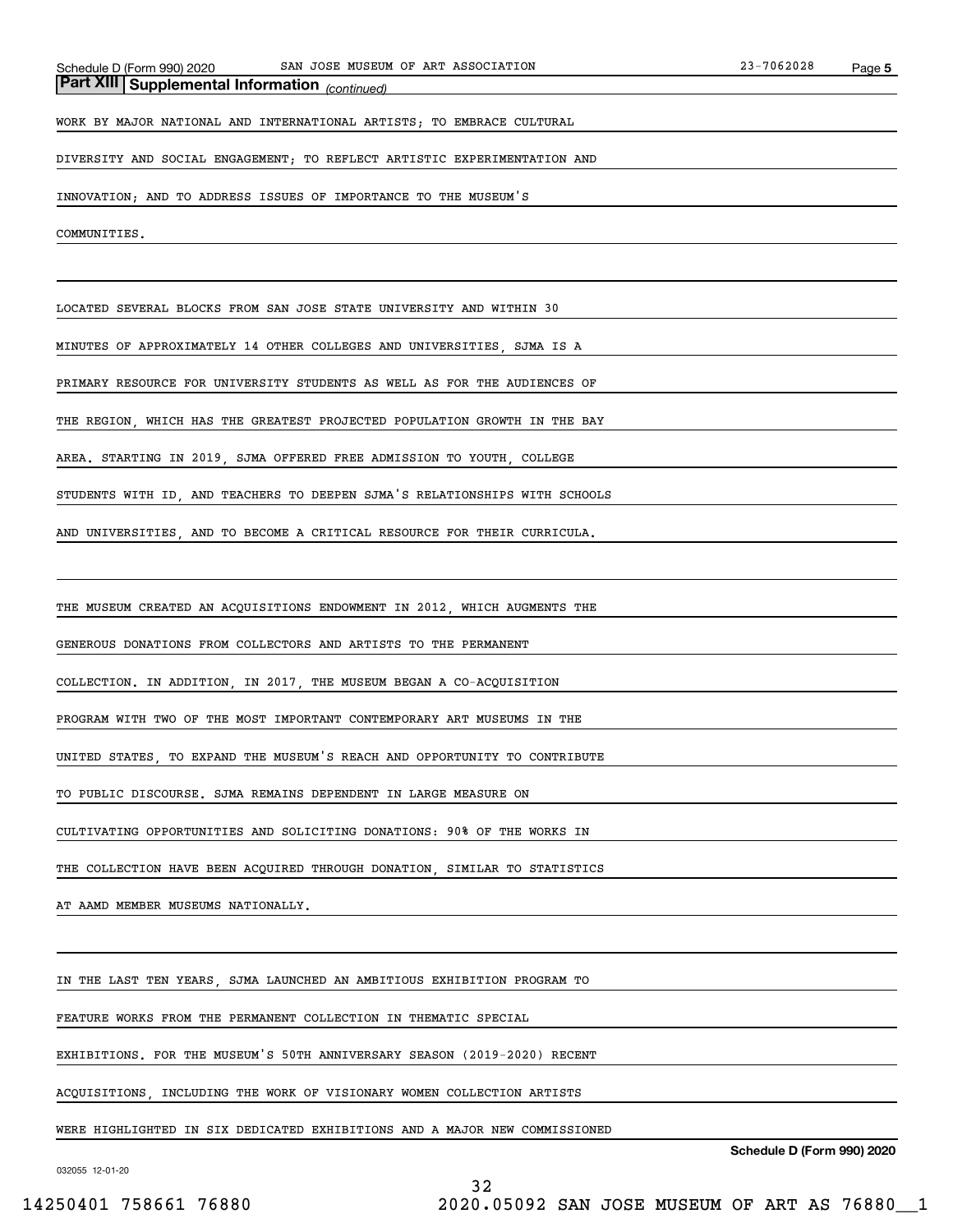## Part XIII | Supplemental Information *(continued)*

WORK BY MAJOR NATIONAL AND INTERNATIONAL ARTISTS; TO EMBRACE CULTURAL DIVERSITY AND SOCIAL ENGAGEMENT; TO REFLECT ARTISTIC EXPERIMENTATION AND INNOVATION; AND TO ADDRESS ISSUES OF IMPORTANCE TO THE MUSEUM'S COMMUNITIES.

LOCATED SEVERAL BLOCKS FROM SAN JOSE STATE UNIVERSITY AND WITHIN 30 MINUTES OF APPROXIMATELY 14 OTHER COLLEGES AND UNIVERSITIES, SJMA IS A PRIMARY RESOURCE FOR UNIVERSITY STUDENTS AS WELL AS FOR THE AUDIENCES OF THE REGION, WHICH HAS THE GREATEST PROJECTED POPULATION GROWTH IN THE BAY AREA. STARTING IN 2019, SJMA OFFERED FREE ADMISSION TO YOUTH, COLLEGE STUDENTS WITH ID, AND TEACHERS TO DEEPEN SJMA'S RELATIONSHIPS WITH SCHOOLS AND UNIVERSITIES, AND TO BECOME A CRITICAL RESOURCE FOR THEIR CURRICULA.

THE MUSEUM CREATED AN ACQUISITIONS ENDOWMENT IN 2012, WHICH AUGMENTS THE GENEROUS DONATIONS FROM COLLECTORS AND ARTISTS TO THE PERMANENT COLLECTION. IN ADDITION, IN 2017, THE MUSEUM BEGAN A CO-ACQUISITION PROGRAM WITH TWO OF THE MOST IMPORTANT CONTEMPORARY ART MUSEUMS IN THE UNITED STATES, TO EXPAND THE MUSEUM'S REACH AND OPPORTUNITY TO CONTRIBUTE TO PUBLIC DISCOURSE. SJMA REMAINS DEPENDENT IN LARGE MEASURE ON CULTIVATING OPPORTUNITIES AND SOLICITING DONATIONS: 90% OF THE WORKS IN THE COLLECTION HAVE BEEN ACQUIRED THROUGH DONATION, SIMILAR TO STATISTICS AT AAMD MEMBER MUSEUMS NATIONALLY.

IN THE LAST TEN YEARS, SJMA LAUNCHED AN AMBITIOUS EXHIBITION PROGRAM TO FEATURE WORKS FROM THE PERMANENT COLLECTION IN THEMATIC SPECIAL EXHIBITIONS. FOR THE MUSEUM'S 50TH ANNIVERSARY SEASON (2019-2020) RECENT ACQUISITIONS, INCLUDING THE WORK OF VISIONARY WOMEN COLLECTION ARTISTS WERE HIGHLIGHTED IN SIX DEDICATED EXHIBITIONS AND A MAJOR NEW COMMISSIONED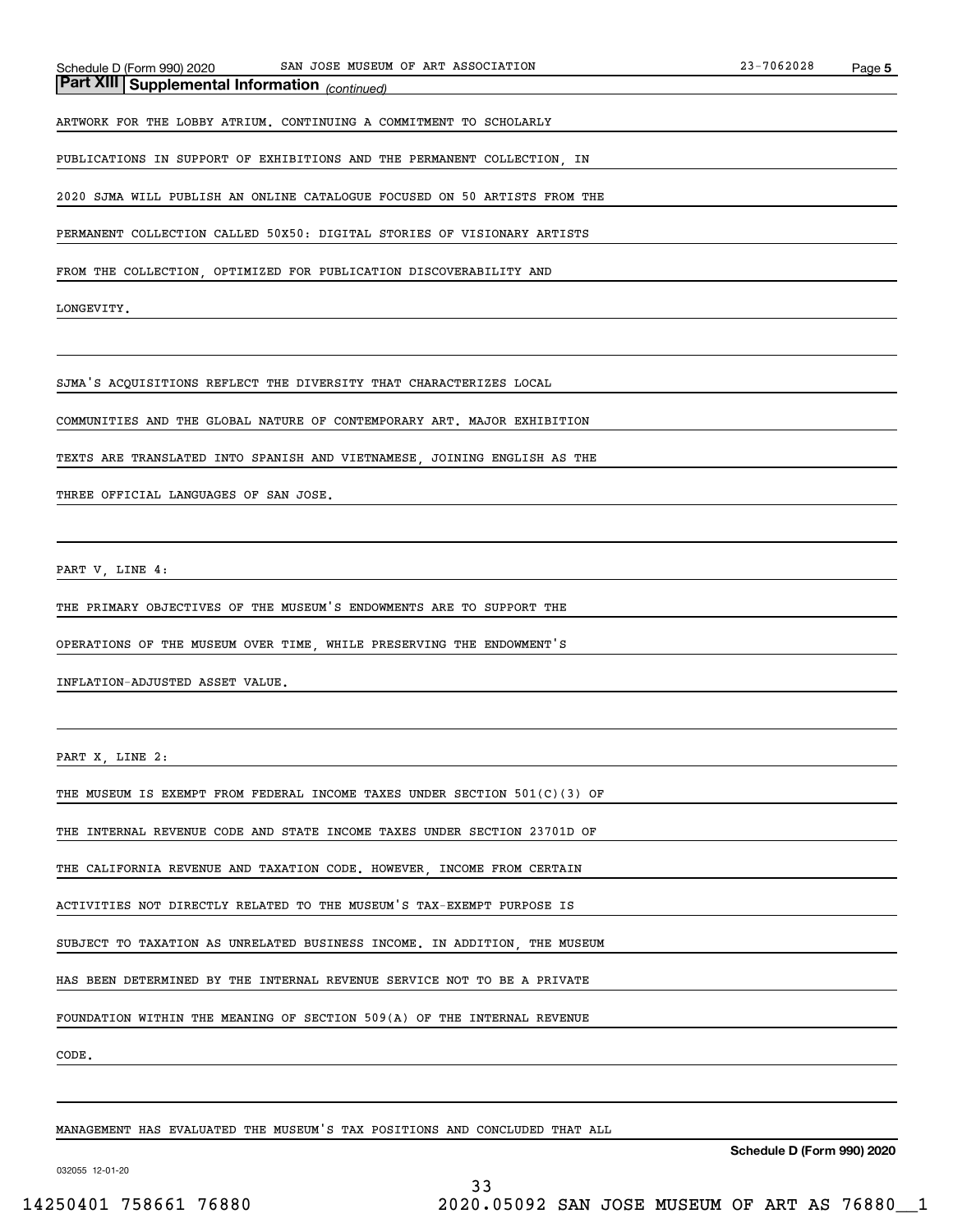## Part XIII Supplemental Information *(continued)*

ARTWORK FOR THE LOBBY ATRIUM. CONTINUING A COMMITMENT TO SCHOLARLY PUBLICATIONS IN SUPPORT OF EXHIBITIONS AND THE PERMANENT COLLECTION, IN 2020 SJMA WILL PUBLISH AN ONLINE CATALOGUE FOCUSED ON 50 ARTISTS FROM THE PERMANENT COLLECTION CALLED 50X50: DIGITAL STORIES OF VISIONARY ARTISTS FROM THE COLLECTION, OPTIMIZED FOR PUBLICATION DISCOVERABILITY AND LONGEVITY.

SJMA'S ACQUISITIONS REFLECT THE DIVERSITY THAT CHARACTERIZES LOCAL COMMUNITIES AND THE GLOBAL NATURE OF CONTEMPORARY ART. MAJOR EXHIBITION TEXTS ARE TRANSLATED INTO SPANISH AND VIETNAMESE, JOINING ENGLISH AS THE THREE OFFICIAL LANGUAGES OF SAN JOSE.

PART V, LINE 4:

THE PRIMARY OBJECTIVES OF THE MUSEUM'S ENDOWMENTS ARE TO SUPPORT THE OPERATIONS OF THE MUSEUM OVER TIME, WHILE PRESERVING THE ENDOWMENT'S INFLATION-ADJUSTED ASSET VALUE.

PART X, LINE 2:

THE MUSEUM IS EXEMPT FROM FEDERAL INCOME TAXES UNDER SECTION 501(C)(3) OF THE INTERNAL REVENUE CODE AND STATE INCOME TAXES UNDER SECTION 23701D OF THE CALIFORNIA REVENUE AND TAXATION CODE. HOWEVER, INCOME FROM CERTAIN ACTIVITIES NOT DIRECTLY RELATED TO THE MUSEUM'S TAX-EXEMPT PURPOSE IS SUBJECT TO TAXATION AS UNRELATED BUSINESS INCOME. IN ADDITION, THE MUSEUM HAS BEEN DETERMINED BY THE INTERNAL REVENUE SERVICE NOT TO BE A PRIVATE FOUNDATION WITHIN THE MEANING OF SECTION 509(A) OF THE INTERNAL REVENUE CODE.

MANAGEMENT HAS EVALUATED THE MUSEUM'S TAX POSITIONS AND CONCLUDED THAT ALL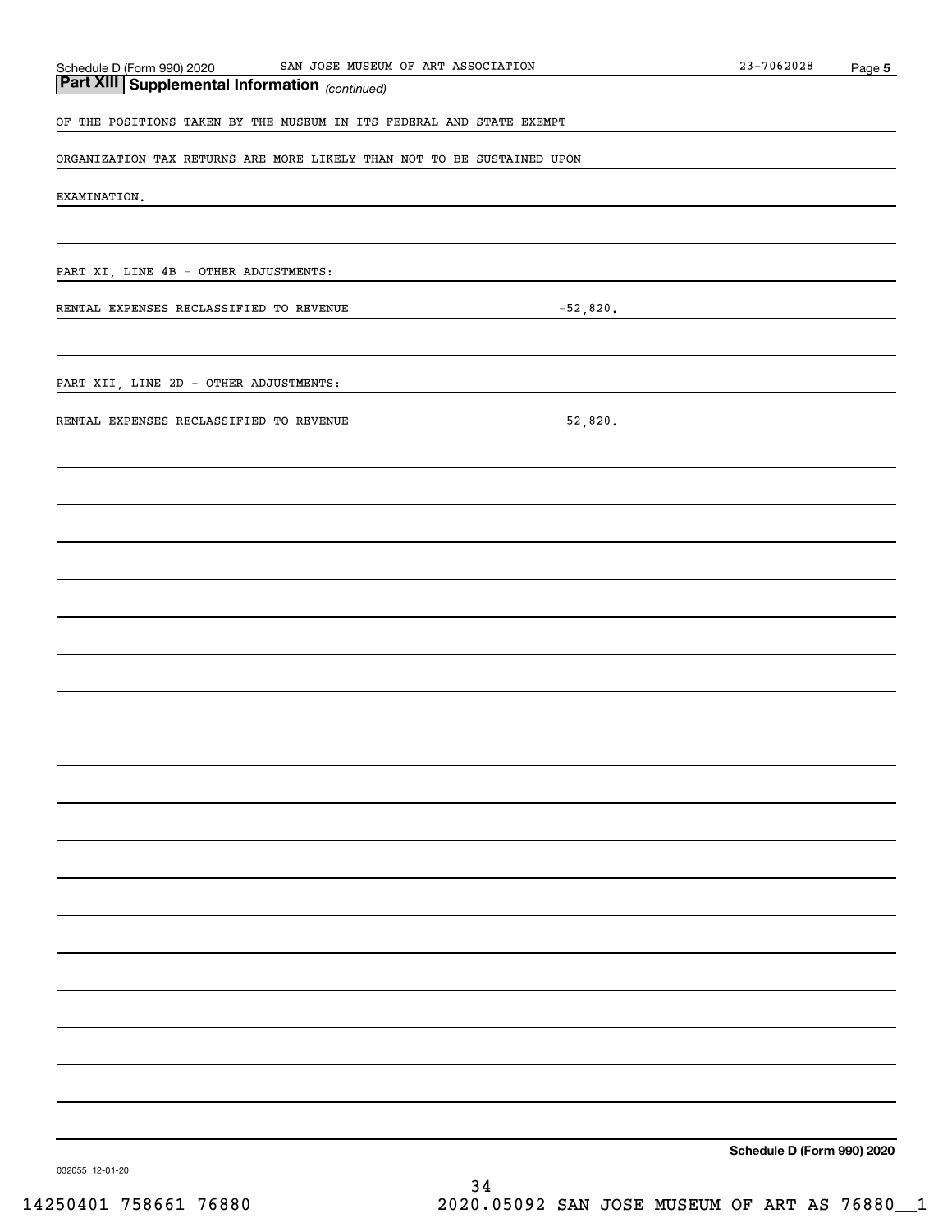## Part XIII Supplemental Information *(continued)*

OF THE POSITIONS TAKEN BY THE MUSEUM IN ITS FEDERAL AND STATE EXEMPT

ORGANIZATION TAX RETURNS ARE MORE LIKELY THAN NOT TO BE SUSTAINED UPON

EXAMINATION.

PART XI, LINE 4B - OTHER ADJUSTMENTS:

| | |
|---|---|
| RENTAL EXPENSES RECLASSIFIED TO REVENUE | -52,820. |

PART XII, LINE 2D - OTHER ADJUSTMENTS:

| | |
|---|---|
| RENTAL EXPENSES RECLASSIFIED TO REVENUE | 52,820. |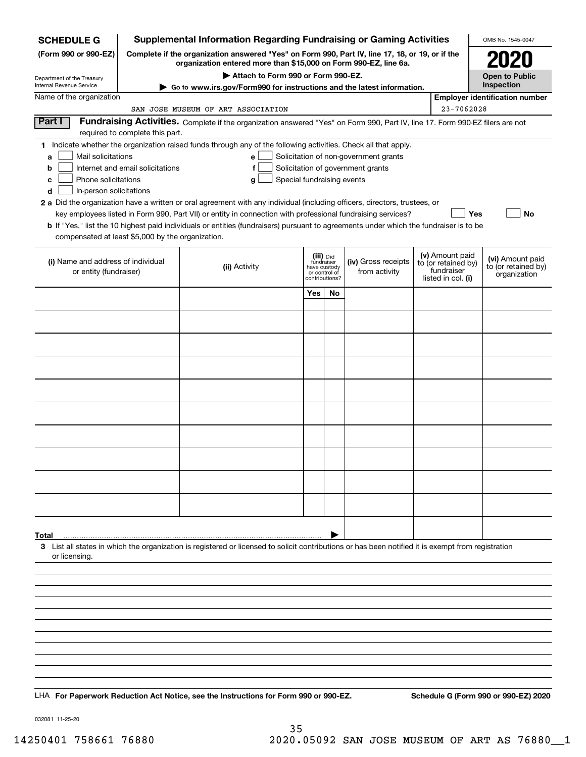**SCHEDULE G**
**(Form 990 or 990-EZ)**

Department of the Treasury
Internal Revenue Service

# Supplemental Information Regarding Fundraising or Gaming Activities

**Complete if the organization answered "Yes" on Form 990, Part IV, line 17, 18, or 19, or if the organization entered more than $15,000 on Form 990-EZ, line 6a.**

▶ **Attach to Form 990 or Form 990-EZ.**

▶ **Go to www.irs.gov/Form990 for instructions and the latest information.**

OMB No. 1545-0047

**2020**

**Open to Public Inspection**

Name of the organization: SAN JOSE MUSEUM OF ART ASSOCIATION

**Employer identification number:** 23-7062028

## Part I Fundraising Activities.

Complete if the organization answered "Yes" on Form 990, Part IV, line 17. Form 990-EZ filers are not required to complete this part.

**1** Indicate whether the organization raised funds through any of the following activities. Check all that apply.

- **a** ☐ Mail solicitations
- **b** ☐ Internet and email solicitations
- **c** ☐ Phone solicitations
- **d** ☐ In-person solicitations
- **e** ☐ Solicitation of non-government grants
- **f** ☐ Solicitation of government grants
- **g** ☐ Special fundraising events

**2 a** Did the organization have a written or oral agreement with any individual (including officers, directors, trustees, or key employees listed in Form 990, Part VII) or entity in connection with professional fundraising services? ☐ **Yes** ☐ **No**

**b** If "Yes," list the 10 highest paid individuals or entities (fundraisers) pursuant to agreements under which the fundraiser is to be compensated at least $5,000 by the organization.

| (i) Name and address of individual or entity (fundraiser) | (ii) Activity | (iii) Did fundraiser have custody or control of contributions? Yes | No | (iv) Gross receipts from activity | (v) Amount paid to (or retained by) fundraiser listed in col. (i) | (vi) Amount paid to (or retained by) organization |
|---|---|---|---|---|---|---|
| | | | | | | |
| | | | | | | |
| | | | | | | |
| | | | | | | |
| | | | | | | |
| | | | | | | |
| | | | | | | |
| | | | | | | |
| | | | | | | |
| | | | | | | |
| **Total** ▶ | | | | | | |

**3** List all states in which the organization is registered or licensed to solicit contributions or has been notified it is exempt from registration or licensing.

LHA **For Paperwork Reduction Act Notice, see the Instructions for Form 990 or 990-EZ.** **Schedule G (Form 990 or 990-EZ) 2020**

032081 11-25-20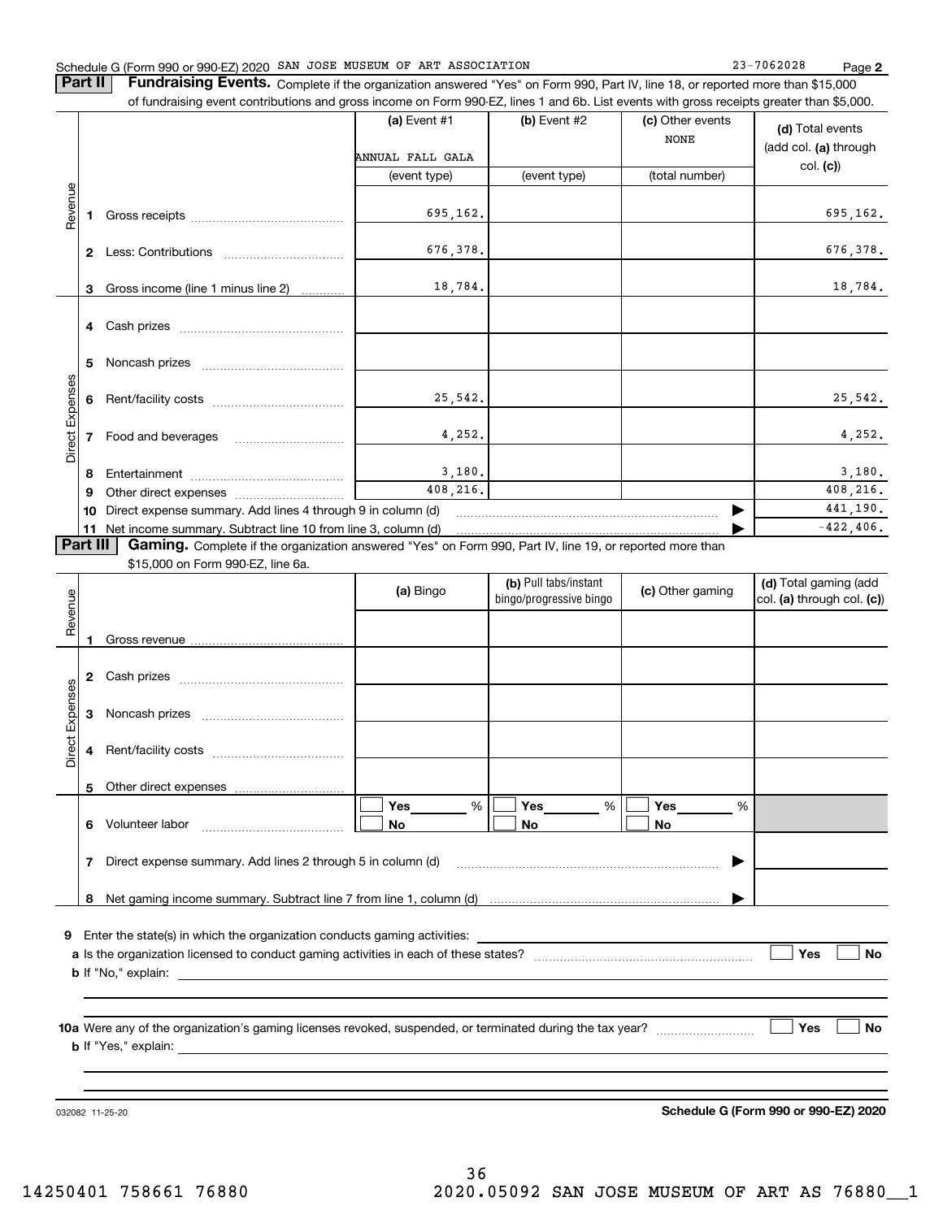Schedule G (Form 990 or 990-EZ) 2020 SAN JOSE MUSEUM OF ART ASSOCIATION 23-7062028 Page **2**

**Part II** **Fundraising Events.** Complete if the organization answered "Yes" on Form 990, Part IV, line 18, or reported more than $15,000 of fundraising event contributions and gross income on Form 990-EZ, lines 1 and 6b. List events with gross receipts greater than $5,000.

| | | (a) Event #1 | (b) Event #2 | (c) Other events | (d) Total events (add col. (a) through col. (c)) |
|---|---|---|---|---|---|
| | | ANNUAL FALL GALA | | NONE | |
| | | (event type) | (event type) | (total number) | |
| Revenue | 1 Gross receipts | 695,162. | | | 695,162. |
| | 2 Less: Contributions | 676,378. | | | 676,378. |
| | 3 Gross income (line 1 minus line 2) | 18,784. | | | 18,784. |
| Direct Expenses | 4 Cash prizes | | | | |
| | 5 Noncash prizes | | | | |
| | 6 Rent/facility costs | 25,542. | | | 25,542. |
| | 7 Food and beverages | 4,252. | | | 4,252. |
| | 8 Entertainment | 3,180. | | | 3,180. |
| | 9 Other direct expenses | 408,216. | | | 408,216. |
| | 10 Direct expense summary. Add lines 4 through 9 in column (d) | | | | 441,190. |
| | 11 Net income summary. Subtract line 10 from line 3, column (d) | | | | -422,406. |

**Part III** **Gaming.** Complete if the organization answered "Yes" on Form 990, Part IV, line 19, or reported more than $15,000 on Form 990-EZ, line 6a.

| | | (a) Bingo | (b) Pull tabs/instant bingo/progressive bingo | (c) Other gaming | (d) Total gaming (add col. (a) through col. (c)) |
|---|---|---|---|---|---|
| Revenue | 1 Gross revenue | | | | |
| Direct Expenses | 2 Cash prizes | | | | |
| | 3 Noncash prizes | | | | |
| | 4 Rent/facility costs | | | | |
| | 5 Other direct expenses | | | | |
| | 6 Volunteer labor | ☐ Yes ____ % ☐ No | ☐ Yes ____ % ☐ No | ☐ Yes ____ % ☐ No | |
| | 7 Direct expense summary. Add lines 2 through 5 in column (d) | | | | |
| | 8 Net gaming income summary. Subtract line 7 from line 1, column (d) | | | | |

**9** Enter the state(s) in which the organization conducts gaming activities:

**a** Is the organization licensed to conduct gaming activities in each of these states? ☐ Yes ☐ No

**b** If "No," explain:

**10a** Were any of the organization's gaming licenses revoked, suspended, or terminated during the tax year? ☐ Yes ☐ No

**b** If "Yes," explain:

032082 11-25-20 **Schedule G (Form 990 or 990-EZ) 2020**

14250401 758661 76880 2020.05092 SAN JOSE MUSEUM OF ART AS 76880__1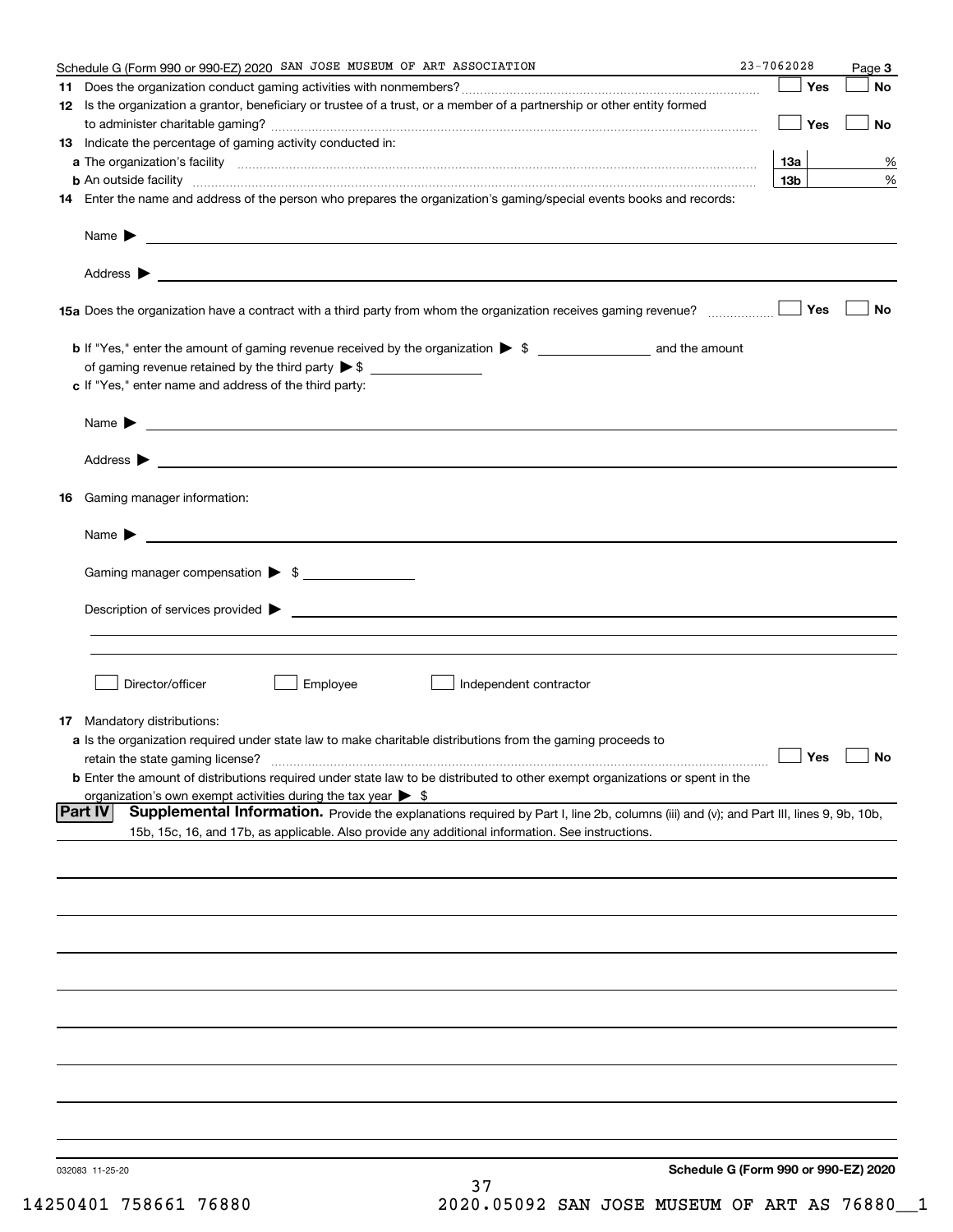Schedule G (Form 990 or 990-EZ) 2020 SAN JOSE MUSEUM OF ART ASSOCIATION 23-7062028 Page 3

**11** Does the organization conduct gaming activities with nonmembers? ☐ Yes ☐ No

**12** Is the organization a grantor, beneficiary or trustee of a trust, or a member of a partnership or other entity formed to administer charitable gaming? ☐ Yes ☐ No

**13** Indicate the percentage of gaming activity conducted in:

**a** The organization's facility **13a** %

**b** An outside facility **13b** %

**14** Enter the name and address of the person who prepares the organization's gaming/special events books and records:

Name ▶

Address ▶

**15a** Does the organization have a contract with a third party from whom the organization receives gaming revenue? ☐ Yes ☐ No

**b** If "Yes," enter the amount of gaming revenue received by the organization ▶ $ ______ and the amount of gaming revenue retained by the third party ▶ $ ______

**c** If "Yes," enter name and address of the third party:

Name ▶

Address ▶

**16** Gaming manager information:

Name ▶

Gaming manager compensation ▶ $

Description of services provided ▶

☐ Director/officer ☐ Employee ☐ Independent contractor

**17** Mandatory distributions:

**a** Is the organization required under state law to make charitable distributions from the gaming proceeds to retain the state gaming license? ☐ Yes ☐ No

**b** Enter the amount of distributions required under state law to be distributed to other exempt organizations or spent in the organization's own exempt activities during the tax year ▶ $

**Part IV** **Supplemental Information.** Provide the explanations required by Part I, line 2b, columns (iii) and (v); and Part III, lines 9, 9b, 10b, 15b, 15c, 16, and 17b, as applicable. Also provide any additional information. See instructions.

032083 11-25-20 **Schedule G (Form 990 or 990-EZ) 2020**

14250401 758661 76880 2020.05092 SAN JOSE MUSEUM OF ART AS 76880__1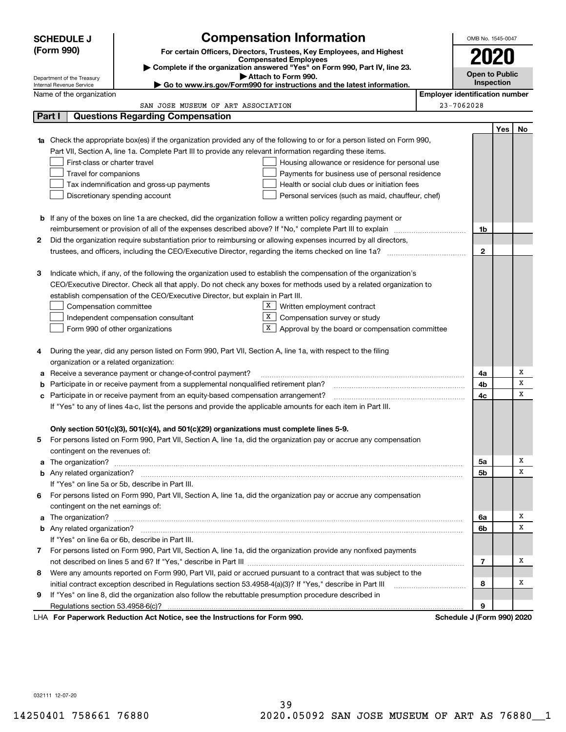**SCHEDULE J (Form 990)**

Department of the Treasury
Internal Revenue Service

# Compensation Information

**For certain Officers, Directors, Trustees, Key Employees, and Highest Compensated Employees**

▶ **Complete if the organization answered "Yes" on Form 990, Part IV, line 23.**

▶ **Attach to Form 990.**

▶ **Go to www.irs.gov/Form990 for instructions and the latest information.**

OMB No. 1545-0047

**2020**

**Open to Public Inspection**

Name of the organization: SAN JOSE MUSEUM OF ART ASSOCIATION

**Employer identification number:** 23-7062028

## Part I Questions Regarding Compensation

| | | | Yes | No |
|---|---|---|---|---|
| **1a** | Check the appropriate box(es) if the organization provided any of the following to or for a person listed on Form 990, Part VII, Section A, line 1a. Complete Part III to provide any relevant information regarding these items.<br>☐ First-class or charter travel ☐ Housing allowance or residence for personal use<br>☐ Travel for companions ☐ Payments for business use of personal residence<br>☐ Tax indemnification and gross-up payments ☐ Health or social club dues or initiation fees<br>☐ Discretionary spending account ☐ Personal services (such as maid, chauffeur, chef) | | | |
| **b** | If any of the boxes on line 1a are checked, did the organization follow a written policy regarding payment or reimbursement or provision of all of the expenses described above? If "No," complete Part III to explain | 1b | | |
| **2** | Did the organization require substantiation prior to reimbursing or allowing expenses incurred by all directors, trustees, and officers, including the CEO/Executive Director, regarding the items checked on line 1a? | 2 | | |
| **3** | Indicate which, if any, of the following the organization used to establish the compensation of the organization's CEO/Executive Director. Check all that apply. Do not check any boxes for methods used by a related organization to establish compensation of the CEO/Executive Director, but explain in Part III.<br>☐ Compensation committee ☒ Written employment contract<br>☐ Independent compensation consultant ☒ Compensation survey or study<br>☐ Form 990 of other organizations ☒ Approval by the board or compensation committee | | | |
| **4** | During the year, did any person listed on Form 990, Part VII, Section A, line 1a, with respect to the filing organization or a related organization: | | | |
| **a** | Receive a severance payment or change-of-control payment? | 4a | | X |
| **b** | Participate in or receive payment from a supplemental nonqualified retirement plan? | 4b | | X |
| **c** | Participate in or receive payment from an equity-based compensation arrangement? | 4c | | X |
| | If "Yes" to any of lines 4a-c, list the persons and provide the applicable amounts for each item in Part III. | | | |
| | **Only section 501(c)(3), 501(c)(4), and 501(c)(29) organizations must complete lines 5-9.** | | | |
| **5** | For persons listed on Form 990, Part VII, Section A, line 1a, did the organization pay or accrue any compensation contingent on the revenues of: | | | |
| **a** | The organization? | 5a | | X |
| **b** | Any related organization? | 5b | | X |
| | If "Yes" on line 5a or 5b, describe in Part III. | | | |
| **6** | For persons listed on Form 990, Part VII, Section A, line 1a, did the organization pay or accrue any compensation contingent on the net earnings of: | | | |
| **a** | The organization? | 6a | | X |
| **b** | Any related organization? | 6b | | X |
| | If "Yes" on line 6a or 6b, describe in Part III. | | | |
| **7** | For persons listed on Form 990, Part VII, Section A, line 1a, did the organization provide any nonfixed payments not described on lines 5 and 6? If "Yes," describe in Part III | 7 | | X |
| **8** | Were any amounts reported on Form 990, Part VII, paid or accrued pursuant to a contract that was subject to the initial contract exception described in Regulations section 53.4958-4(a)(3)? If "Yes," describe in Part III | 8 | | X |
| **9** | If "Yes" on line 8, did the organization also follow the rebuttable presumption procedure described in Regulations section 53.4958-6(c)? | 9 | | |

LHA **For Paperwork Reduction Act Notice, see the Instructions for Form 990.** **Schedule J (Form 990) 2020**

032111 12-07-20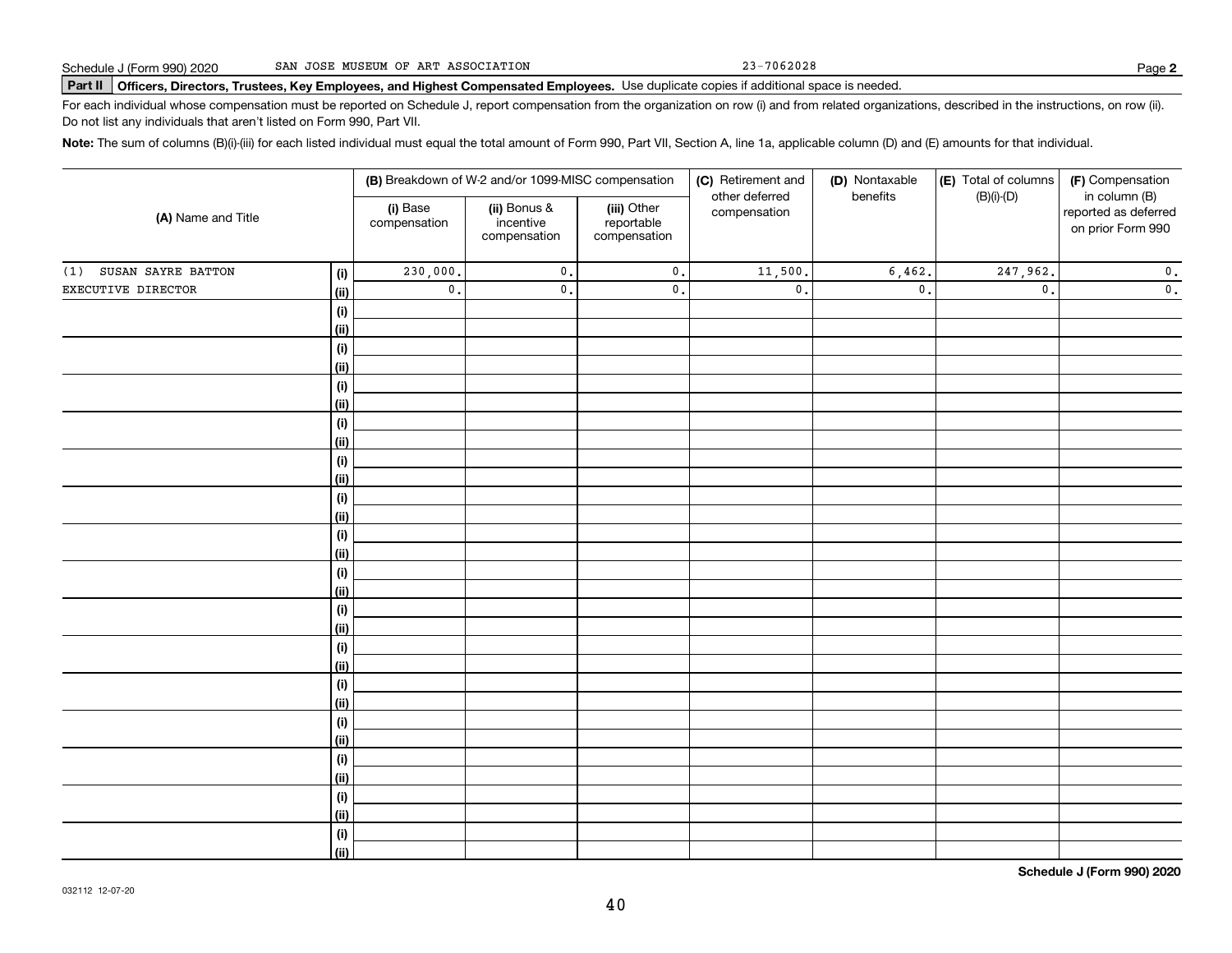Schedule J (Form 990) 2020 SAN JOSE MUSEUM OF ART ASSOCIATION 23-7062028 Page **2**

**Part II** **Officers, Directors, Trustees, Key Employees, and Highest Compensated Employees.** Use duplicate copies if additional space is needed.

For each individual whose compensation must be reported on Schedule J, report compensation from the organization on row (i) and from related organizations, described in the instructions, on row (ii). Do not list any individuals that aren't listed on Form 990, Part VII.

**Note:** The sum of columns (B)(i)-(iii) for each listed individual must equal the total amount of Form 990, Part VII, Section A, line 1a, applicable column (D) and (E) amounts for that individual.

| (A) Name and Title | | (B) Breakdown of W-2 and/or 1099-MISC compensation | | | (C) Retirement and other deferred compensation | (D) Nontaxable benefits | (E) Total of columns (B)(i)-(D) | (F) Compensation in column (B) reported as deferred on prior Form 990 |
|---|---|---|---|---|---|---|---|---|
| | | (i) Base compensation | (ii) Bonus & incentive compensation | (iii) Other reportable compensation | | | | |
| (1) SUSAN SAYRE BATTON | (i) | 230,000. | 0. | 0. | 11,500. | 6,462. | 247,962. | 0. |
| EXECUTIVE DIRECTOR | (ii) | 0. | 0. | 0. | 0. | 0. | 0. | 0. |

**Schedule J (Form 990) 2020**

032112 12-07-20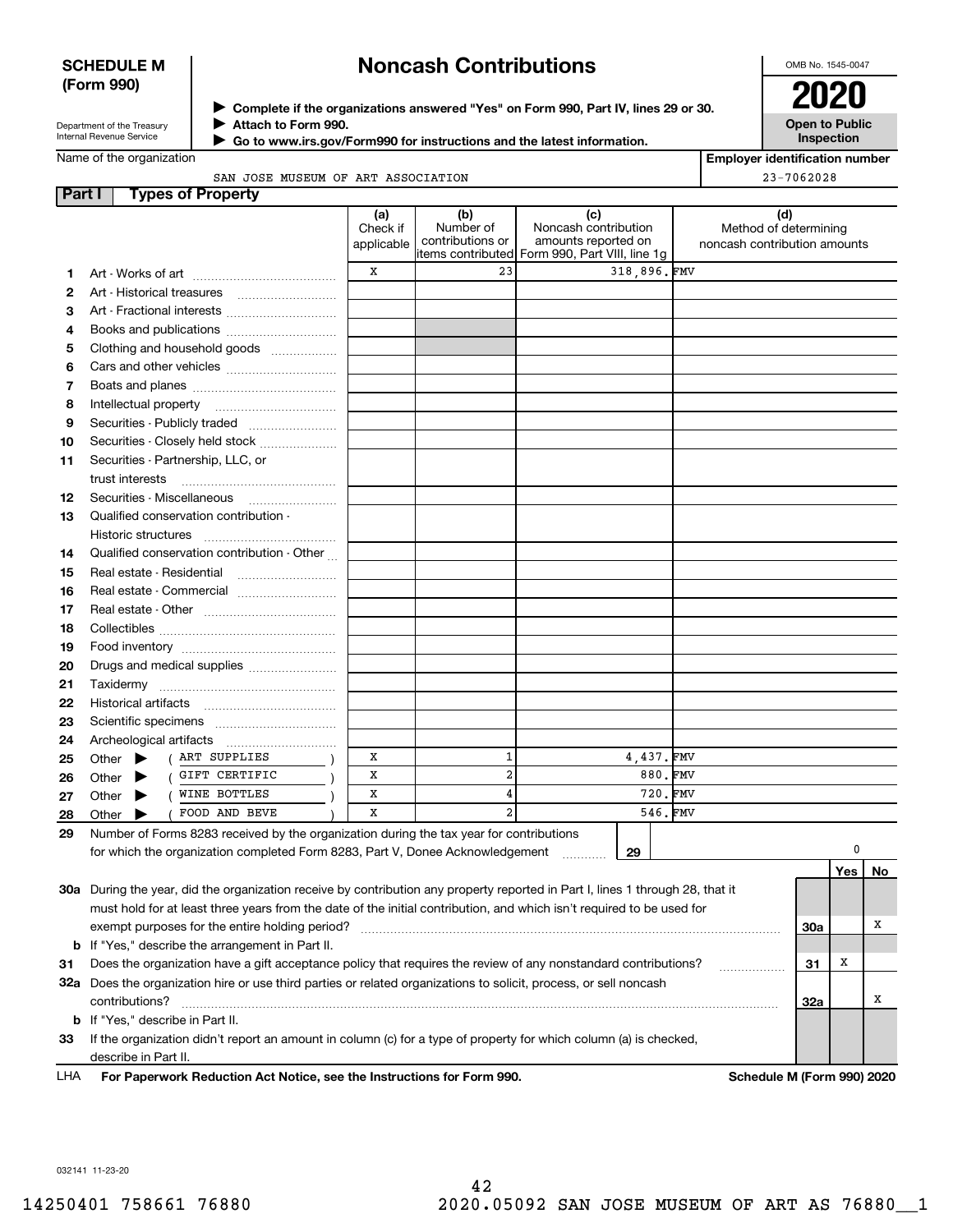**SCHEDULE M (Form 990)**

Department of the Treasury
Internal Revenue Service

# Noncash Contributions

▶ Complete if the organizations answered "Yes" on Form 990, Part IV, lines 29 or 30.
▶ Attach to Form 990.
▶ Go to www.irs.gov/Form990 for instructions and the latest information.

OMB No. 1545-0047

**2020**

**Open to Public Inspection**

Name of the organization: SAN JOSE MUSEUM OF ART ASSOCIATION

Employer identification number: 23-7062028

## Part I Types of Property

| | | (a) Check if applicable | (b) Number of contributions or items contributed | (c) Noncash contribution amounts reported on Form 990, Part VIII, line 1g | (d) Method of determining noncash contribution amounts |
|---|---|---|---|---|---|
| 1 | Art - Works of art | X | 23 | 318,896. | FMV |
| 2 | Art - Historical treasures | | | | |
| 3 | Art - Fractional interests | | | | |
| 4 | Books and publications | | | | |
| 5 | Clothing and household goods | | | | |
| 6 | Cars and other vehicles | | | | |
| 7 | Boats and planes | | | | |
| 8 | Intellectual property | | | | |
| 9 | Securities - Publicly traded | | | | |
| 10 | Securities - Closely held stock | | | | |
| 11 | Securities - Partnership, LLC, or trust interests | | | | |
| 12 | Securities - Miscellaneous | | | | |
| 13 | Qualified conservation contribution - Historic structures | | | | |
| 14 | Qualified conservation contribution - Other | | | | |
| 15 | Real estate - Residential | | | | |
| 16 | Real estate - Commercial | | | | |
| 17 | Real estate - Other | | | | |
| 18 | Collectibles | | | | |
| 19 | Food inventory | | | | |
| 20 | Drugs and medical supplies | | | | |
| 21 | Taxidermy | | | | |
| 22 | Historical artifacts | | | | |
| 23 | Scientific specimens | | | | |
| 24 | Archeological artifacts | | | | |
| 25 | Other ▶ ( ART SUPPLIES ) | X | 1 | 4,437. | FMV |
| 26 | Other ▶ ( GIFT CERTIFIC ) | X | 2 | 880. | FMV |
| 27 | Other ▶ ( WINE BOTTLES ) | X | 4 | 720. | FMV |
| 28 | Other ▶ ( FOOD AND BEVE ) | X | 2 | 546. | FMV |

29 Number of Forms 8283 received by the organization during the tax year for contributions for which the organization completed Form 8283, Part V, Donee Acknowledgement ..... **29** 0

| | | | Yes | No |
|---|---|---|---|---|
| 30a | During the year, did the organization receive by contribution any property reported in Part I, lines 1 through 28, that it must hold for at least three years from the date of the initial contribution, and which isn't required to be used for exempt purposes for the entire holding period? | 30a | | X |
| b | If "Yes," describe the arrangement in Part II. | | | |
| 31 | Does the organization have a gift acceptance policy that requires the review of any nonstandard contributions? | 31 | X | |
| 32a | Does the organization hire or use third parties or related organizations to solicit, process, or sell noncash contributions? | 32a | | X |
| b | If "Yes," describe in Part II. | | | |
| 33 | If the organization didn't report an amount in column (c) for a type of property for which column (a) is checked, describe in Part II. | | | |

LHA **For Paperwork Reduction Act Notice, see the Instructions for Form 990.** **Schedule M (Form 990) 2020**

032141 11-23-20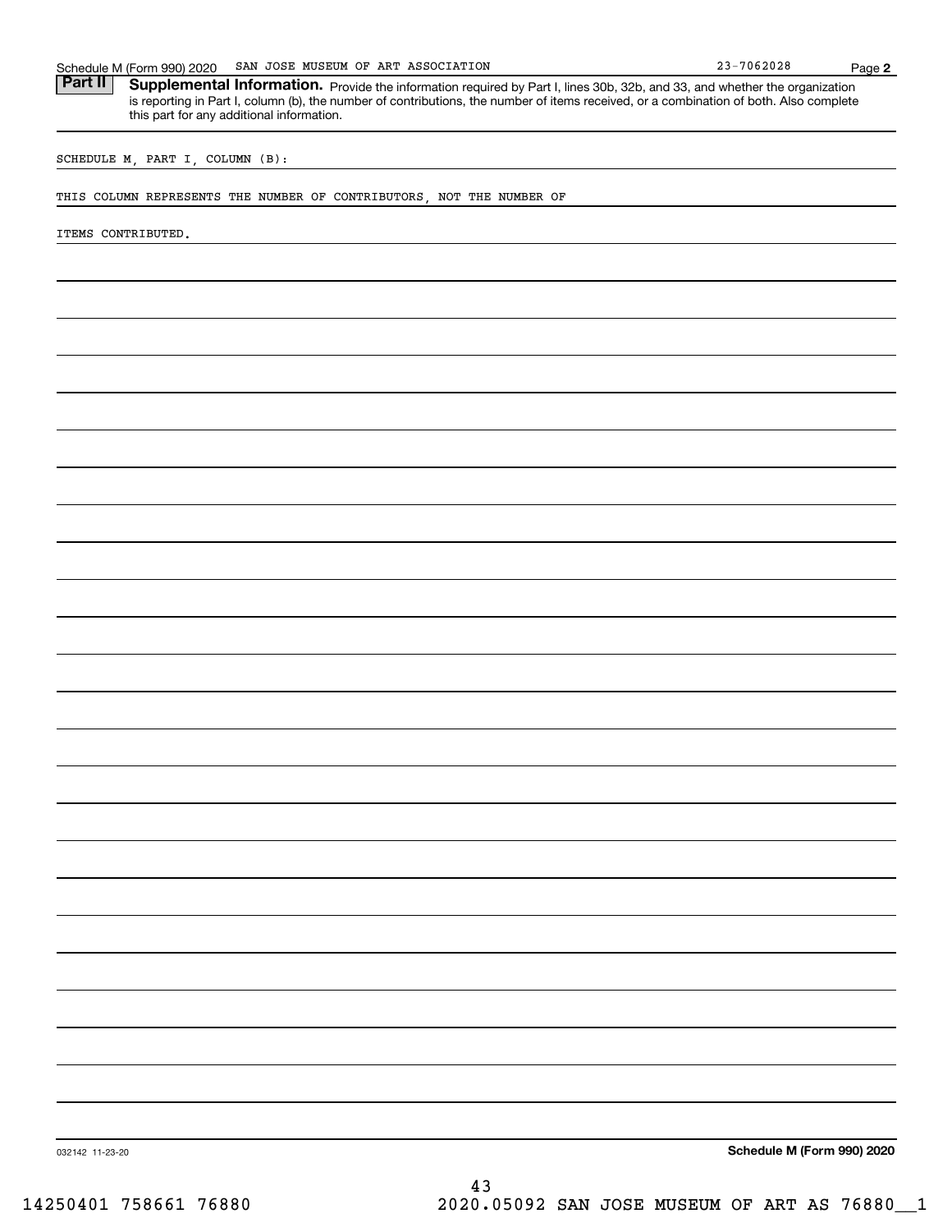Schedule M (Form 990) 2020 SAN JOSE MUSEUM OF ART ASSOCIATION 23-7062028

## Part II Supplemental Information.

Provide the information required by Part I, lines 30b, 32b, and 33, and whether the organization is reporting in Part I, column (b), the number of contributions, the number of items received, or a combination of both. Also complete this part for any additional information.

SCHEDULE M, PART I, COLUMN (B):

THIS COLUMN REPRESENTS THE NUMBER OF CONTRIBUTORS, NOT THE NUMBER OF ITEMS CONTRIBUTED.

032142 11-23-20

**Schedule M (Form 990) 2020**

14250401 758661 76880 2020.05092 SAN JOSE MUSEUM OF ART AS 76880__1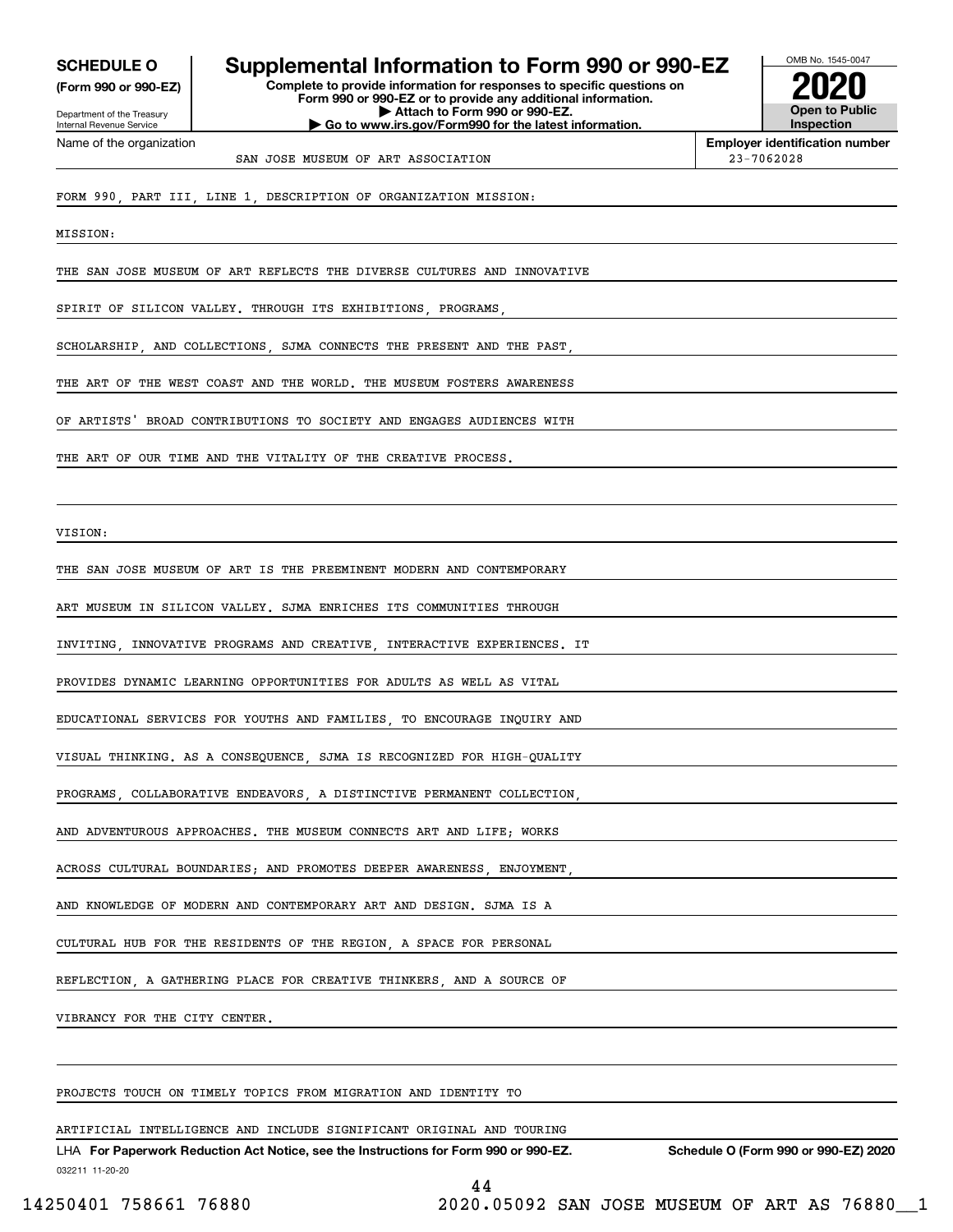**SCHEDULE O**
**(Form 990 or 990-EZ)**

Department of the Treasury
Internal Revenue Service

# Supplemental Information to Form 990 or 990-EZ

**Complete to provide information for responses to specific questions on Form 990 or 990-EZ or to provide any additional information.**
**▶ Attach to Form 990 or 990-EZ.**
**▶ Go to www.irs.gov/Form990 for the latest information.**

OMB No. 1545-0047
**2020**
**Open to Public Inspection**

Name of the organization: SAN JOSE MUSEUM OF ART ASSOCIATION

**Employer identification number:** 23-7062028

FORM 990, PART III, LINE 1, DESCRIPTION OF ORGANIZATION MISSION:

MISSION:

THE SAN JOSE MUSEUM OF ART REFLECTS THE DIVERSE CULTURES AND INNOVATIVE SPIRIT OF SILICON VALLEY. THROUGH ITS EXHIBITIONS, PROGRAMS, SCHOLARSHIP, AND COLLECTIONS, SJMA CONNECTS THE PRESENT AND THE PAST, THE ART OF THE WEST COAST AND THE WORLD. THE MUSEUM FOSTERS AWARENESS OF ARTISTS' BROAD CONTRIBUTIONS TO SOCIETY AND ENGAGES AUDIENCES WITH THE ART OF OUR TIME AND THE VITALITY OF THE CREATIVE PROCESS.

VISION:

THE SAN JOSE MUSEUM OF ART IS THE PREEMINENT MODERN AND CONTEMPORARY ART MUSEUM IN SILICON VALLEY. SJMA ENRICHES ITS COMMUNITIES THROUGH INVITING, INNOVATIVE PROGRAMS AND CREATIVE, INTERACTIVE EXPERIENCES. IT PROVIDES DYNAMIC LEARNING OPPORTUNITIES FOR ADULTS AS WELL AS VITAL EDUCATIONAL SERVICES FOR YOUTHS AND FAMILIES, TO ENCOURAGE INQUIRY AND VISUAL THINKING. AS A CONSEQUENCE, SJMA IS RECOGNIZED FOR HIGH-QUALITY PROGRAMS, COLLABORATIVE ENDEAVORS, A DISTINCTIVE PERMANENT COLLECTION, AND ADVENTUROUS APPROACHES. THE MUSEUM CONNECTS ART AND LIFE; WORKS ACROSS CULTURAL BOUNDARIES; AND PROMOTES DEEPER AWARENESS, ENJOYMENT, AND KNOWLEDGE OF MODERN AND CONTEMPORARY ART AND DESIGN. SJMA IS A CULTURAL HUB FOR THE RESIDENTS OF THE REGION, A SPACE FOR PERSONAL REFLECTION, A GATHERING PLACE FOR CREATIVE THINKERS, AND A SOURCE OF VIBRANCY FOR THE CITY CENTER.

PROJECTS TOUCH ON TIMELY TOPICS FROM MIGRATION AND IDENTITY TO ARTIFICIAL INTELLIGENCE AND INCLUDE SIGNIFICANT ORIGINAL AND TOURING

LHA **For Paperwork Reduction Act Notice, see the Instructions for Form 990 or 990-EZ.** **Schedule O (Form 990 or 990-EZ) 2020**

032211 11-20-20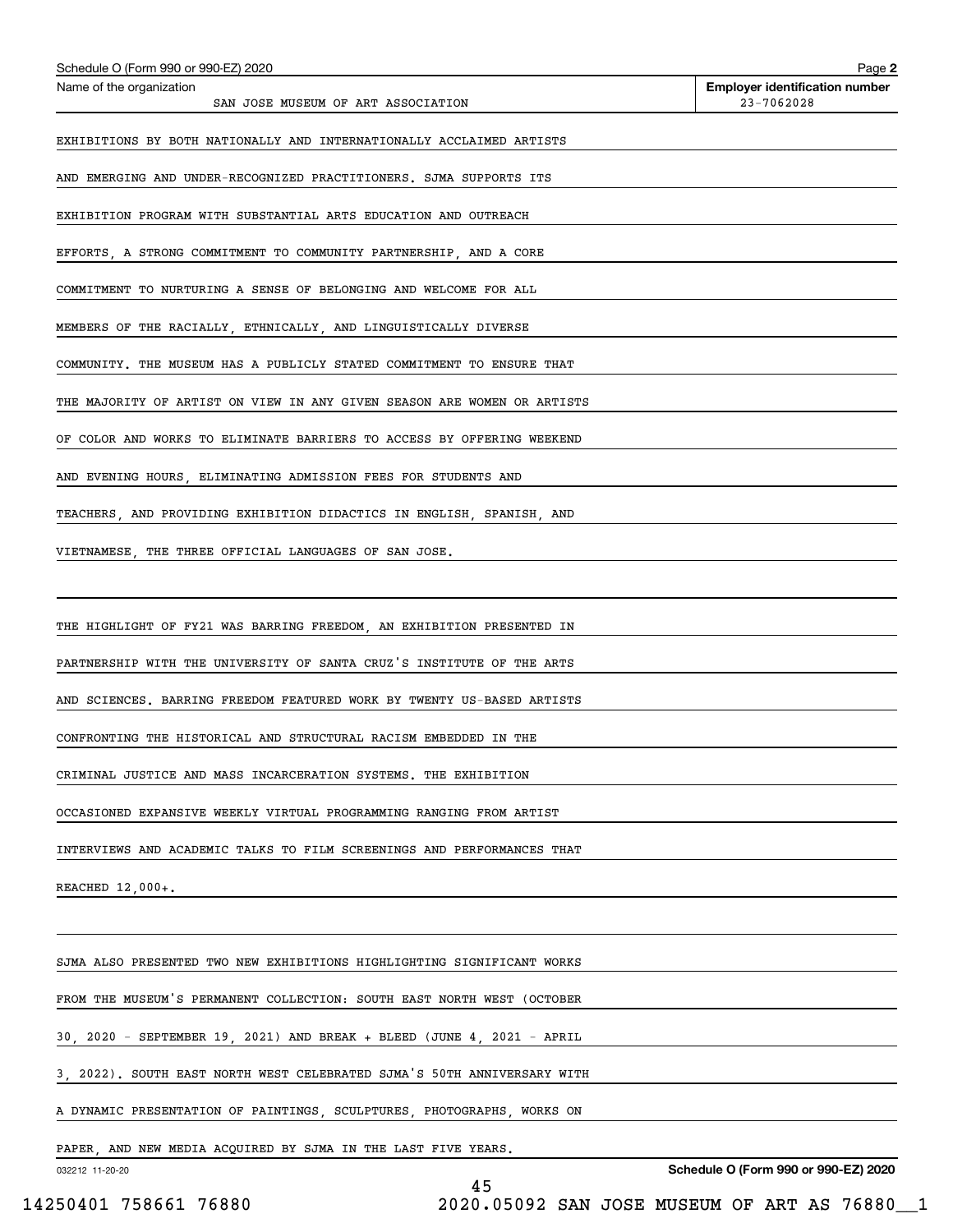Schedule O (Form 990 or 990-EZ) 2020

| Name of the organization | Employer identification number |
|---|---|
| SAN JOSE MUSEUM OF ART ASSOCIATION | 23-7062028 |

EXHIBITIONS BY BOTH NATIONALLY AND INTERNATIONALLY ACCLAIMED ARTISTS AND EMERGING AND UNDER-RECOGNIZED PRACTITIONERS. SJMA SUPPORTS ITS EXHIBITION PROGRAM WITH SUBSTANTIAL ARTS EDUCATION AND OUTREACH EFFORTS, A STRONG COMMITMENT TO COMMUNITY PARTNERSHIP, AND A CORE COMMITMENT TO NURTURING A SENSE OF BELONGING AND WELCOME FOR ALL MEMBERS OF THE RACIALLY, ETHNICALLY, AND LINGUISTICALLY DIVERSE COMMUNITY. THE MUSEUM HAS A PUBLICLY STATED COMMITMENT TO ENSURE THAT THE MAJORITY OF ARTIST ON VIEW IN ANY GIVEN SEASON ARE WOMEN OR ARTISTS OF COLOR AND WORKS TO ELIMINATE BARRIERS TO ACCESS BY OFFERING WEEKEND AND EVENING HOURS, ELIMINATING ADMISSION FEES FOR STUDENTS AND TEACHERS, AND PROVIDING EXHIBITION DIDACTICS IN ENGLISH, SPANISH, AND VIETNAMESE, THE THREE OFFICIAL LANGUAGES OF SAN JOSE.

THE HIGHLIGHT OF FY21 WAS BARRING FREEDOM, AN EXHIBITION PRESENTED IN PARTNERSHIP WITH THE UNIVERSITY OF SANTA CRUZ'S INSTITUTE OF THE ARTS AND SCIENCES. BARRING FREEDOM FEATURED WORK BY TWENTY US-BASED ARTISTS CONFRONTING THE HISTORICAL AND STRUCTURAL RACISM EMBEDDED IN THE CRIMINAL JUSTICE AND MASS INCARCERATION SYSTEMS. THE EXHIBITION OCCASIONED EXPANSIVE WEEKLY VIRTUAL PROGRAMMING RANGING FROM ARTIST INTERVIEWS AND ACADEMIC TALKS TO FILM SCREENINGS AND PERFORMANCES THAT REACHED 12,000+.

SJMA ALSO PRESENTED TWO NEW EXHIBITIONS HIGHLIGHTING SIGNIFICANT WORKS FROM THE MUSEUM'S PERMANENT COLLECTION: SOUTH EAST NORTH WEST (OCTOBER 30, 2020 - SEPTEMBER 19, 2021) AND BREAK + BLEED (JUNE 4, 2021 - APRIL 3, 2022). SOUTH EAST NORTH WEST CELEBRATED SJMA'S 50TH ANNIVERSARY WITH A DYNAMIC PRESENTATION OF PAINTINGS, SCULPTURES, PHOTOGRAPHS, WORKS ON PAPER, AND NEW MEDIA ACQUIRED BY SJMA IN THE LAST FIVE YEARS.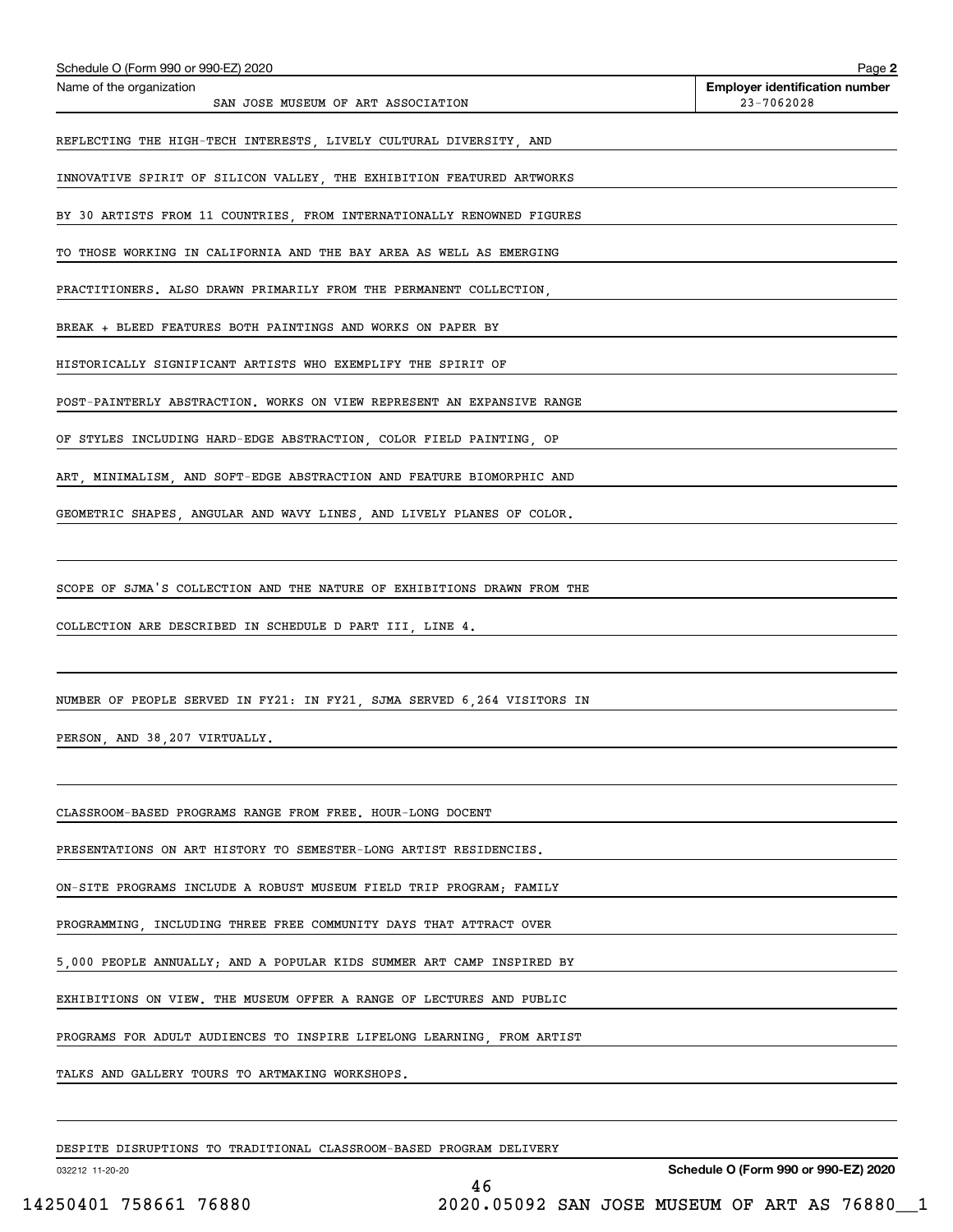Schedule O (Form 990 or 990-EZ) 2020

Name of the organization: SAN JOSE MUSEUM OF ART ASSOCIATION

Employer identification number: 23-7062028

REFLECTING THE HIGH-TECH INTERESTS, LIVELY CULTURAL DIVERSITY, AND INNOVATIVE SPIRIT OF SILICON VALLEY, THE EXHIBITION FEATURED ARTWORKS BY 30 ARTISTS FROM 11 COUNTRIES, FROM INTERNATIONALLY RENOWNED FIGURES TO THOSE WORKING IN CALIFORNIA AND THE BAY AREA AS WELL AS EMERGING PRACTITIONERS. ALSO DRAWN PRIMARILY FROM THE PERMANENT COLLECTION, BREAK + BLEED FEATURES BOTH PAINTINGS AND WORKS ON PAPER BY HISTORICALLY SIGNIFICANT ARTISTS WHO EXEMPLIFY THE SPIRIT OF POST-PAINTERLY ABSTRACTION. WORKS ON VIEW REPRESENT AN EXPANSIVE RANGE OF STYLES INCLUDING HARD-EDGE ABSTRACTION, COLOR FIELD PAINTING, OP ART, MINIMALISM, AND SOFT-EDGE ABSTRACTION AND FEATURE BIOMORPHIC AND GEOMETRIC SHAPES, ANGULAR AND WAVY LINES, AND LIVELY PLANES OF COLOR.

SCOPE OF SJMA'S COLLECTION AND THE NATURE OF EXHIBITIONS DRAWN FROM THE COLLECTION ARE DESCRIBED IN SCHEDULE D PART III, LINE 4.

NUMBER OF PEOPLE SERVED IN FY21: IN FY21, SJMA SERVED 6,264 VISITORS IN PERSON, AND 38,207 VIRTUALLY.

CLASSROOM-BASED PROGRAMS RANGE FROM FREE. HOUR-LONG DOCENT PRESENTATIONS ON ART HISTORY TO SEMESTER-LONG ARTIST RESIDENCIES. ON-SITE PROGRAMS INCLUDE A ROBUST MUSEUM FIELD TRIP PROGRAM; FAMILY PROGRAMMING, INCLUDING THREE FREE COMMUNITY DAYS THAT ATTRACT OVER 5,000 PEOPLE ANNUALLY; AND A POPULAR KIDS SUMMER ART CAMP INSPIRED BY EXHIBITIONS ON VIEW. THE MUSEUM OFFER A RANGE OF LECTURES AND PUBLIC PROGRAMS FOR ADULT AUDIENCES TO INSPIRE LIFELONG LEARNING, FROM ARTIST TALKS AND GALLERY TOURS TO ARTMAKING WORKSHOPS.

DESPITE DISRUPTIONS TO TRADITIONAL CLASSROOM-BASED PROGRAM DELIVERY

032212 11-20-20

Schedule O (Form 990 or 990-EZ) 2020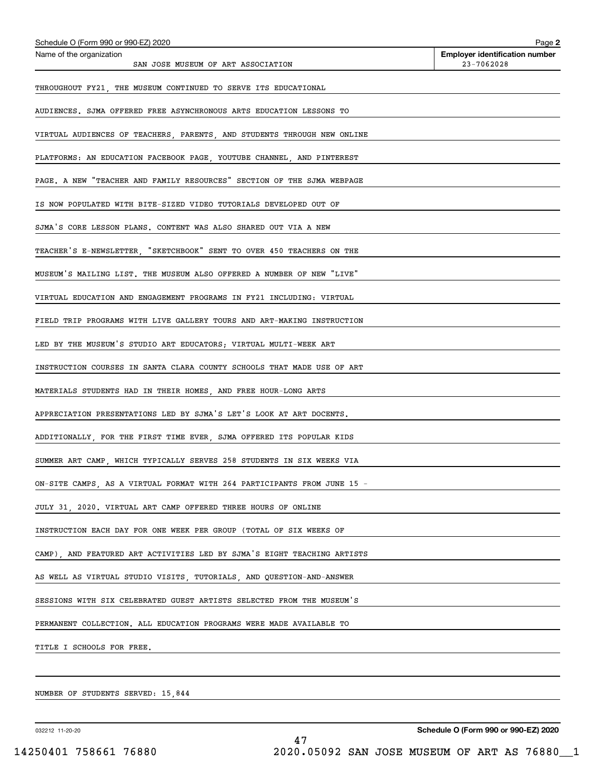Name of the organization: SAN JOSE MUSEUM OF ART ASSOCIATION

Employer identification number: 23-7062028

THROUGHOUT FY21, THE MUSEUM CONTINUED TO SERVE ITS EDUCATIONAL AUDIENCES. SJMA OFFERED FREE ASYNCHRONOUS ARTS EDUCATION LESSONS TO VIRTUAL AUDIENCES OF TEACHERS, PARENTS, AND STUDENTS THROUGH NEW ONLINE PLATFORMS: AN EDUCATION FACEBOOK PAGE, YOUTUBE CHANNEL, AND PINTEREST PAGE. A NEW "TEACHER AND FAMILY RESOURCES" SECTION OF THE SJMA WEBPAGE IS NOW POPULATED WITH BITE-SIZED VIDEO TUTORIALS DEVELOPED OUT OF SJMA'S CORE LESSON PLANS. CONTENT WAS ALSO SHARED OUT VIA A NEW TEACHER'S E-NEWSLETTER, "SKETCHBOOK" SENT TO OVER 450 TEACHERS ON THE MUSEUM'S MAILING LIST. THE MUSEUM ALSO OFFERED A NUMBER OF NEW "LIVE" VIRTUAL EDUCATION AND ENGAGEMENT PROGRAMS IN FY21 INCLUDING: VIRTUAL FIELD TRIP PROGRAMS WITH LIVE GALLERY TOURS AND ART-MAKING INSTRUCTION LED BY THE MUSEUM'S STUDIO ART EDUCATORS; VIRTUAL MULTI-WEEK ART INSTRUCTION COURSES IN SANTA CLARA COUNTY SCHOOLS THAT MADE USE OF ART MATERIALS STUDENTS HAD IN THEIR HOMES, AND FREE HOUR-LONG ARTS APPRECIATION PRESENTATIONS LED BY SJMA'S LET'S LOOK AT ART DOCENTS. ADDITIONALLY, FOR THE FIRST TIME EVER, SJMA OFFERED ITS POPULAR KIDS SUMMER ART CAMP, WHICH TYPICALLY SERVES 258 STUDENTS IN SIX WEEKS VIA ON-SITE CAMPS, AS A VIRTUAL FORMAT WITH 264 PARTICIPANTS FROM JUNE 15 - JULY 31, 2020. VIRTUAL ART CAMP OFFERED THREE HOURS OF ONLINE INSTRUCTION EACH DAY FOR ONE WEEK PER GROUP (TOTAL OF SIX WEEKS OF CAMP), AND FEATURED ART ACTIVITIES LED BY SJMA'S EIGHT TEACHING ARTISTS AS WELL AS VIRTUAL STUDIO VISITS, TUTORIALS, AND QUESTION-AND-ANSWER SESSIONS WITH SIX CELEBRATED GUEST ARTISTS SELECTED FROM THE MUSEUM'S PERMANENT COLLECTION. ALL EDUCATION PROGRAMS WERE MADE AVAILABLE TO TITLE I SCHOOLS FOR FREE.

NUMBER OF STUDENTS SERVED: 15,844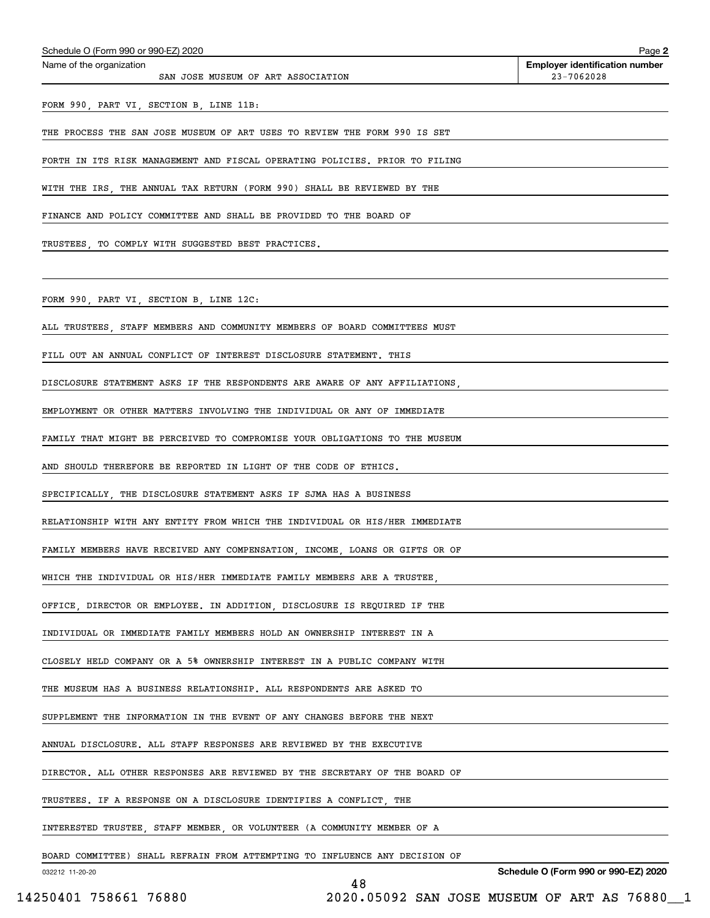Name of the organization: SAN JOSE MUSEUM OF ART ASSOCIATION

Employer identification number: 23-7062028

FORM 990, PART VI, SECTION B, LINE 11B:

THE PROCESS THE SAN JOSE MUSEUM OF ART USES TO REVIEW THE FORM 990 IS SET FORTH IN ITS RISK MANAGEMENT AND FISCAL OPERATING POLICIES. PRIOR TO FILING WITH THE IRS, THE ANNUAL TAX RETURN (FORM 990) SHALL BE REVIEWED BY THE FINANCE AND POLICY COMMITTEE AND SHALL BE PROVIDED TO THE BOARD OF TRUSTEES, TO COMPLY WITH SUGGESTED BEST PRACTICES.

FORM 990, PART VI, SECTION B, LINE 12C:

ALL TRUSTEES, STAFF MEMBERS AND COMMUNITY MEMBERS OF BOARD COMMITTEES MUST FILL OUT AN ANNUAL CONFLICT OF INTEREST DISCLOSURE STATEMENT. THIS DISCLOSURE STATEMENT ASKS IF THE RESPONDENTS ARE AWARE OF ANY AFFILIATIONS, EMPLOYMENT OR OTHER MATTERS INVOLVING THE INDIVIDUAL OR ANY OF IMMEDIATE FAMILY THAT MIGHT BE PERCEIVED TO COMPROMISE YOUR OBLIGATIONS TO THE MUSEUM AND SHOULD THEREFORE BE REPORTED IN LIGHT OF THE CODE OF ETHICS. SPECIFICALLY, THE DISCLOSURE STATEMENT ASKS IF SJMA HAS A BUSINESS RELATIONSHIP WITH ANY ENTITY FROM WHICH THE INDIVIDUAL OR HIS/HER IMMEDIATE FAMILY MEMBERS HAVE RECEIVED ANY COMPENSATION, INCOME, LOANS OR GIFTS OR OF WHICH THE INDIVIDUAL OR HIS/HER IMMEDIATE FAMILY MEMBERS ARE A TRUSTEE, OFFICE, DIRECTOR OR EMPLOYEE. IN ADDITION, DISCLOSURE IS REQUIRED IF THE INDIVIDUAL OR IMMEDIATE FAMILY MEMBERS HOLD AN OWNERSHIP INTEREST IN A CLOSELY HELD COMPANY OR A 5% OWNERSHIP INTEREST IN A PUBLIC COMPANY WITH THE MUSEUM HAS A BUSINESS RELATIONSHIP. ALL RESPONDENTS ARE ASKED TO SUPPLEMENT THE INFORMATION IN THE EVENT OF ANY CHANGES BEFORE THE NEXT ANNUAL DISCLOSURE. ALL STAFF RESPONSES ARE REVIEWED BY THE EXECUTIVE DIRECTOR. ALL OTHER RESPONSES ARE REVIEWED BY THE SECRETARY OF THE BOARD OF TRUSTEES. IF A RESPONSE ON A DISCLOSURE IDENTIFIES A CONFLICT, THE INTERESTED TRUSTEE, STAFF MEMBER, OR VOLUNTEER (A COMMUNITY MEMBER OF A BOARD COMMITTEE) SHALL REFRAIN FROM ATTEMPTING TO INFLUENCE ANY DECISION OF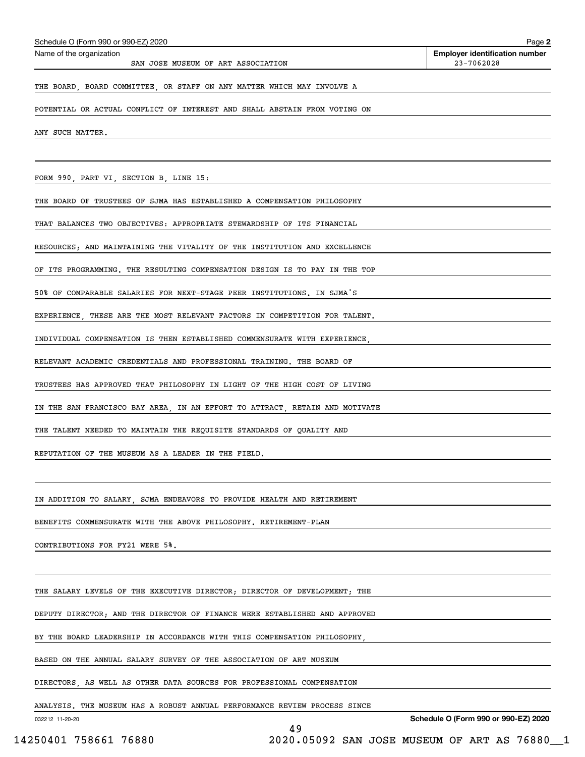Schedule O (Form 990 or 990-EZ) 2020

Name of the organization: SAN JOSE MUSEUM OF ART ASSOCIATION

Employer identification number: 23-7062028

THE BOARD, BOARD COMMITTEE, OR STAFF ON ANY MATTER WHICH MAY INVOLVE A POTENTIAL OR ACTUAL CONFLICT OF INTEREST AND SHALL ABSTAIN FROM VOTING ON ANY SUCH MATTER.

FORM 990, PART VI, SECTION B, LINE 15:

THE BOARD OF TRUSTEES OF SJMA HAS ESTABLISHED A COMPENSATION PHILOSOPHY THAT BALANCES TWO OBJECTIVES: APPROPRIATE STEWARDSHIP OF ITS FINANCIAL RESOURCES; AND MAINTAINING THE VITALITY OF THE INSTITUTION AND EXCELLENCE OF ITS PROGRAMMING. THE RESULTING COMPENSATION DESIGN IS TO PAY IN THE TOP 50% OF COMPARABLE SALARIES FOR NEXT-STAGE PEER INSTITUTIONS. IN SJMA'S EXPERIENCE, THESE ARE THE MOST RELEVANT FACTORS IN COMPETITION FOR TALENT. INDIVIDUAL COMPENSATION IS THEN ESTABLISHED COMMENSURATE WITH EXPERIENCE, RELEVANT ACADEMIC CREDENTIALS AND PROFESSIONAL TRAINING. THE BOARD OF TRUSTEES HAS APPROVED THAT PHILOSOPHY IN LIGHT OF THE HIGH COST OF LIVING IN THE SAN FRANCISCO BAY AREA, IN AN EFFORT TO ATTRACT, RETAIN AND MOTIVATE THE TALENT NEEDED TO MAINTAIN THE REQUISITE STANDARDS OF QUALITY AND REPUTATION OF THE MUSEUM AS A LEADER IN THE FIELD.

IN ADDITION TO SALARY, SJMA ENDEAVORS TO PROVIDE HEALTH AND RETIREMENT BENEFITS COMMENSURATE WITH THE ABOVE PHILOSOPHY. RETIREMENT-PLAN CONTRIBUTIONS FOR FY21 WERE 5%.

THE SALARY LEVELS OF THE EXECUTIVE DIRECTOR; DIRECTOR OF DEVELOPMENT; THE DEPUTY DIRECTOR; AND THE DIRECTOR OF FINANCE WERE ESTABLISHED AND APPROVED BY THE BOARD LEADERSHIP IN ACCORDANCE WITH THIS COMPENSATION PHILOSOPHY, BASED ON THE ANNUAL SALARY SURVEY OF THE ASSOCIATION OF ART MUSEUM DIRECTORS, AS WELL AS OTHER DATA SOURCES FOR PROFESSIONAL COMPENSATION ANALYSIS. THE MUSEUM HAS A ROBUST ANNUAL PERFORMANCE REVIEW PROCESS SINCE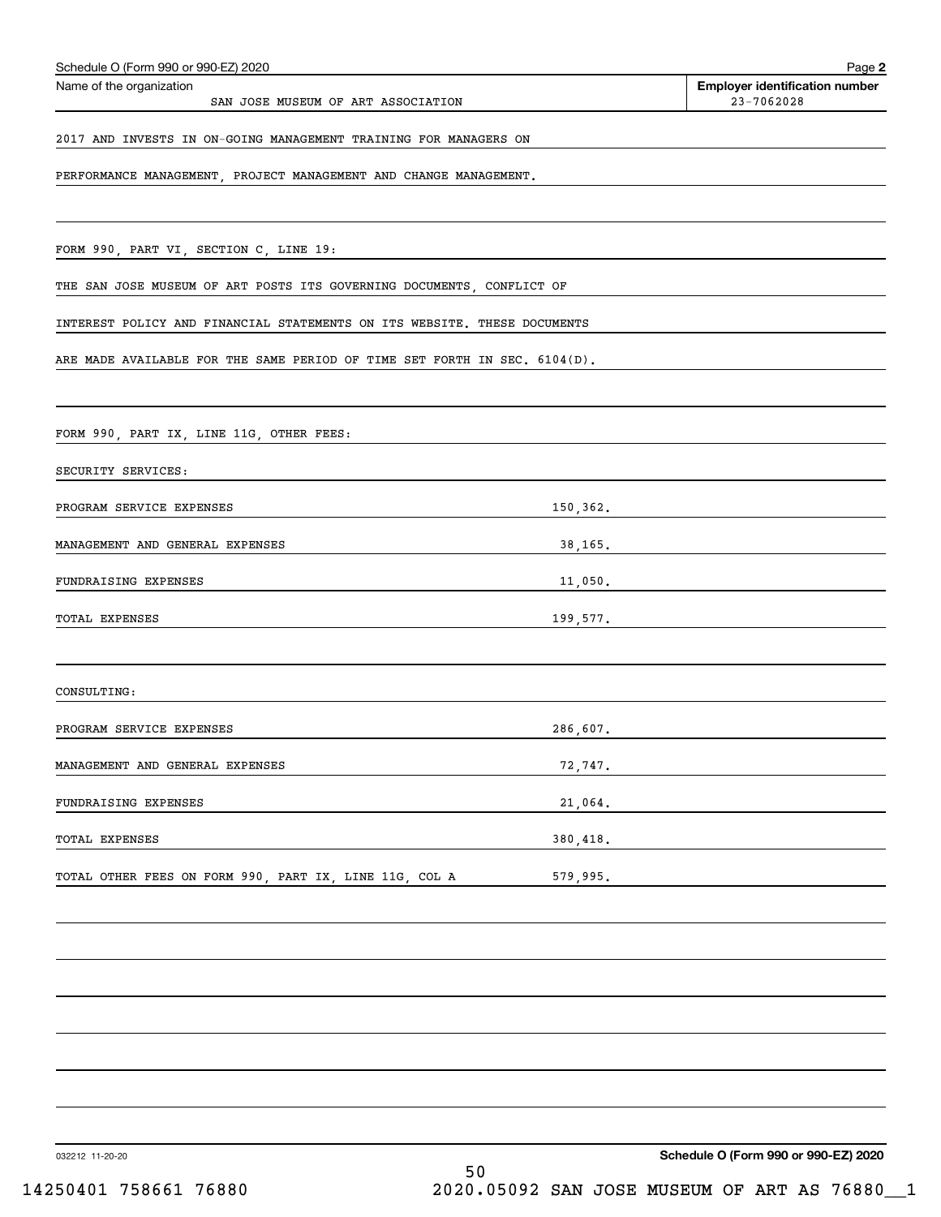Schedule O (Form 990 or 990-EZ) 2020

Name of the organization: SAN JOSE MUSEUM OF ART ASSOCIATION

Employer identification number: 23-7062028

2017 AND INVESTS IN ON-GOING MANAGEMENT TRAINING FOR MANAGERS ON PERFORMANCE MANAGEMENT, PROJECT MANAGEMENT AND CHANGE MANAGEMENT.

FORM 990, PART VI, SECTION C, LINE 19:

THE SAN JOSE MUSEUM OF ART POSTS ITS GOVERNING DOCUMENTS, CONFLICT OF INTEREST POLICY AND FINANCIAL STATEMENTS ON ITS WEBSITE. THESE DOCUMENTS ARE MADE AVAILABLE FOR THE SAME PERIOD OF TIME SET FORTH IN SEC. 6104(D).

FORM 990, PART IX, LINE 11G, OTHER FEES:

SECURITY SERVICES:

| | |
|---|---|
| PROGRAM SERVICE EXPENSES | 150,362. |
| MANAGEMENT AND GENERAL EXPENSES | 38,165. |
| FUNDRAISING EXPENSES | 11,050. |
| TOTAL EXPENSES | 199,577. |

CONSULTING:

| | |
|---|---|
| PROGRAM SERVICE EXPENSES | 286,607. |
| MANAGEMENT AND GENERAL EXPENSES | 72,747. |
| FUNDRAISING EXPENSES | 21,064. |
| TOTAL EXPENSES | 380,418. |
| TOTAL OTHER FEES ON FORM 990, PART IX, LINE 11G, COL A | 579,995. |